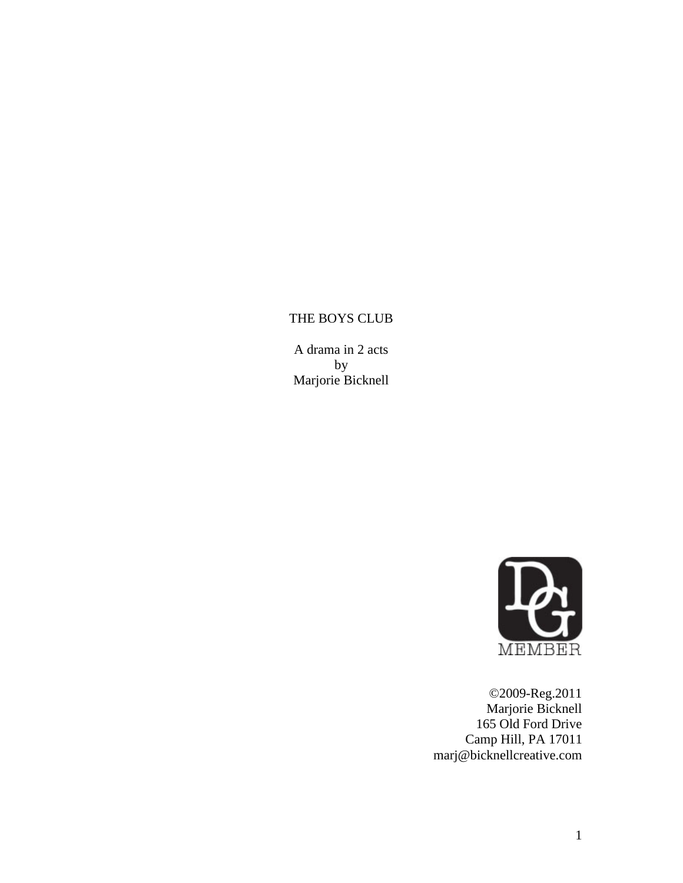# THE BOYS CLUB

A drama in 2 acts
by
Marjorie Bicknell

MEMBER

©2009-Reg.2011
Marjorie Bicknell
165 Old Ford Drive
Camp Hill, PA 17011
marj@bicknellcreative.com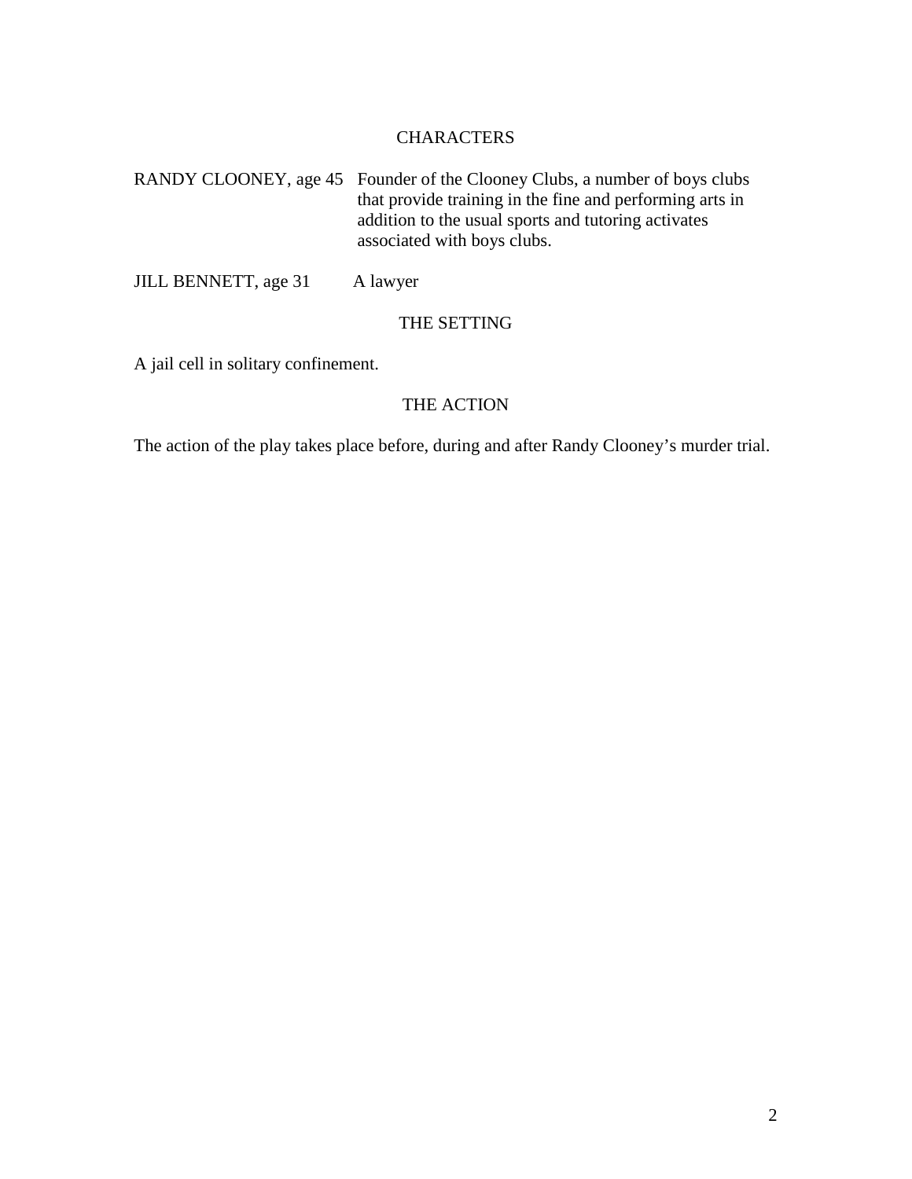## CHARACTERS

RANDY CLOONEY, age 45 — Founder of the Clooney Clubs, a number of boys clubs that provide training in the fine and performing arts in addition to the usual sports and tutoring activates associated with boys clubs.

JILL BENNETT, age 31 — A lawyer

## THE SETTING

A jail cell in solitary confinement.

## THE ACTION

The action of the play takes place before, during and after Randy Clooney's murder trial.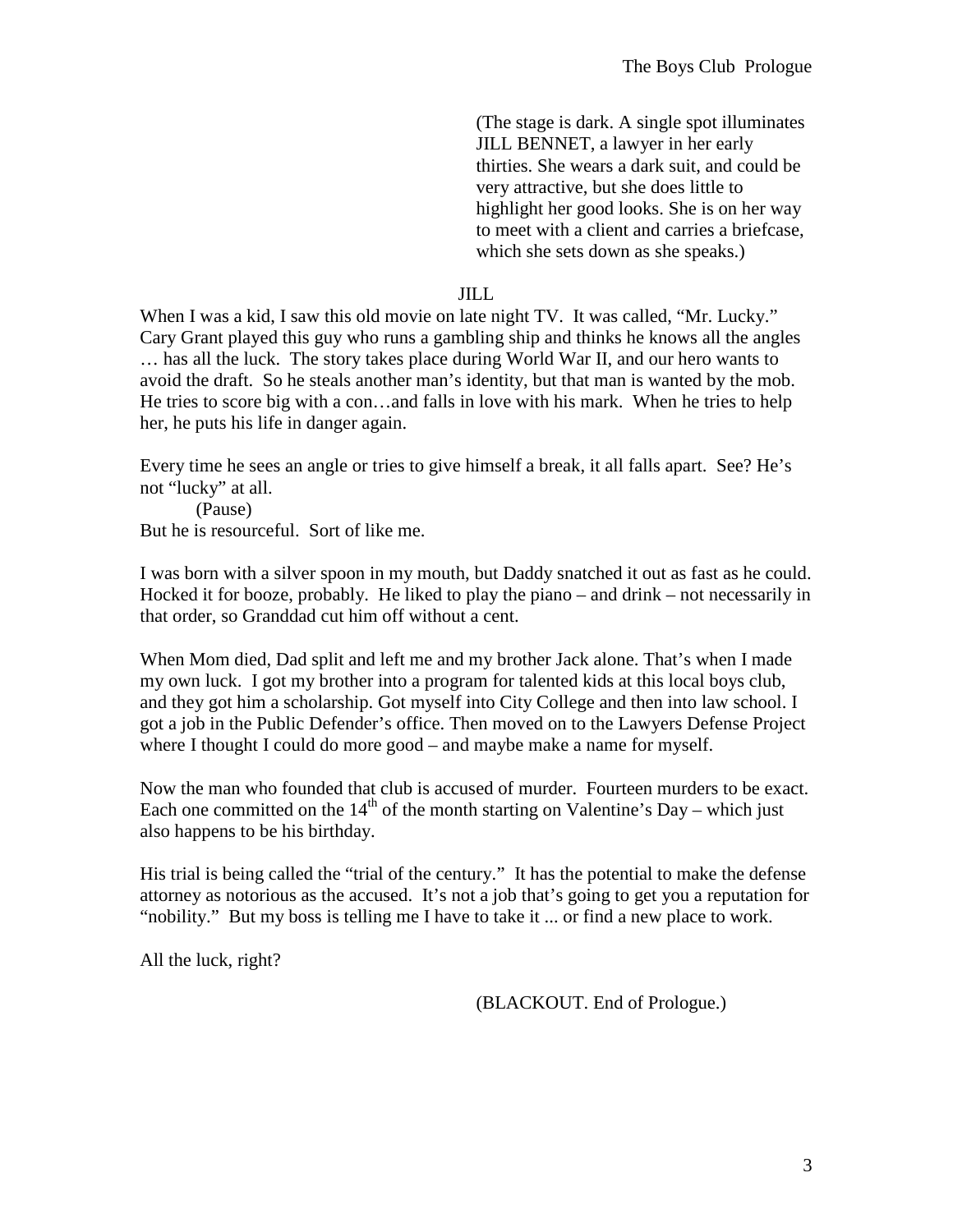(The stage is dark. A single spot illuminates JILL BENNET, a lawyer in her early thirties. She wears a dark suit, and could be very attractive, but she does little to highlight her good looks. She is on her way to meet with a client and carries a briefcase, which she sets down as she speaks.)

JILL

When I was a kid, I saw this old movie on late night TV. It was called, "Mr. Lucky." Cary Grant played this guy who runs a gambling ship and thinks he knows all the angles … has all the luck. The story takes place during World War II, and our hero wants to avoid the draft. So he steals another man's identity, but that man is wanted by the mob. He tries to score big with a con…and falls in love with his mark. When he tries to help her, he puts his life in danger again.

Every time he sees an angle or tries to give himself a break, it all falls apart. See? He's not "lucky" at all.

(Pause)

But he is resourceful. Sort of like me.

I was born with a silver spoon in my mouth, but Daddy snatched it out as fast as he could. Hocked it for booze, probably. He liked to play the piano – and drink – not necessarily in that order, so Granddad cut him off without a cent.

When Mom died, Dad split and left me and my brother Jack alone. That's when I made my own luck. I got my brother into a program for talented kids at this local boys club, and they got him a scholarship. Got myself into City College and then into law school. I got a job in the Public Defender's office. Then moved on to the Lawyers Defense Project where I thought I could do more good – and maybe make a name for myself.

Now the man who founded that club is accused of murder. Fourteen murders to be exact. Each one committed on the 14th of the month starting on Valentine's Day – which just also happens to be his birthday.

His trial is being called the "trial of the century." It has the potential to make the defense attorney as notorious as the accused. It's not a job that's going to get you a reputation for "nobility." But my boss is telling me I have to take it ... or find a new place to work.

All the luck, right?

(BLACKOUT. End of Prologue.)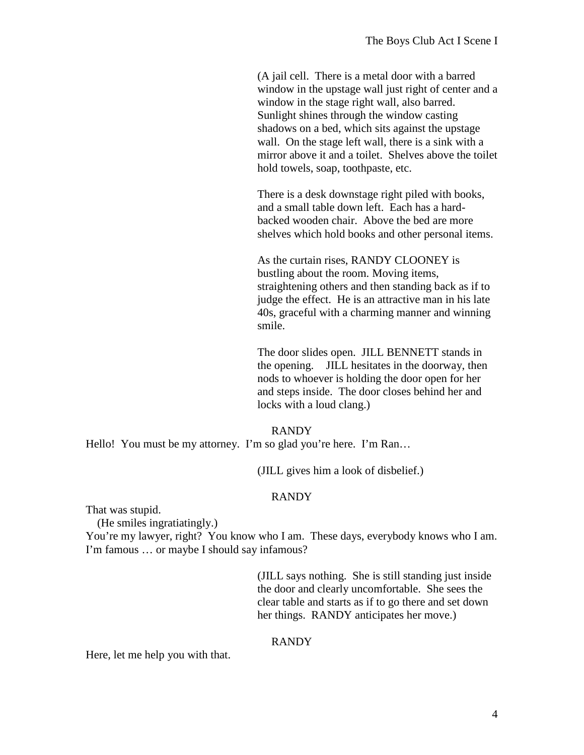(A jail cell. There is a metal door with a barred window in the upstage wall just right of center and a window in the stage right wall, also barred. Sunlight shines through the window casting shadows on a bed, which sits against the upstage wall. On the stage left wall, there is a sink with a mirror above it and a toilet. Shelves above the toilet hold towels, soap, toothpaste, etc.

There is a desk downstage right piled with books, and a small table down left. Each has a hard-backed wooden chair. Above the bed are more shelves which hold books and other personal items.

As the curtain rises, RANDY CLOONEY is bustling about the room. Moving items, straightening others and then standing back as if to judge the effect. He is an attractive man in his late 40s, graceful with a charming manner and winning smile.

The door slides open. JILL BENNETT stands in the opening. JILL hesitates in the doorway, then nods to whoever is holding the door open for her and steps inside. The door closes behind her and locks with a loud clang.)

RANDY

Hello! You must be my attorney. I'm so glad you're here. I'm Ran…

(JILL gives him a look of disbelief.)

RANDY

That was stupid.

(He smiles ingratiatingly.)

You're my lawyer, right? You know who I am. These days, everybody knows who I am. I'm famous … or maybe I should say infamous?

(JILL says nothing. She is still standing just inside the door and clearly uncomfortable. She sees the clear table and starts as if to go there and set down her things. RANDY anticipates her move.)

RANDY

Here, let me help you with that.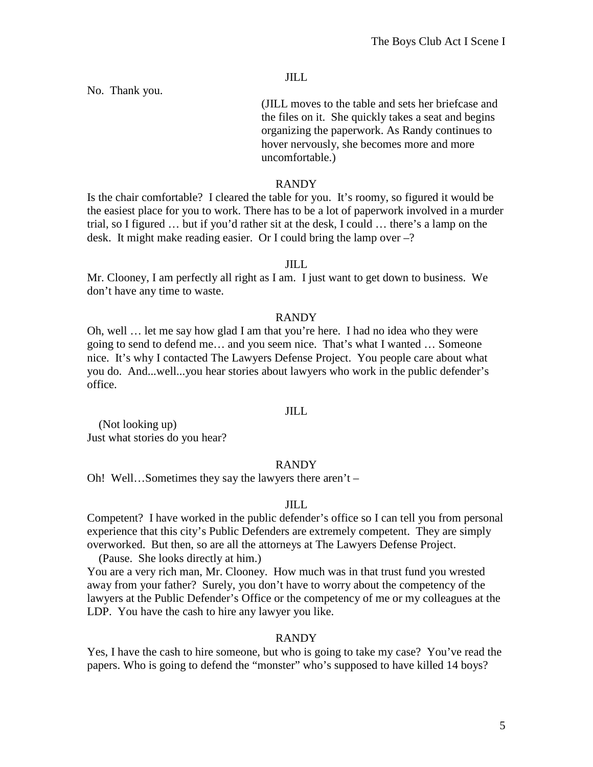JILL

No. Thank you.

(JILL moves to the table and sets her briefcase and the files on it. She quickly takes a seat and begins organizing the paperwork. As Randy continues to hover nervously, she becomes more and more uncomfortable.)

RANDY

Is the chair comfortable? I cleared the table for you. It's roomy, so figured it would be the easiest place for you to work. There has to be a lot of paperwork involved in a murder trial, so I figured … but if you'd rather sit at the desk, I could … there's a lamp on the desk. It might make reading easier. Or I could bring the lamp over –?

JILL

Mr. Clooney, I am perfectly all right as I am. I just want to get down to business. We don't have any time to waste.

RANDY

Oh, well … let me say how glad I am that you're here. I had no idea who they were going to send to defend me… and you seem nice. That's what I wanted … Someone nice. It's why I contacted The Lawyers Defense Project. You people care about what you do. And...well...you hear stories about lawyers who work in the public defender's office.

JILL

(Not looking up)
Just what stories do you hear?

RANDY

Oh! Well…Sometimes they say the lawyers there aren't –

JILL

Competent? I have worked in the public defender's office so I can tell you from personal experience that this city's Public Defenders are extremely competent. They are simply overworked. But then, so are all the attorneys at The Lawyers Defense Project.

(Pause. She looks directly at him.)

You are a very rich man, Mr. Clooney. How much was in that trust fund you wrested away from your father? Surely, you don't have to worry about the competency of the lawyers at the Public Defender's Office or the competency of me or my colleagues at the LDP. You have the cash to hire any lawyer you like.

RANDY

Yes, I have the cash to hire someone, but who is going to take my case? You've read the papers. Who is going to defend the "monster" who's supposed to have killed 14 boys?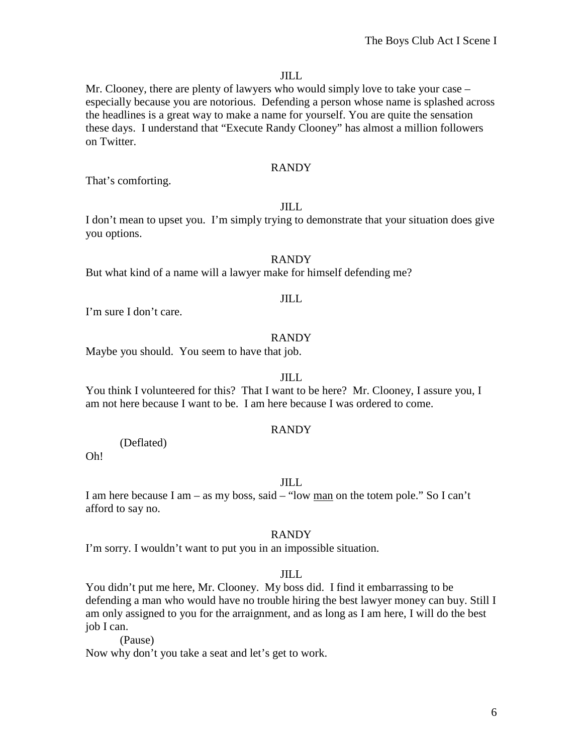JILL

Mr. Clooney, there are plenty of lawyers who would simply love to take your case – especially because you are notorious. Defending a person whose name is splashed across the headlines is a great way to make a name for yourself. You are quite the sensation these days. I understand that "Execute Randy Clooney" has almost a million followers on Twitter.

RANDY

That's comforting.

JILL

I don't mean to upset you. I'm simply trying to demonstrate that your situation does give you options.

RANDY

But what kind of a name will a lawyer make for himself defending me?

JILL

I'm sure I don't care.

RANDY

Maybe you should. You seem to have that job.

JILL

You think I volunteered for this? That I want to be here? Mr. Clooney, I assure you, I am not here because I want to be. I am here because I was ordered to come.

RANDY

(Deflated)

Oh!

JILL

I am here because I am – as my boss, said – "low <u>man</u> on the totem pole." So I can't afford to say no.

RANDY

I'm sorry. I wouldn't want to put you in an impossible situation.

JILL

You didn't put me here, Mr. Clooney. My boss did. I find it embarrassing to be defending a man who would have no trouble hiring the best lawyer money can buy. Still I am only assigned to you for the arraignment, and as long as I am here, I will do the best job I can.

(Pause)

Now why don't you take a seat and let's get to work.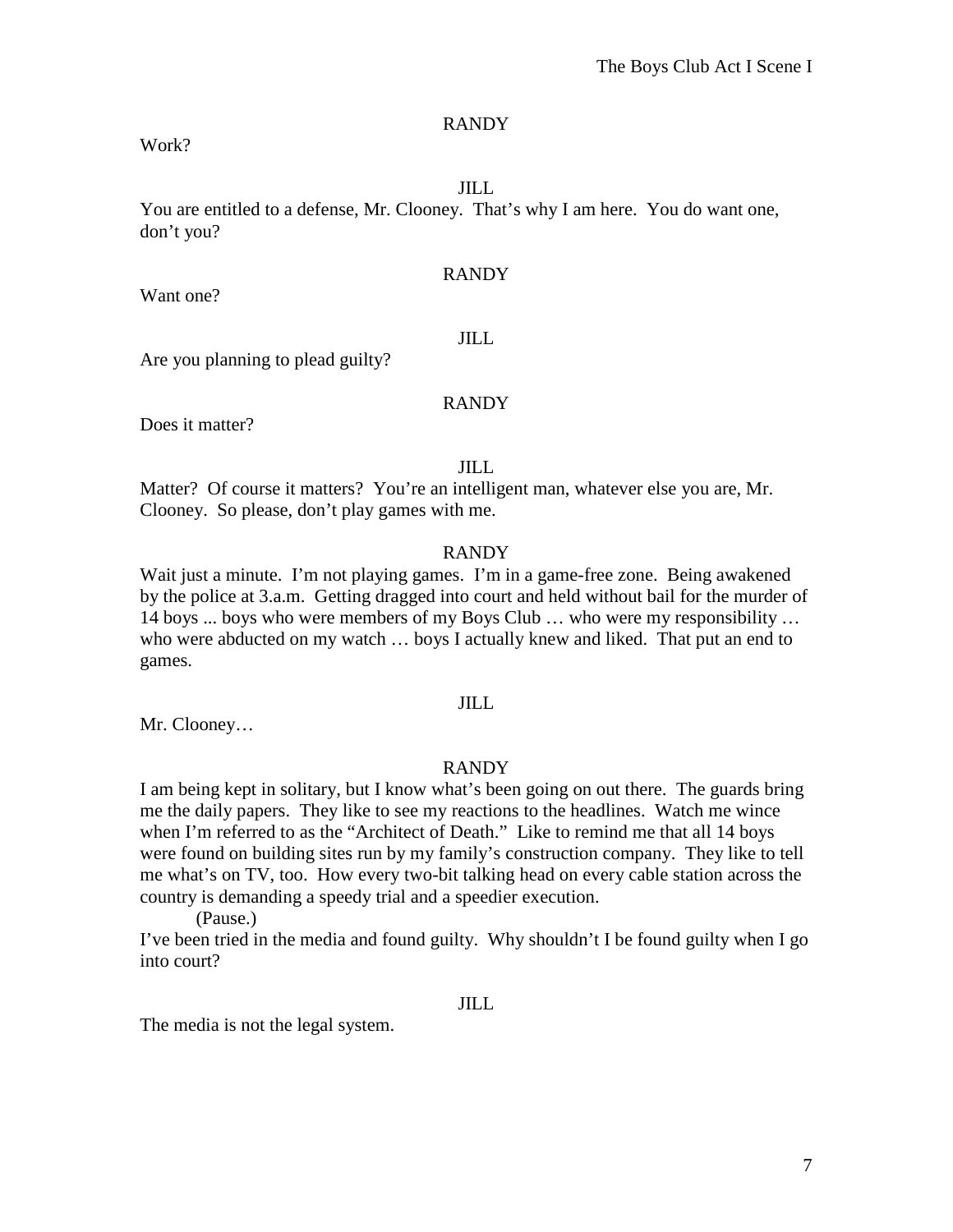RANDY

Work?

JILL

You are entitled to a defense, Mr. Clooney. That's why I am here. You do want one, don't you?

RANDY

Want one?

JILL

Are you planning to plead guilty?

RANDY

Does it matter?

JILL

Matter? Of course it matters? You're an intelligent man, whatever else you are, Mr. Clooney. So please, don't play games with me.

RANDY

Wait just a minute. I'm not playing games. I'm in a game-free zone. Being awakened by the police at 3.a.m. Getting dragged into court and held without bail for the murder of 14 boys ... boys who were members of my Boys Club … who were my responsibility … who were abducted on my watch … boys I actually knew and liked. That put an end to games.

JILL

Mr. Clooney…

RANDY

I am being kept in solitary, but I know what's been going on out there. The guards bring me the daily papers. They like to see my reactions to the headlines. Watch me wince when I'm referred to as the "Architect of Death." Like to remind me that all 14 boys were found on building sites run by my family's construction company. They like to tell me what's on TV, too. How every two-bit talking head on every cable station across the country is demanding a speedy trial and a speedier execution.

(Pause.)

I've been tried in the media and found guilty. Why shouldn't I be found guilty when I go into court?

JILL

The media is not the legal system.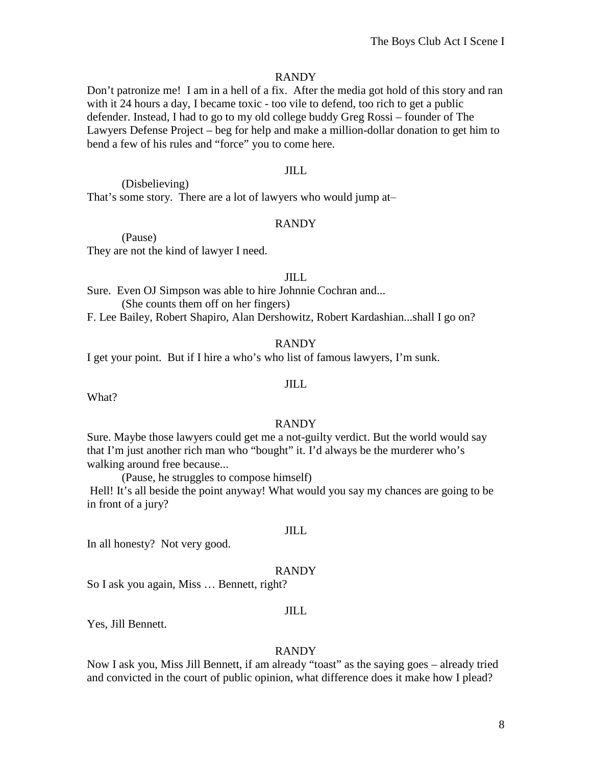RANDY

Don't patronize me! I am in a hell of a fix. After the media got hold of this story and ran with it 24 hours a day, I became toxic - too vile to defend, too rich to get a public defender. Instead, I had to go to my old college buddy Greg Rossi – founder of The Lawyers Defense Project – beg for help and make a million-dollar donation to get him to bend a few of his rules and "force" you to come here.

JILL

(Disbelieving)

That's some story. There are a lot of lawyers who would jump at–

RANDY

(Pause)

They are not the kind of lawyer I need.

JILL

Sure. Even OJ Simpson was able to hire Johnnie Cochran and...

(She counts them off on her fingers)

F. Lee Bailey, Robert Shapiro, Alan Dershowitz, Robert Kardashian...shall I go on?

RANDY

I get your point. But if I hire a who's who list of famous lawyers, I'm sunk.

JILL

What?

RANDY

Sure. Maybe those lawyers could get me a not-guilty verdict. But the world would say that I'm just another rich man who "bought" it. I'd always be the murderer who's walking around free because...

(Pause, he struggles to compose himself)

Hell! It's all beside the point anyway! What would you say my chances are going to be in front of a jury?

JILL

In all honesty? Not very good.

RANDY

So I ask you again, Miss … Bennett, right?

JILL

Yes, Jill Bennett.

RANDY

Now I ask you, Miss Jill Bennett, if am already "toast" as the saying goes – already tried and convicted in the court of public opinion, what difference does it make how I plead?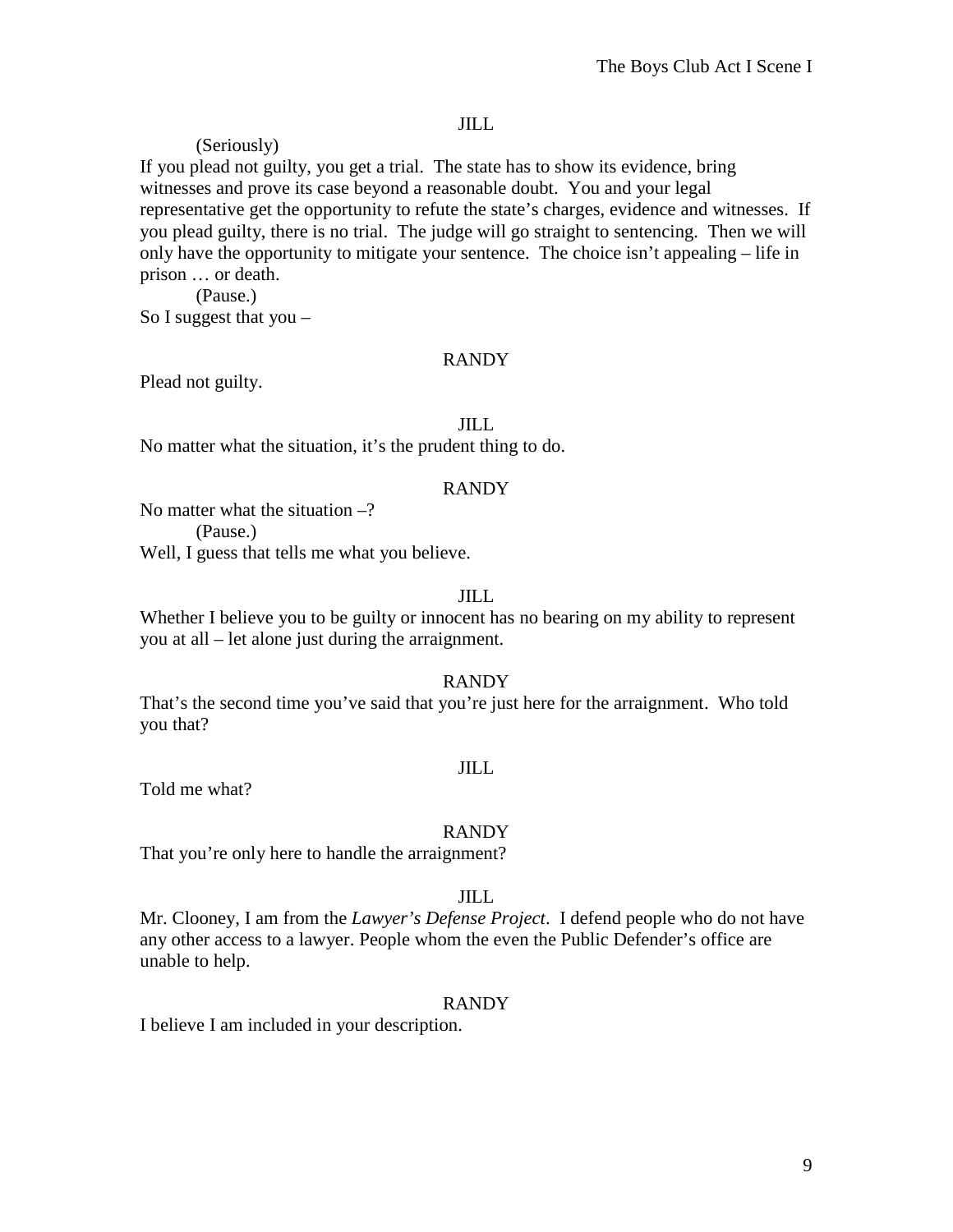JILL

(Seriously)

If you plead not guilty, you get a trial. The state has to show its evidence, bring witnesses and prove its case beyond a reasonable doubt. You and your legal representative get the opportunity to refute the state's charges, evidence and witnesses. If you plead guilty, there is no trial. The judge will go straight to sentencing. Then we will only have the opportunity to mitigate your sentence. The choice isn't appealing – life in prison … or death.

(Pause.)

So I suggest that you –

RANDY

Plead not guilty.

JILL

No matter what the situation, it's the prudent thing to do.

RANDY

No matter what the situation –?

(Pause.)

Well, I guess that tells me what you believe.

JILL

Whether I believe you to be guilty or innocent has no bearing on my ability to represent you at all – let alone just during the arraignment.

RANDY

That's the second time you've said that you're just here for the arraignment. Who told you that?

JILL

Told me what?

RANDY

That you're only here to handle the arraignment?

JILL

Mr. Clooney, I am from the *Lawyer's Defense Project*. I defend people who do not have any other access to a lawyer. People whom the even the Public Defender's office are unable to help.

RANDY

I believe I am included in your description.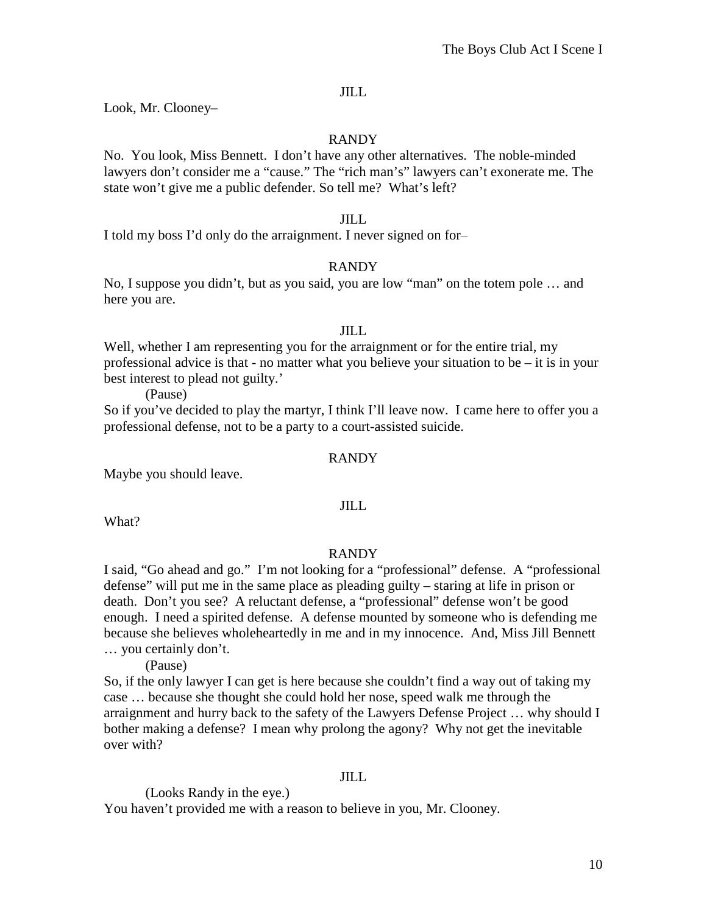JILL

Look, Mr. Clooney–

RANDY

No. You look, Miss Bennett. I don't have any other alternatives. The noble-minded lawyers don't consider me a "cause." The "rich man's" lawyers can't exonerate me. The state won't give me a public defender. So tell me? What's left?

JILL

I told my boss I'd only do the arraignment. I never signed on for–

RANDY

No, I suppose you didn't, but as you said, you are low "man" on the totem pole … and here you are.

JILL

Well, whether I am representing you for the arraignment or for the entire trial, my professional advice is that - no matter what you believe your situation to be – it is in your best interest to plead not guilty.'

(Pause)

So if you've decided to play the martyr, I think I'll leave now. I came here to offer you a professional defense, not to be a party to a court-assisted suicide.

RANDY

Maybe you should leave.

JILL

What?

RANDY

I said, "Go ahead and go." I'm not looking for a "professional" defense. A "professional defense" will put me in the same place as pleading guilty – staring at life in prison or death. Don't you see? A reluctant defense, a "professional" defense won't be good enough. I need a spirited defense. A defense mounted by someone who is defending me because she believes wholeheartedly in me and in my innocence. And, Miss Jill Bennett … you certainly don't.

(Pause)

So, if the only lawyer I can get is here because she couldn't find a way out of taking my case … because she thought she could hold her nose, speed walk me through the arraignment and hurry back to the safety of the Lawyers Defense Project … why should I bother making a defense? I mean why prolong the agony? Why not get the inevitable over with?

JILL

(Looks Randy in the eye.)

You haven't provided me with a reason to believe in you, Mr. Clooney.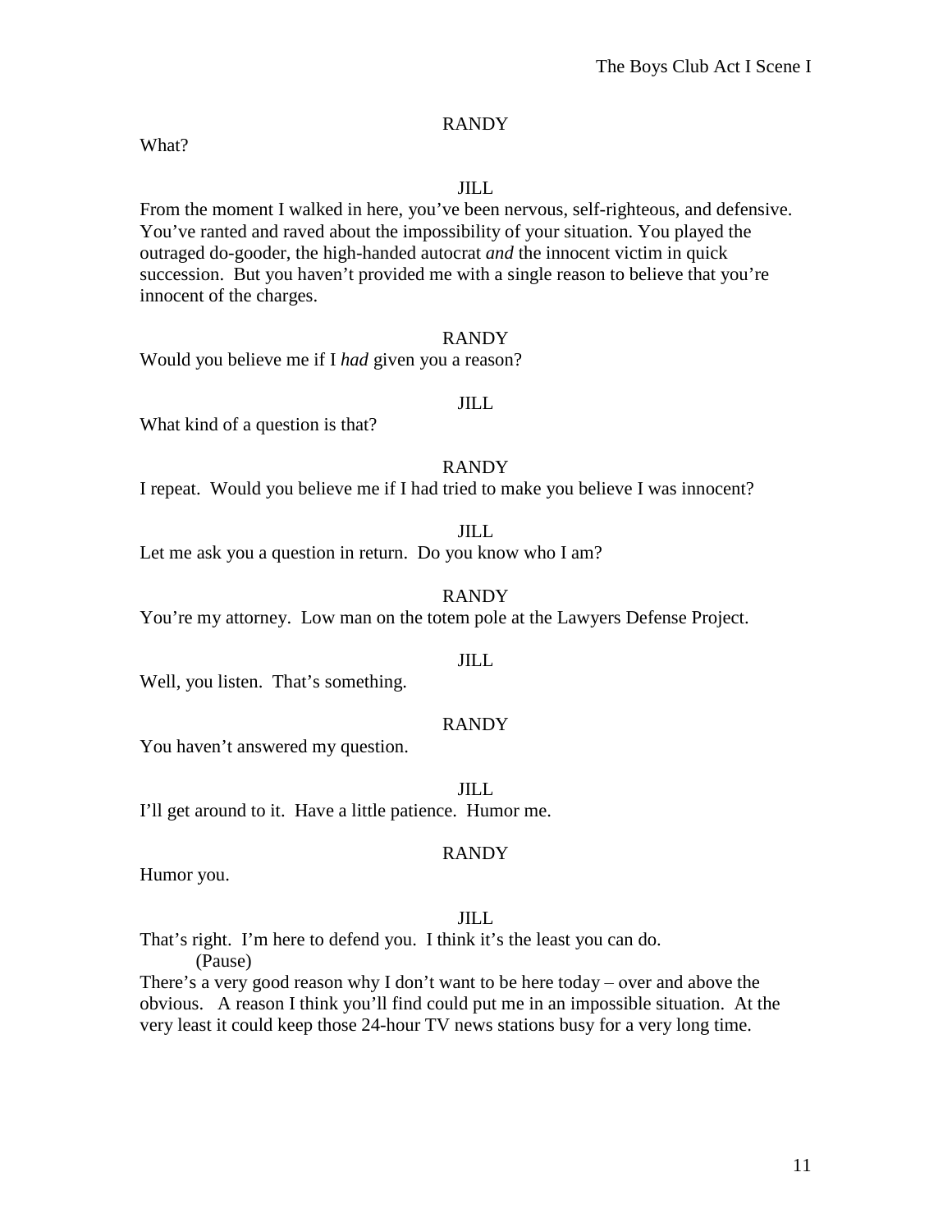RANDY

What?

JILL

From the moment I walked in here, you've been nervous, self-righteous, and defensive. You've ranted and raved about the impossibility of your situation. You played the outraged do-gooder, the high-handed autocrat *and* the innocent victim in quick succession. But you haven't provided me with a single reason to believe that you're innocent of the charges.

RANDY

Would you believe me if I *had* given you a reason?

JILL

What kind of a question is that?

RANDY

I repeat. Would you believe me if I had tried to make you believe I was innocent?

JILL

Let me ask you a question in return. Do you know who I am?

RANDY

You're my attorney. Low man on the totem pole at the Lawyers Defense Project.

JILL

Well, you listen. That's something.

RANDY

You haven't answered my question.

JILL

I'll get around to it. Have a little patience. Humor me.

RANDY

Humor you.

JILL

That's right. I'm here to defend you. I think it's the least you can do.

(Pause)

There's a very good reason why I don't want to be here today – over and above the obvious. A reason I think you'll find could put me in an impossible situation. At the very least it could keep those 24-hour TV news stations busy for a very long time.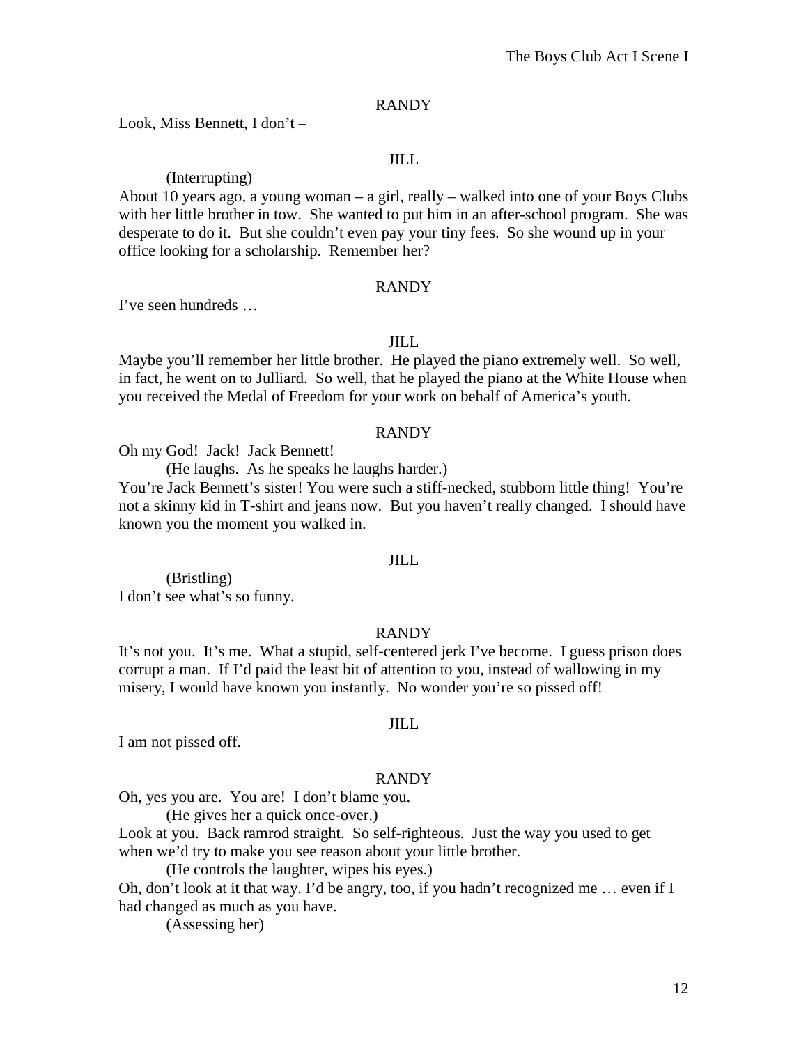RANDY

Look, Miss Bennett, I don't –

JILL

(Interrupting)

About 10 years ago, a young woman – a girl, really – walked into one of your Boys Clubs with her little brother in tow. She wanted to put him in an after-school program. She was desperate to do it. But she couldn't even pay your tiny fees. So she wound up in your office looking for a scholarship. Remember her?

RANDY

I've seen hundreds …

JILL

Maybe you'll remember her little brother. He played the piano extremely well. So well, in fact, he went on to Julliard. So well, that he played the piano at the White House when you received the Medal of Freedom for your work on behalf of America's youth.

RANDY

Oh my God! Jack! Jack Bennett!

(He laughs. As he speaks he laughs harder.)

You're Jack Bennett's sister! You were such a stiff-necked, stubborn little thing! You're not a skinny kid in T-shirt and jeans now. But you haven't really changed. I should have known you the moment you walked in.

JILL

(Bristling)

I don't see what's so funny.

RANDY

It's not you. It's me. What a stupid, self-centered jerk I've become. I guess prison does corrupt a man. If I'd paid the least bit of attention to you, instead of wallowing in my misery, I would have known you instantly. No wonder you're so pissed off!

JILL

I am not pissed off.

RANDY

Oh, yes you are. You are! I don't blame you.

(He gives her a quick once-over.)

Look at you. Back ramrod straight. So self-righteous. Just the way you used to get when we'd try to make you see reason about your little brother.

(He controls the laughter, wipes his eyes.)

Oh, don't look at it that way. I'd be angry, too, if you hadn't recognized me … even if I had changed as much as you have.

(Assessing her)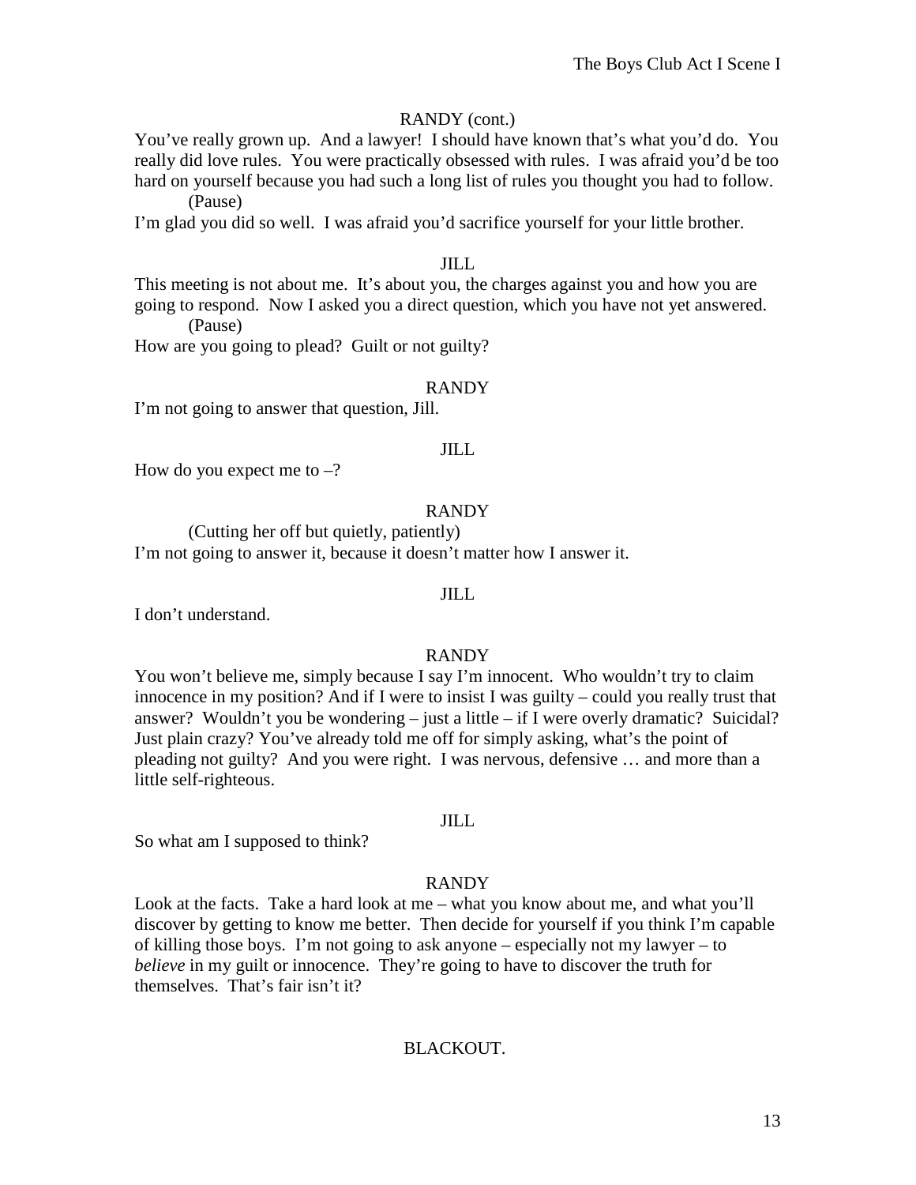RANDY (cont.)

You've really grown up. And a lawyer! I should have known that's what you'd do. You really did love rules. You were practically obsessed with rules. I was afraid you'd be too hard on yourself because you had such a long list of rules you thought you had to follow.

(Pause)

I'm glad you did so well. I was afraid you'd sacrifice yourself for your little brother.

JILL

This meeting is not about me. It's about you, the charges against you and how you are going to respond. Now I asked you a direct question, which you have not yet answered.

(Pause)

How are you going to plead? Guilt or not guilty?

RANDY

I'm not going to answer that question, Jill.

JILL

How do you expect me to –?

RANDY

(Cutting her off but quietly, patiently)

I'm not going to answer it, because it doesn't matter how I answer it.

JILL

I don't understand.

RANDY

You won't believe me, simply because I say I'm innocent. Who wouldn't try to claim innocence in my position? And if I were to insist I was guilty – could you really trust that answer? Wouldn't you be wondering – just a little – if I were overly dramatic? Suicidal? Just plain crazy? You've already told me off for simply asking, what's the point of pleading not guilty? And you were right. I was nervous, defensive … and more than a little self-righteous.

JILL

So what am I supposed to think?

RANDY

Look at the facts. Take a hard look at me – what you know about me, and what you'll discover by getting to know me better. Then decide for yourself if you think I'm capable of killing those boys. I'm not going to ask anyone – especially not my lawyer – to *believe* in my guilt or innocence. They're going to have to discover the truth for themselves. That's fair isn't it?

BLACKOUT.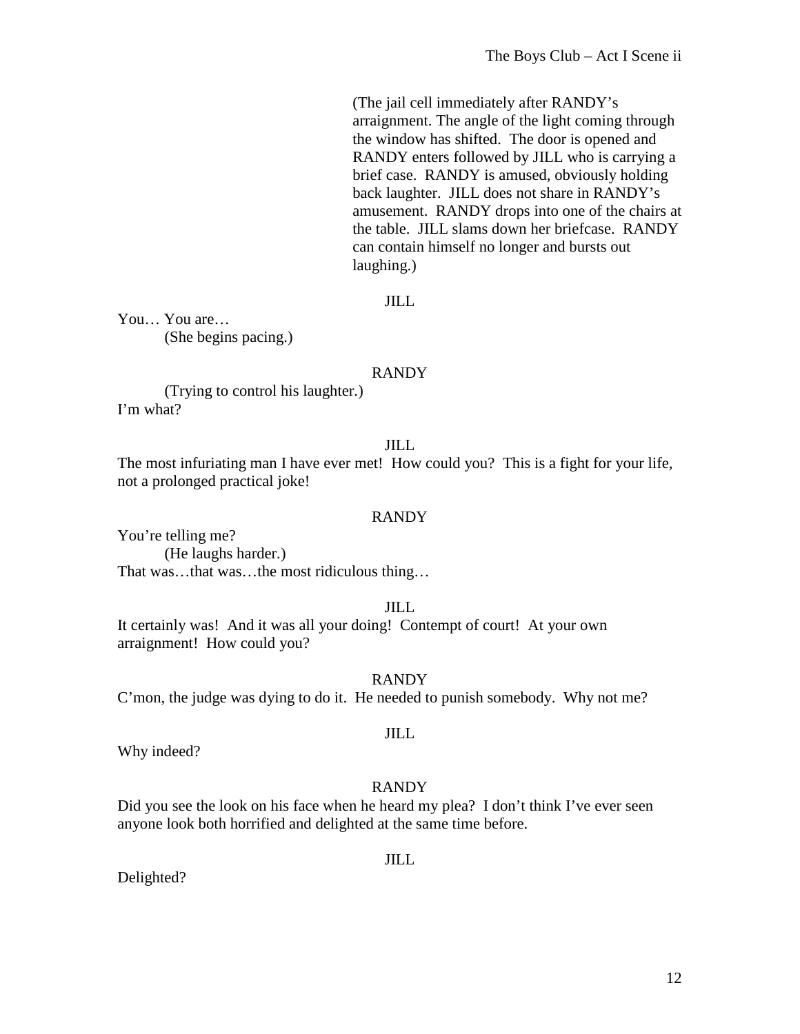(The jail cell immediately after RANDY's arraignment. The angle of the light coming through the window has shifted. The door is opened and RANDY enters followed by JILL who is carrying a brief case. RANDY is amused, obviously holding back laughter. JILL does not share in RANDY's amusement. RANDY drops into one of the chairs at the table. JILL slams down her briefcase. RANDY can contain himself no longer and bursts out laughing.)

JILL

You… You are…

(She begins pacing.)

RANDY

(Trying to control his laughter.)

I'm what?

JILL

The most infuriating man I have ever met! How could you? This is a fight for your life, not a prolonged practical joke!

RANDY

You're telling me?

(He laughs harder.)

That was…that was…the most ridiculous thing…

JILL

It certainly was! And it was all your doing! Contempt of court! At your own arraignment! How could you?

RANDY

C'mon, the judge was dying to do it. He needed to punish somebody. Why not me?

JILL

Why indeed?

RANDY

Did you see the look on his face when he heard my plea? I don't think I've ever seen anyone look both horrified and delighted at the same time before.

JILL

Delighted?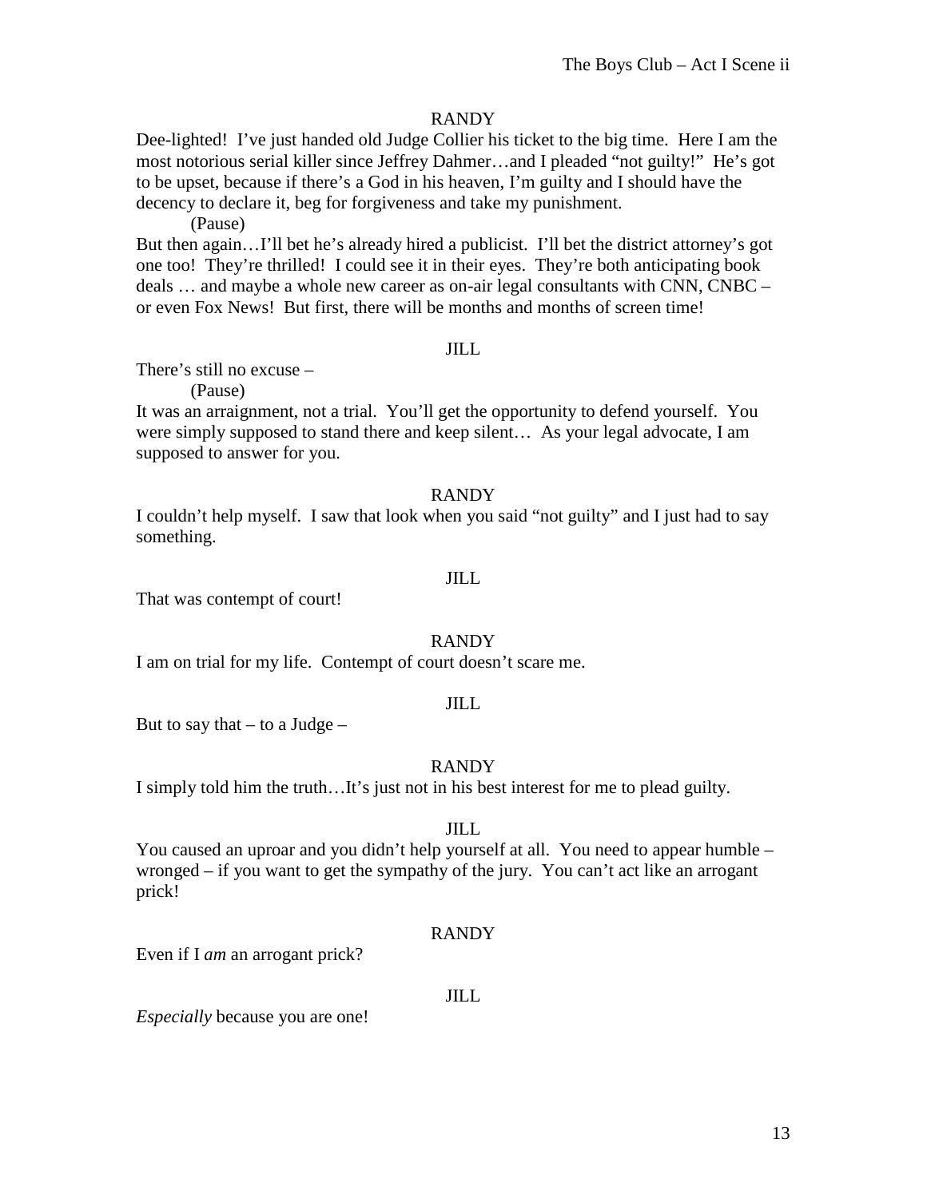RANDY

Dee-lighted! I've just handed old Judge Collier his ticket to the big time. Here I am the most notorious serial killer since Jeffrey Dahmer…and I pleaded "not guilty!" He's got to be upset, because if there's a God in his heaven, I'm guilty and I should have the decency to declare it, beg for forgiveness and take my punishment.

(Pause)

But then again…I'll bet he's already hired a publicist. I'll bet the district attorney's got one too! They're thrilled! I could see it in their eyes. They're both anticipating book deals … and maybe a whole new career as on-air legal consultants with CNN, CNBC – or even Fox News! But first, there will be months and months of screen time!

JILL

There's still no excuse –

(Pause)

It was an arraignment, not a trial. You'll get the opportunity to defend yourself. You were simply supposed to stand there and keep silent… As your legal advocate, I am supposed to answer for you.

RANDY

I couldn't help myself. I saw that look when you said "not guilty" and I just had to say something.

JILL

That was contempt of court!

RANDY

I am on trial for my life. Contempt of court doesn't scare me.

JILL

But to say that – to a Judge –

RANDY

I simply told him the truth…It's just not in his best interest for me to plead guilty.

JILL

You caused an uproar and you didn't help yourself at all. You need to appear humble – wronged – if you want to get the sympathy of the jury. You can't act like an arrogant prick!

RANDY

Even if I *am* an arrogant prick?

JILL

*Especially* because you are one!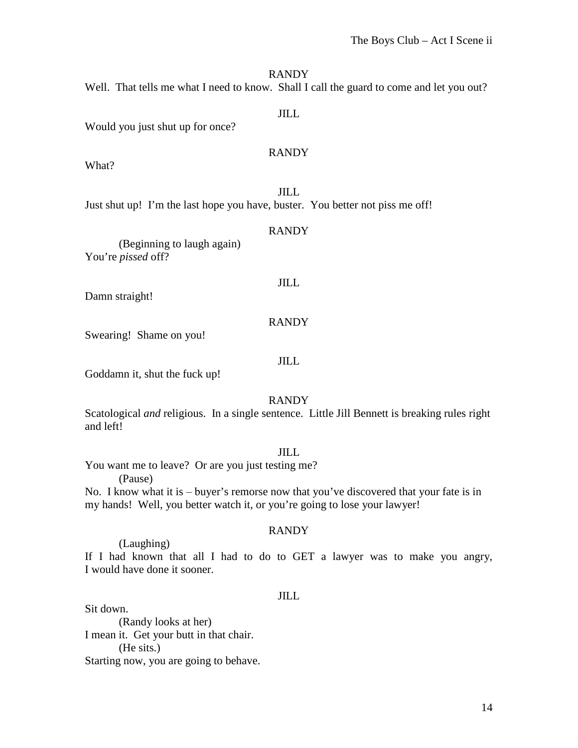RANDY

Well. That tells me what I need to know. Shall I call the guard to come and let you out?

JILL

Would you just shut up for once?

RANDY

What?

JILL

Just shut up! I'm the last hope you have, buster. You better not piss me off!

RANDY

(Beginning to laugh again)

You're *pissed* off?

JILL

Damn straight!

RANDY

Swearing! Shame on you!

JILL

Goddamn it, shut the fuck up!

RANDY

Scatological *and* religious. In a single sentence. Little Jill Bennett is breaking rules right and left!

JILL

You want me to leave? Or are you just testing me?

(Pause)

No. I know what it is – buyer's remorse now that you've discovered that your fate is in my hands! Well, you better watch it, or you're going to lose your lawyer!

RANDY

(Laughing)

If I had known that all I had to do to GET a lawyer was to make you angry, I would have done it sooner.

JILL

Sit down.

(Randy looks at her)

I mean it. Get your butt in that chair.

(He sits.)

Starting now, you are going to behave.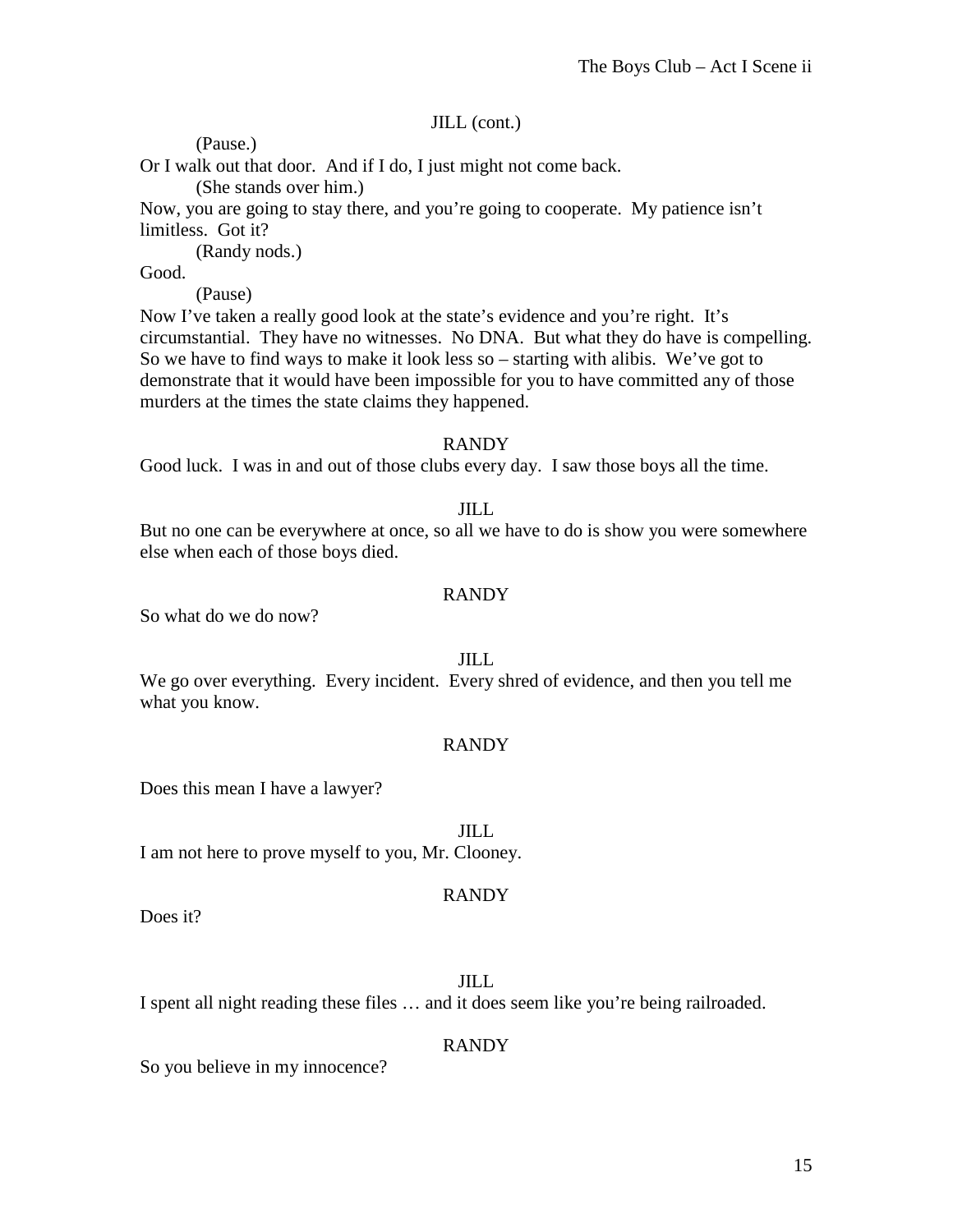JILL (cont.)

(Pause.)

Or I walk out that door. And if I do, I just might not come back.

(She stands over him.)

Now, you are going to stay there, and you're going to cooperate. My patience isn't limitless. Got it?

(Randy nods.)

Good.

(Pause)

Now I've taken a really good look at the state's evidence and you're right. It's circumstantial. They have no witnesses. No DNA. But what they do have is compelling. So we have to find ways to make it look less so – starting with alibis. We've got to demonstrate that it would have been impossible for you to have committed any of those murders at the times the state claims they happened.

RANDY

Good luck. I was in and out of those clubs every day. I saw those boys all the time.

JILL

But no one can be everywhere at once, so all we have to do is show you were somewhere else when each of those boys died.

RANDY

So what do we do now?

JILL

We go over everything. Every incident. Every shred of evidence, and then you tell me what you know.

RANDY

Does this mean I have a lawyer?

JILL

I am not here to prove myself to you, Mr. Clooney.

RANDY

Does it?

JILL

I spent all night reading these files … and it does seem like you're being railroaded.

RANDY

So you believe in my innocence?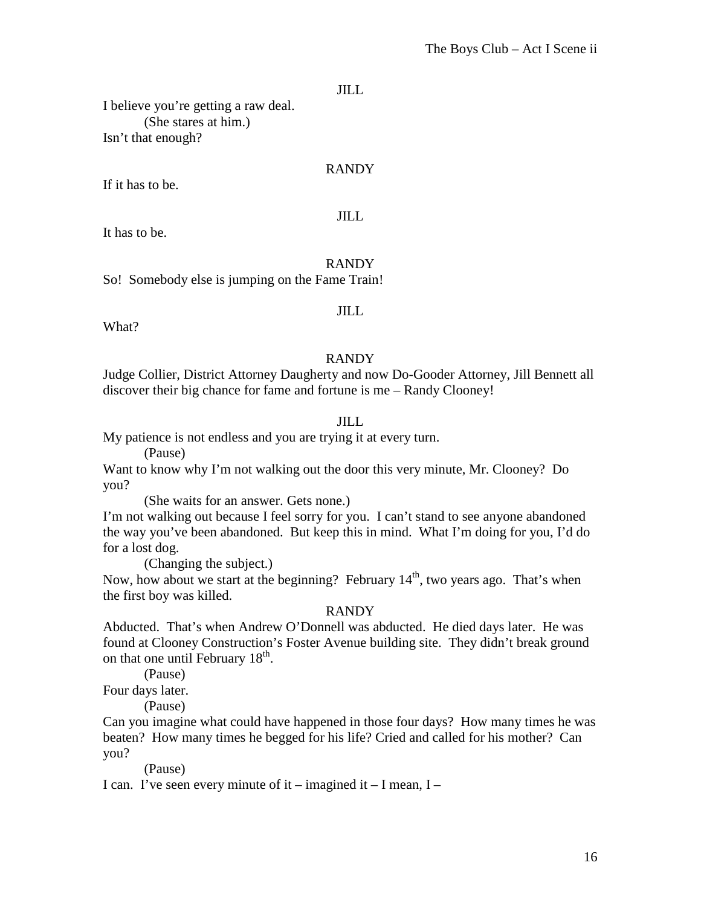JILL

I believe you're getting a raw deal.

(She stares at him.)

Isn't that enough?

RANDY

If it has to be.

JILL

It has to be.

RANDY

So! Somebody else is jumping on the Fame Train!

JILL

What?

RANDY

Judge Collier, District Attorney Daugherty and now Do-Gooder Attorney, Jill Bennett all discover their big chance for fame and fortune is me – Randy Clooney!

JILL

My patience is not endless and you are trying it at every turn.

(Pause)

Want to know why I'm not walking out the door this very minute, Mr. Clooney? Do you?

(She waits for an answer. Gets none.)

I'm not walking out because I feel sorry for you. I can't stand to see anyone abandoned the way you've been abandoned. But keep this in mind. What I'm doing for you, I'd do for a lost dog.

(Changing the subject.)

Now, how about we start at the beginning? February 14th, two years ago. That's when the first boy was killed.

RANDY

Abducted. That's when Andrew O'Donnell was abducted. He died days later. He was found at Clooney Construction's Foster Avenue building site. They didn't break ground on that one until February 18th.

(Pause)

Four days later.

(Pause)

Can you imagine what could have happened in those four days? How many times he was beaten? How many times he begged for his life? Cried and called for his mother? Can you?

(Pause)

I can. I've seen every minute of it – imagined it – I mean, I –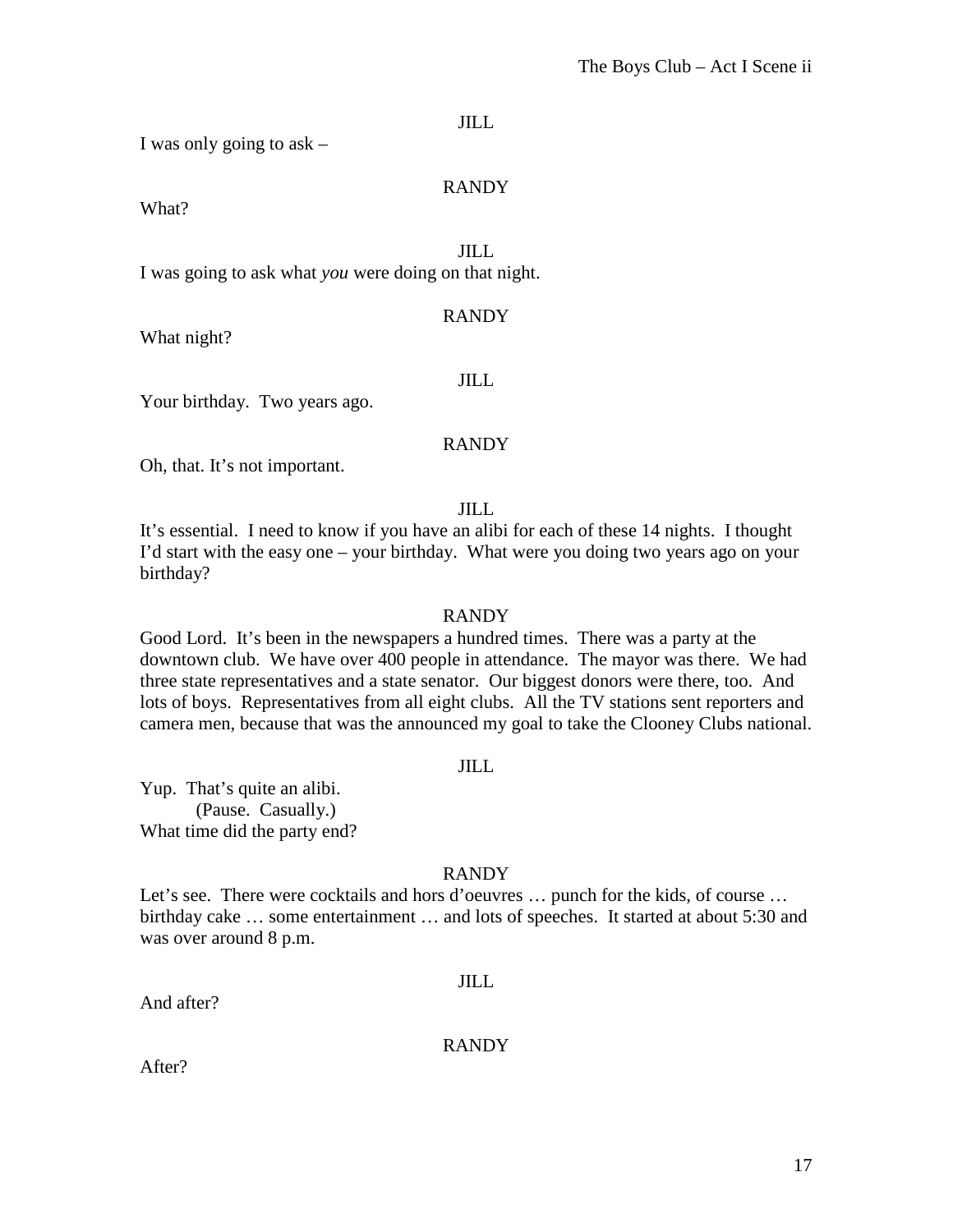JILL

I was only going to ask –

RANDY

What?

JILL

I was going to ask what *you* were doing on that night.

RANDY

What night?

JILL

Your birthday. Two years ago.

RANDY

Oh, that. It's not important.

JILL

It's essential. I need to know if you have an alibi for each of these 14 nights. I thought I'd start with the easy one – your birthday. What were you doing two years ago on your birthday?

RANDY

Good Lord. It's been in the newspapers a hundred times. There was a party at the downtown club. We have over 400 people in attendance. The mayor was there. We had three state representatives and a state senator. Our biggest donors were there, too. And lots of boys. Representatives from all eight clubs. All the TV stations sent reporters and camera men, because that was the announced my goal to take the Clooney Clubs national.

JILL

Yup. That's quite an alibi.
(Pause. Casually.)
What time did the party end?

RANDY

Let's see. There were cocktails and hors d'oeuvres … punch for the kids, of course … birthday cake … some entertainment … and lots of speeches. It started at about 5:30 and was over around 8 p.m.

JILL

And after?

RANDY

After?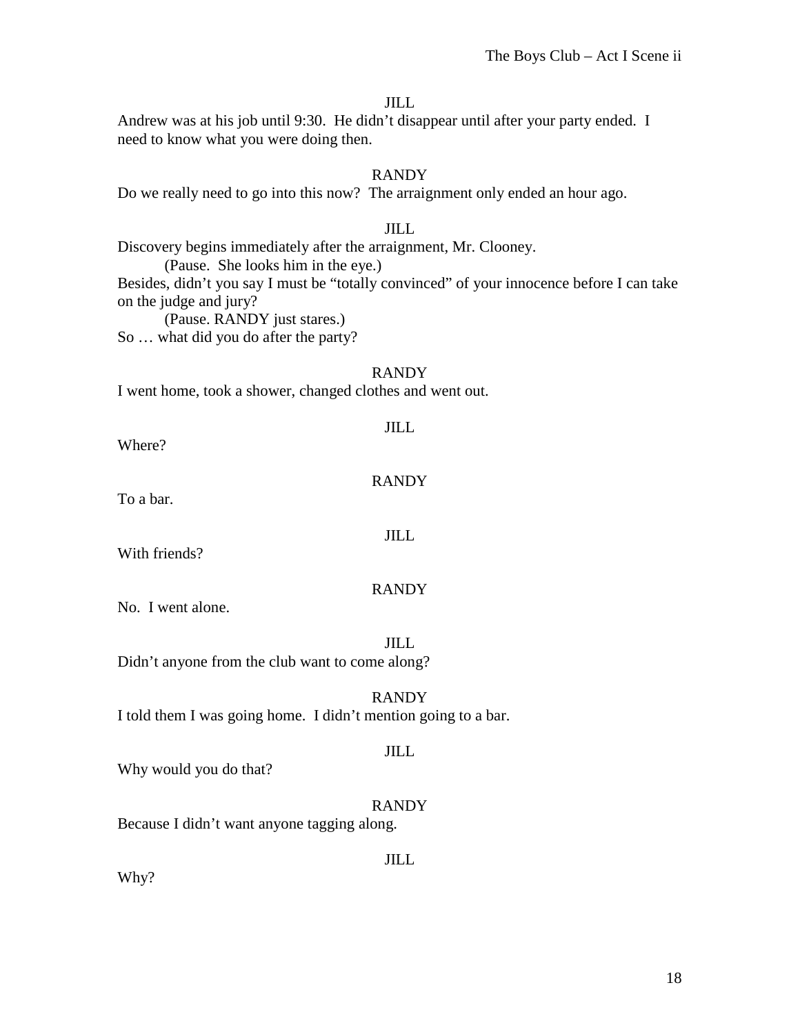JILL

Andrew was at his job until 9:30. He didn't disappear until after your party ended. I need to know what you were doing then.

RANDY

Do we really need to go into this now? The arraignment only ended an hour ago.

JILL

Discovery begins immediately after the arraignment, Mr. Clooney.

(Pause. She looks him in the eye.)

Besides, didn't you say I must be "totally convinced" of your innocence before I can take on the judge and jury?

(Pause. RANDY just stares.)

So … what did you do after the party?

RANDY

I went home, took a shower, changed clothes and went out.

JILL

Where?

RANDY

To a bar.

JILL

With friends?

RANDY

No. I went alone.

JILL

Didn't anyone from the club want to come along?

RANDY

I told them I was going home. I didn't mention going to a bar.

JILL

Why would you do that?

RANDY

Because I didn't want anyone tagging along.

JILL

Why?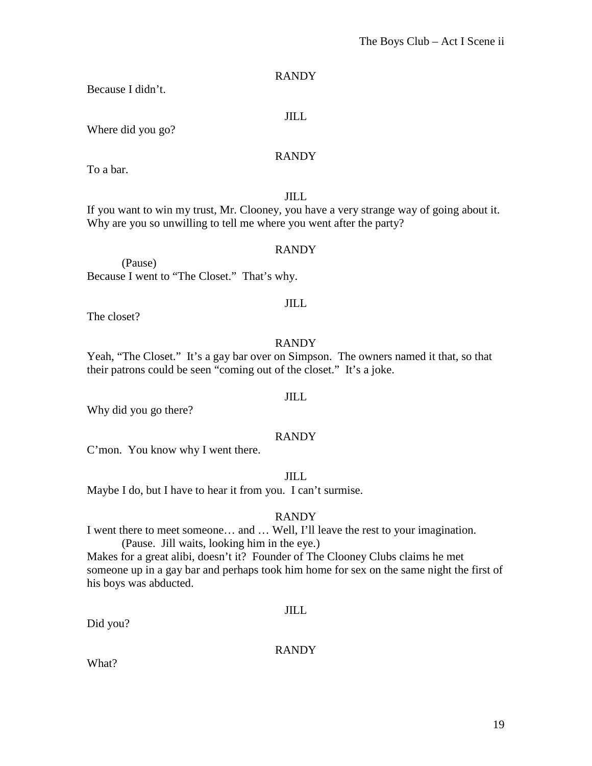RANDY

Because I didn't.

JILL

Where did you go?

RANDY

To a bar.

JILL

If you want to win my trust, Mr. Clooney, you have a very strange way of going about it. Why are you so unwilling to tell me where you went after the party?

RANDY

(Pause)

Because I went to "The Closet." That's why.

JILL

The closet?

RANDY

Yeah, "The Closet." It's a gay bar over on Simpson. The owners named it that, so that their patrons could be seen "coming out of the closet." It's a joke.

JILL

Why did you go there?

RANDY

C'mon. You know why I went there.

JILL

Maybe I do, but I have to hear it from you. I can't surmise.

RANDY

I went there to meet someone… and … Well, I'll leave the rest to your imagination.

(Pause. Jill waits, looking him in the eye.)

Makes for a great alibi, doesn't it? Founder of The Clooney Clubs claims he met someone up in a gay bar and perhaps took him home for sex on the same night the first of his boys was abducted.

JILL

Did you?

RANDY

What?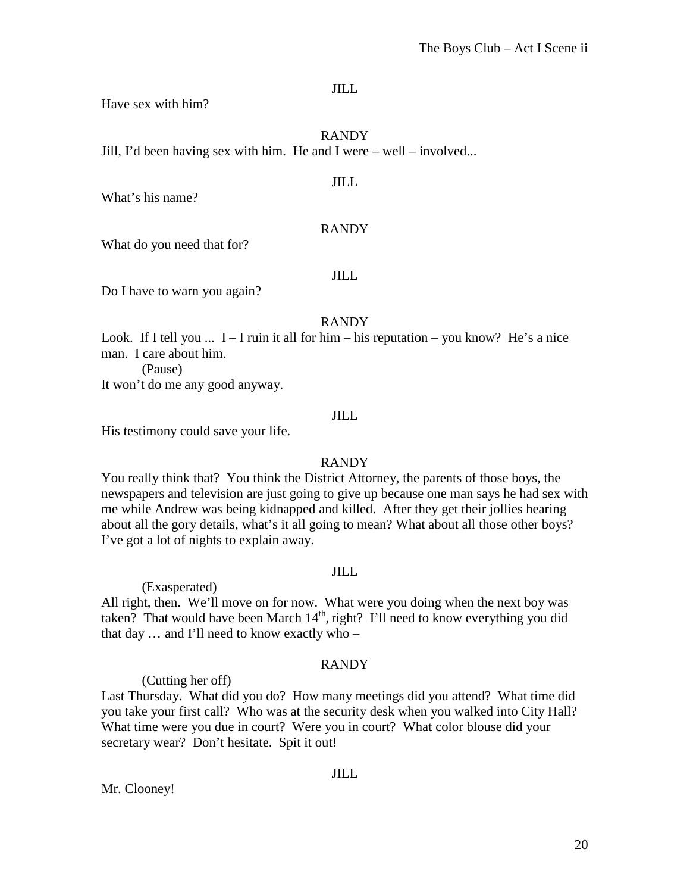JILL

Have sex with him?

RANDY

Jill, I'd been having sex with him. He and I were – well – involved...

JILL

What's his name?

RANDY

What do you need that for?

JILL

Do I have to warn you again?

RANDY

Look. If I tell you ... I – I ruin it all for him – his reputation – you know? He's a nice man. I care about him.

(Pause)

It won't do me any good anyway.

JILL

His testimony could save your life.

RANDY

You really think that? You think the District Attorney, the parents of those boys, the newspapers and television are just going to give up because one man says he had sex with me while Andrew was being kidnapped and killed. After they get their jollies hearing about all the gory details, what's it all going to mean? What about all those other boys? I've got a lot of nights to explain away.

JILL

(Exasperated)

All right, then. We'll move on for now. What were you doing when the next boy was taken? That would have been March 14th, right? I'll need to know everything you did that day … and I'll need to know exactly who –

RANDY

(Cutting her off)

Last Thursday. What did you do? How many meetings did you attend? What time did you take your first call? Who was at the security desk when you walked into City Hall? What time were you due in court? Were you in court? What color blouse did your secretary wear? Don't hesitate. Spit it out!

JILL

Mr. Clooney!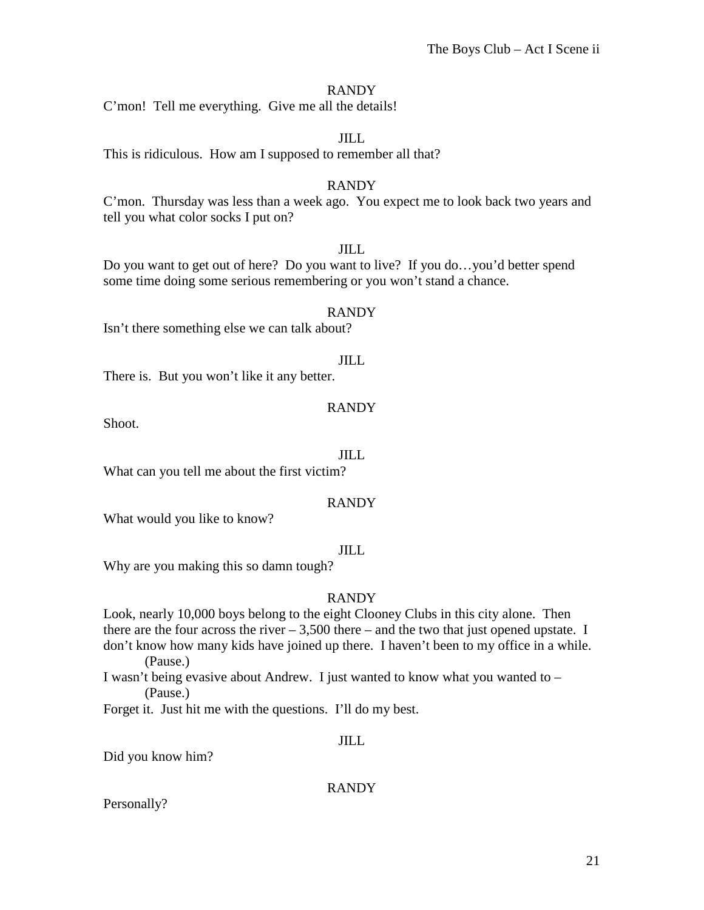RANDY

C'mon! Tell me everything. Give me all the details!

JILL

This is ridiculous. How am I supposed to remember all that?

RANDY

C'mon. Thursday was less than a week ago. You expect me to look back two years and tell you what color socks I put on?

JILL

Do you want to get out of here? Do you want to live? If you do…you'd better spend some time doing some serious remembering or you won't stand a chance.

RANDY

Isn't there something else we can talk about?

JILL

There is. But you won't like it any better.

RANDY

Shoot.

JILL

What can you tell me about the first victim?

RANDY

What would you like to know?

JILL

Why are you making this so damn tough?

RANDY

Look, nearly 10,000 boys belong to the eight Clooney Clubs in this city alone. Then there are the four across the river – 3,500 there – and the two that just opened upstate. I don't know how many kids have joined up there. I haven't been to my office in a while.

(Pause.)

I wasn't being evasive about Andrew. I just wanted to know what you wanted to –

(Pause.)

Forget it. Just hit me with the questions. I'll do my best.

JILL

Did you know him?

RANDY

Personally?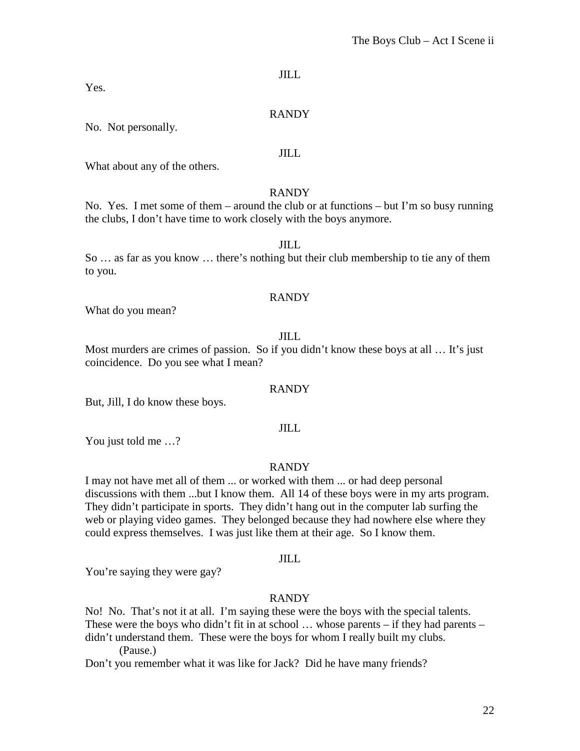JILL

Yes.

RANDY

No. Not personally.

JILL

What about any of the others.

RANDY

No. Yes. I met some of them – around the club or at functions – but I'm so busy running the clubs, I don't have time to work closely with the boys anymore.

JILL

So … as far as you know … there's nothing but their club membership to tie any of them to you.

RANDY

What do you mean?

JILL

Most murders are crimes of passion. So if you didn't know these boys at all … It's just coincidence. Do you see what I mean?

RANDY

But, Jill, I do know these boys.

JILL

You just told me …?

RANDY

I may not have met all of them ... or worked with them ... or had deep personal discussions with them ...but I know them. All 14 of these boys were in my arts program. They didn't participate in sports. They didn't hang out in the computer lab surfing the web or playing video games. They belonged because they had nowhere else where they could express themselves. I was just like them at their age. So I know them.

JILL

You're saying they were gay?

RANDY

No! No. That's not it at all. I'm saying these were the boys with the special talents. These were the boys who didn't fit in at school … whose parents – if they had parents – didn't understand them. These were the boys for whom I really built my clubs.

(Pause.)

Don't you remember what it was like for Jack? Did he have many friends?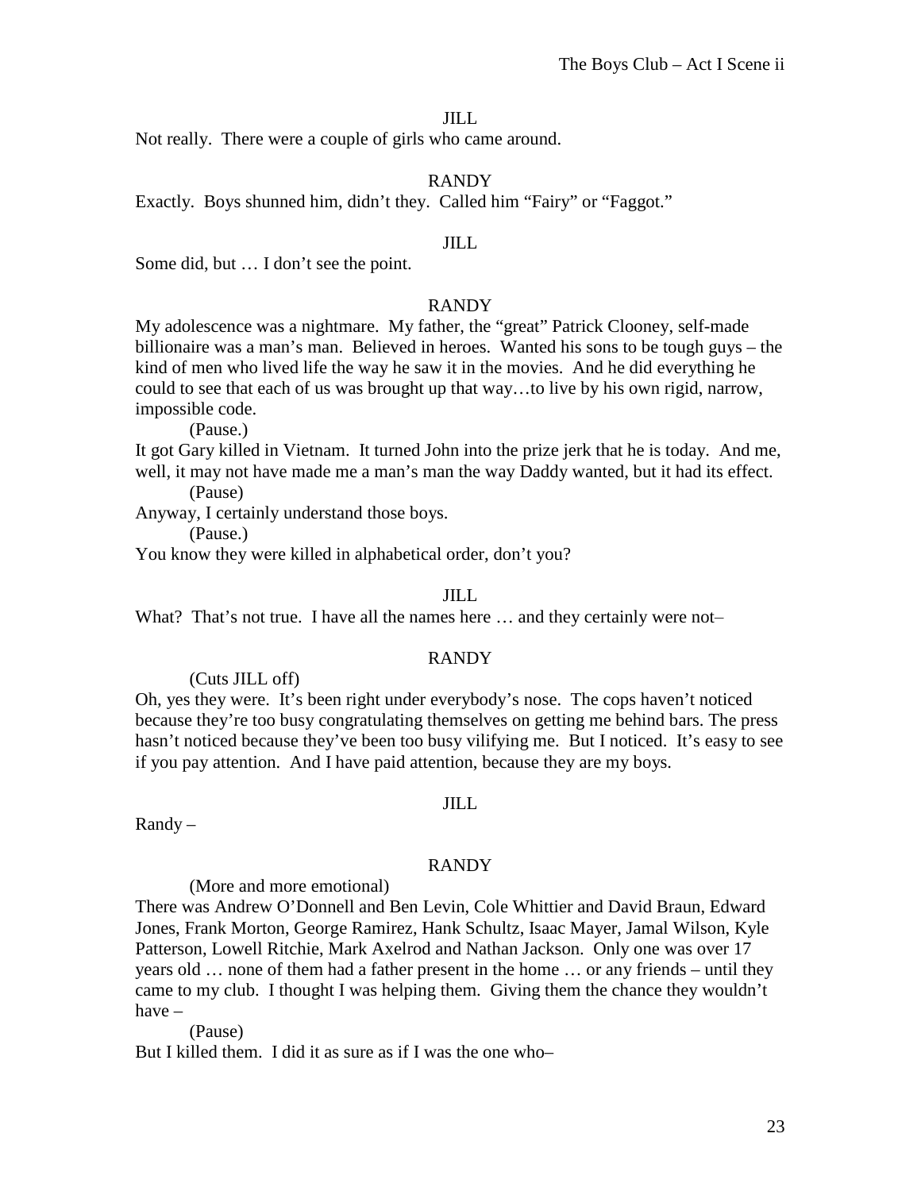JILL

Not really. There were a couple of girls who came around.

RANDY

Exactly. Boys shunned him, didn't they. Called him "Fairy" or "Faggot."

JILL

Some did, but … I don't see the point.

RANDY

My adolescence was a nightmare. My father, the "great" Patrick Clooney, self-made billionaire was a man's man. Believed in heroes. Wanted his sons to be tough guys – the kind of men who lived life the way he saw it in the movies. And he did everything he could to see that each of us was brought up that way…to live by his own rigid, narrow, impossible code.

(Pause.)

It got Gary killed in Vietnam. It turned John into the prize jerk that he is today. And me, well, it may not have made me a man's man the way Daddy wanted, but it had its effect.

(Pause)

Anyway, I certainly understand those boys.

(Pause.)

You know they were killed in alphabetical order, don't you?

JILL

What? That's not true. I have all the names here … and they certainly were not–

RANDY

(Cuts JILL off)

Oh, yes they were. It's been right under everybody's nose. The cops haven't noticed because they're too busy congratulating themselves on getting me behind bars. The press hasn't noticed because they've been too busy vilifying me. But I noticed. It's easy to see if you pay attention. And I have paid attention, because they are my boys.

JILL

Randy –

RANDY

(More and more emotional)

There was Andrew O'Donnell and Ben Levin, Cole Whittier and David Braun, Edward Jones, Frank Morton, George Ramirez, Hank Schultz, Isaac Mayer, Jamal Wilson, Kyle Patterson, Lowell Ritchie, Mark Axelrod and Nathan Jackson. Only one was over 17 years old … none of them had a father present in the home … or any friends – until they came to my club. I thought I was helping them. Giving them the chance they wouldn't have –

(Pause)

But I killed them. I did it as sure as if I was the one who–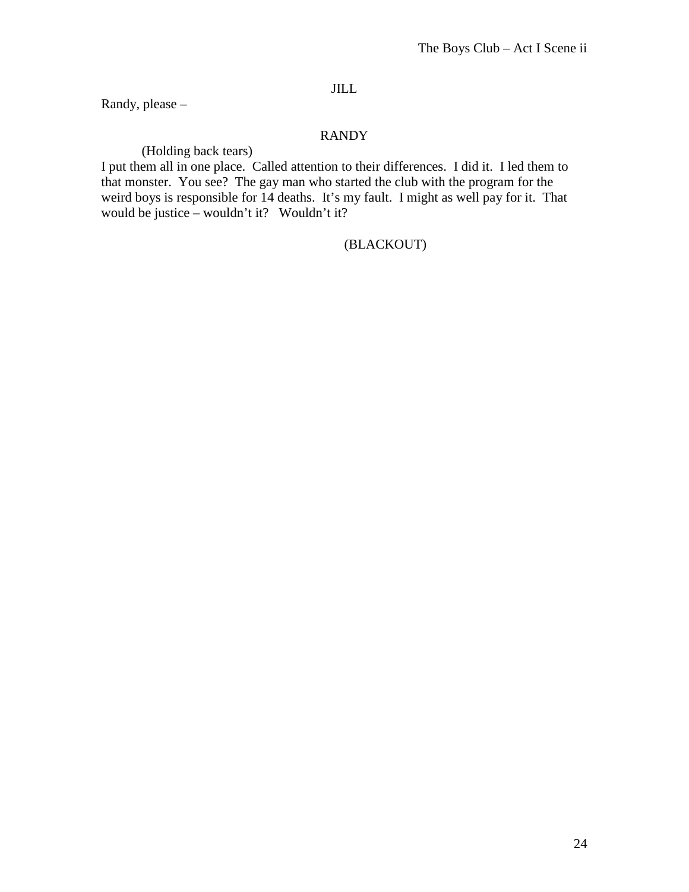JILL

Randy, please –

RANDY

(Holding back tears)

I put them all in one place. Called attention to their differences. I did it. I led them to that monster. You see? The gay man who started the club with the program for the weird boys is responsible for 14 deaths. It's my fault. I might as well pay for it. That would be justice – wouldn't it? Wouldn't it?

(BLACKOUT)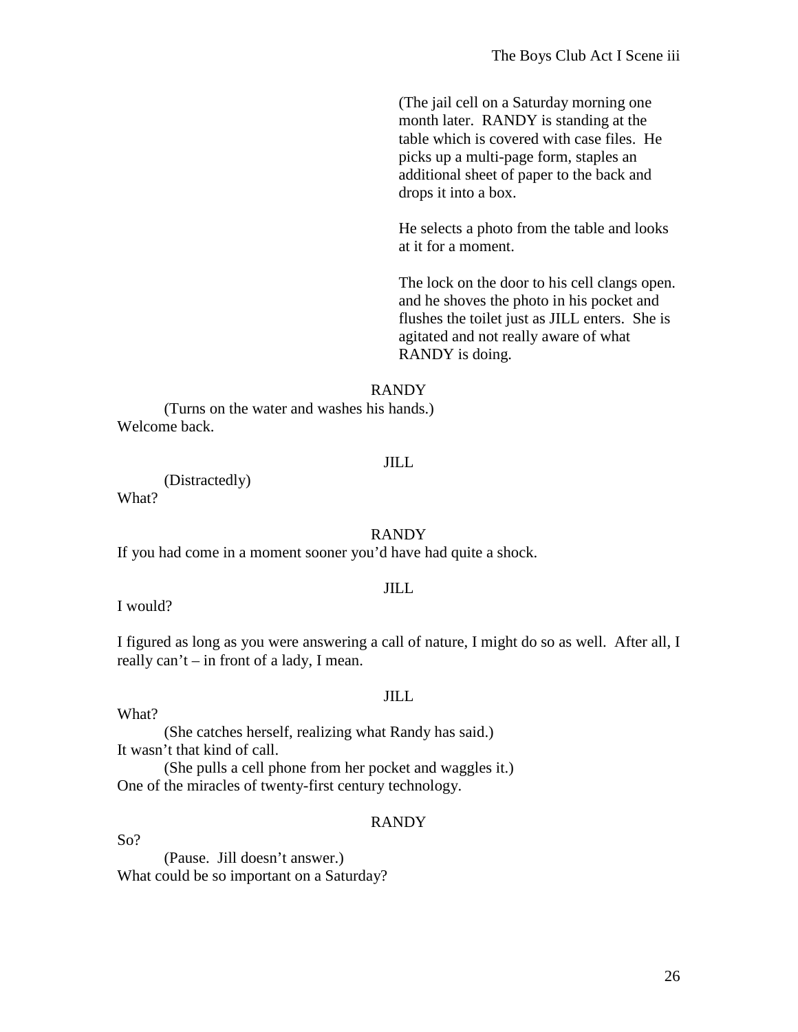(The jail cell on a Saturday morning one month later. RANDY is standing at the table which is covered with case files. He picks up a multi-page form, staples an additional sheet of paper to the back and drops it into a box.

He selects a photo from the table and looks at it for a moment.

The lock on the door to his cell clangs open. and he shoves the photo in his pocket and flushes the toilet just as JILL enters. She is agitated and not really aware of what RANDY is doing.

RANDY

(Turns on the water and washes his hands.)
Welcome back.

JILL

(Distractedly)
What?

RANDY

If you had come in a moment sooner you'd have had quite a shock.

JILL

I would?

I figured as long as you were answering a call of nature, I might do so as well. After all, I really can't – in front of a lady, I mean.

JILL

What?
(She catches herself, realizing what Randy has said.)
It wasn't that kind of call.
(She pulls a cell phone from her pocket and waggles it.)
One of the miracles of twenty-first century technology.

RANDY

So?
(Pause. Jill doesn't answer.)
What could be so important on a Saturday?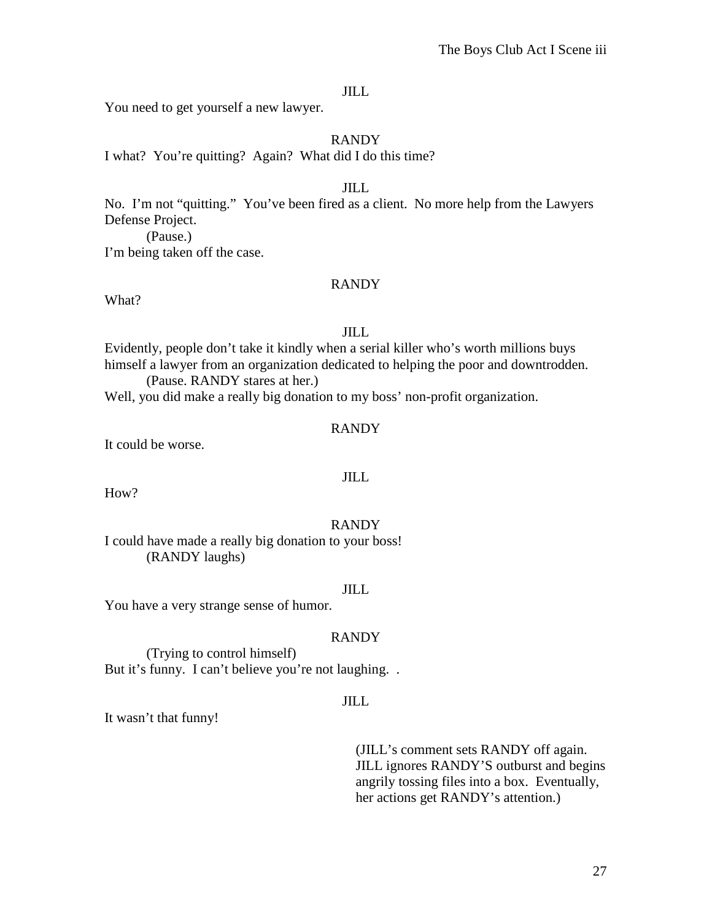JILL

You need to get yourself a new lawyer.

RANDY

I what? You're quitting? Again? What did I do this time?

JILL

No. I'm not "quitting." You've been fired as a client. No more help from the Lawyers Defense Project.

(Pause.)

I'm being taken off the case.

RANDY

What?

JILL

Evidently, people don't take it kindly when a serial killer who's worth millions buys himself a lawyer from an organization dedicated to helping the poor and downtrodden.

(Pause. RANDY stares at her.)

Well, you did make a really big donation to my boss' non-profit organization.

RANDY

It could be worse.

JILL

How?

RANDY

I could have made a really big donation to your boss!

(RANDY laughs)

JILL

You have a very strange sense of humor.

RANDY

(Trying to control himself)

But it's funny. I can't believe you're not laughing. .

JILL

It wasn't that funny!

(JILL's comment sets RANDY off again. JILL ignores RANDY'S outburst and begins angrily tossing files into a box. Eventually, her actions get RANDY's attention.)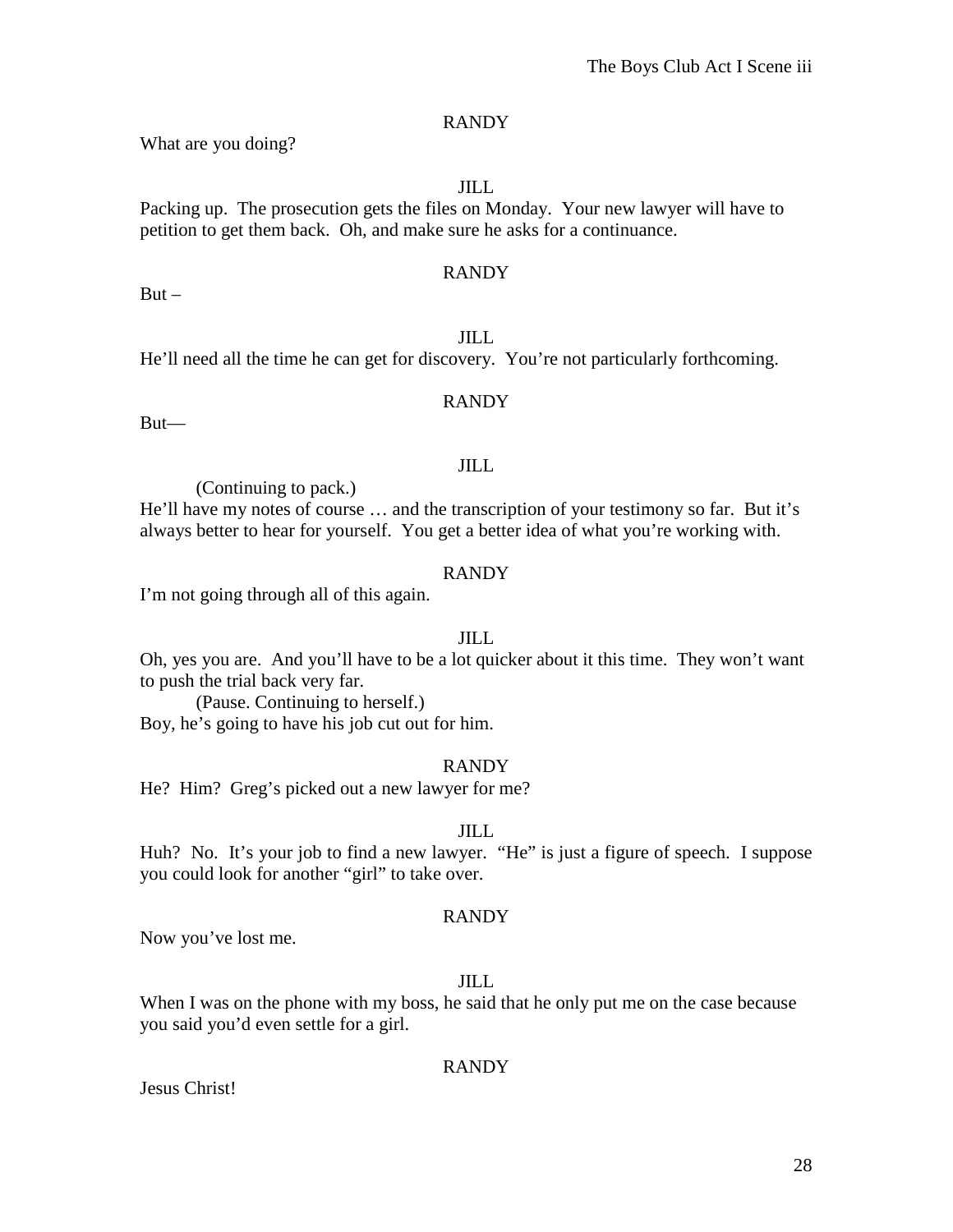RANDY

What are you doing?

JILL

Packing up. The prosecution gets the files on Monday. Your new lawyer will have to petition to get them back. Oh, and make sure he asks for a continuance.

RANDY

But –

JILL

He'll need all the time he can get for discovery. You're not particularly forthcoming.

RANDY

But—

JILL

(Continuing to pack.)

He'll have my notes of course … and the transcription of your testimony so far. But it's always better to hear for yourself. You get a better idea of what you're working with.

RANDY

I'm not going through all of this again.

JILL

Oh, yes you are. And you'll have to be a lot quicker about it this time. They won't want to push the trial back very far.

(Pause. Continuing to herself.)

Boy, he's going to have his job cut out for him.

RANDY

He? Him? Greg's picked out a new lawyer for me?

JILL

Huh? No. It's your job to find a new lawyer. "He" is just a figure of speech. I suppose you could look for another "girl" to take over.

RANDY

Now you've lost me.

JILL

When I was on the phone with my boss, he said that he only put me on the case because you said you'd even settle for a girl.

RANDY

Jesus Christ!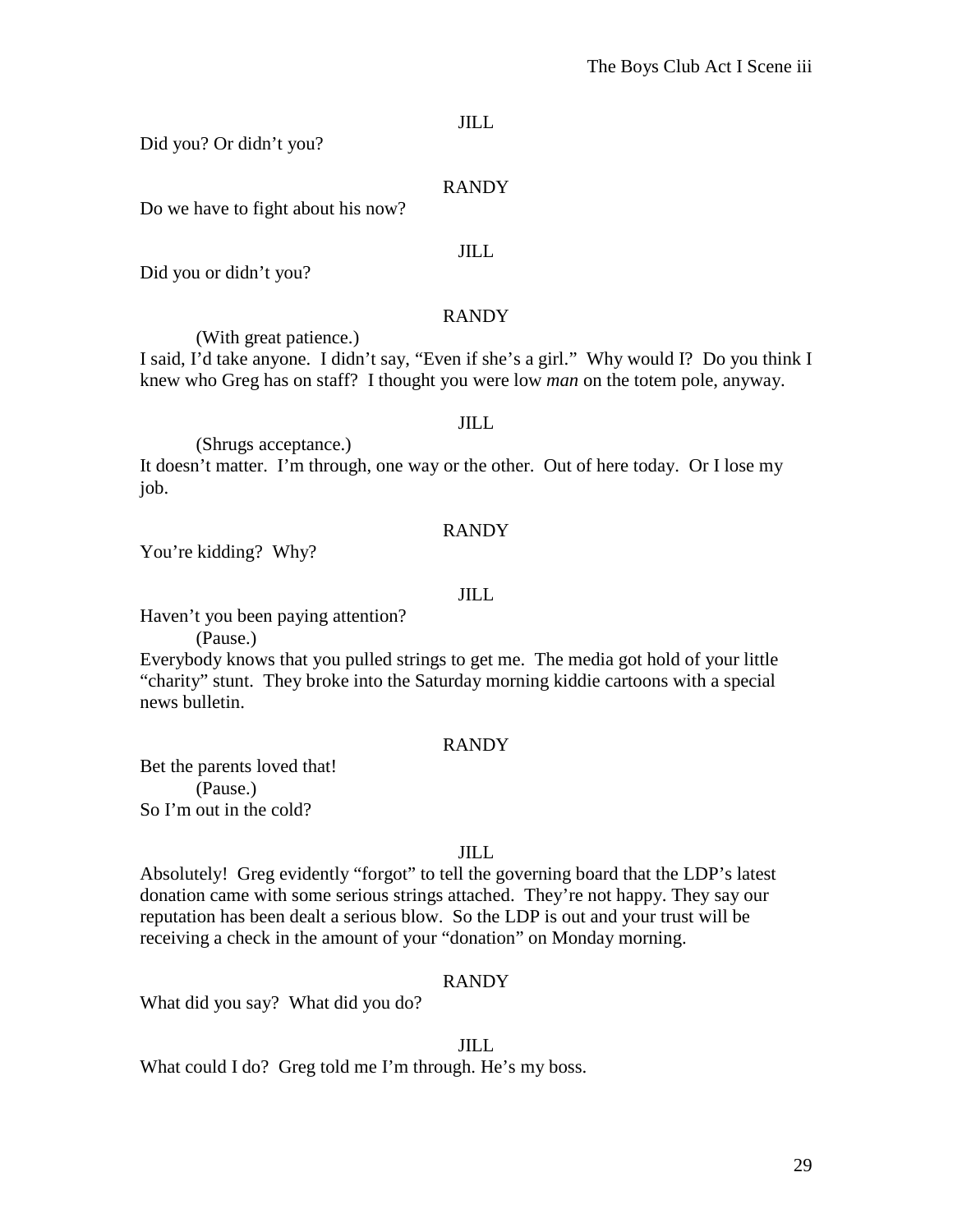JILL

Did you? Or didn't you?

RANDY

Do we have to fight about his now?

JILL

Did you or didn't you?

RANDY

(With great patience.)

I said, I'd take anyone. I didn't say, "Even if she's a girl." Why would I? Do you think I knew who Greg has on staff? I thought you were low *man* on the totem pole, anyway.

JILL

(Shrugs acceptance.)

It doesn't matter. I'm through, one way or the other. Out of here today. Or I lose my job.

RANDY

You're kidding? Why?

JILL

Haven't you been paying attention?

(Pause.)

Everybody knows that you pulled strings to get me. The media got hold of your little "charity" stunt. They broke into the Saturday morning kiddie cartoons with a special news bulletin.

RANDY

Bet the parents loved that!

(Pause.)

So I'm out in the cold?

JILL

Absolutely! Greg evidently "forgot" to tell the governing board that the LDP's latest donation came with some serious strings attached. They're not happy. They say our reputation has been dealt a serious blow. So the LDP is out and your trust will be receiving a check in the amount of your "donation" on Monday morning.

RANDY

What did you say? What did you do?

JILL

What could I do? Greg told me I'm through. He's my boss.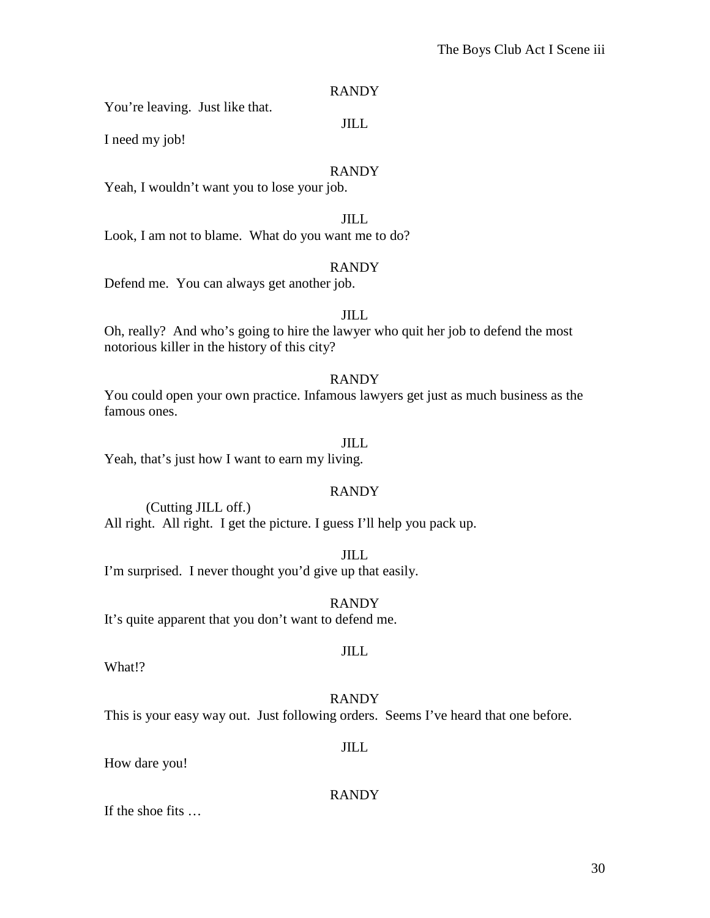RANDY

You're leaving. Just like that.

JILL

I need my job!

RANDY

Yeah, I wouldn't want you to lose your job.

JILL

Look, I am not to blame. What do you want me to do?

RANDY

Defend me. You can always get another job.

JILL

Oh, really? And who's going to hire the lawyer who quit her job to defend the most notorious killer in the history of this city?

RANDY

You could open your own practice. Infamous lawyers get just as much business as the famous ones.

JILL

Yeah, that's just how I want to earn my living.

RANDY

(Cutting JILL off.)

All right. All right. I get the picture. I guess I'll help you pack up.

JILL

I'm surprised. I never thought you'd give up that easily.

RANDY

It's quite apparent that you don't want to defend me.

JILL

What!?

RANDY

This is your easy way out. Just following orders. Seems I've heard that one before.

JILL

How dare you!

RANDY

If the shoe fits …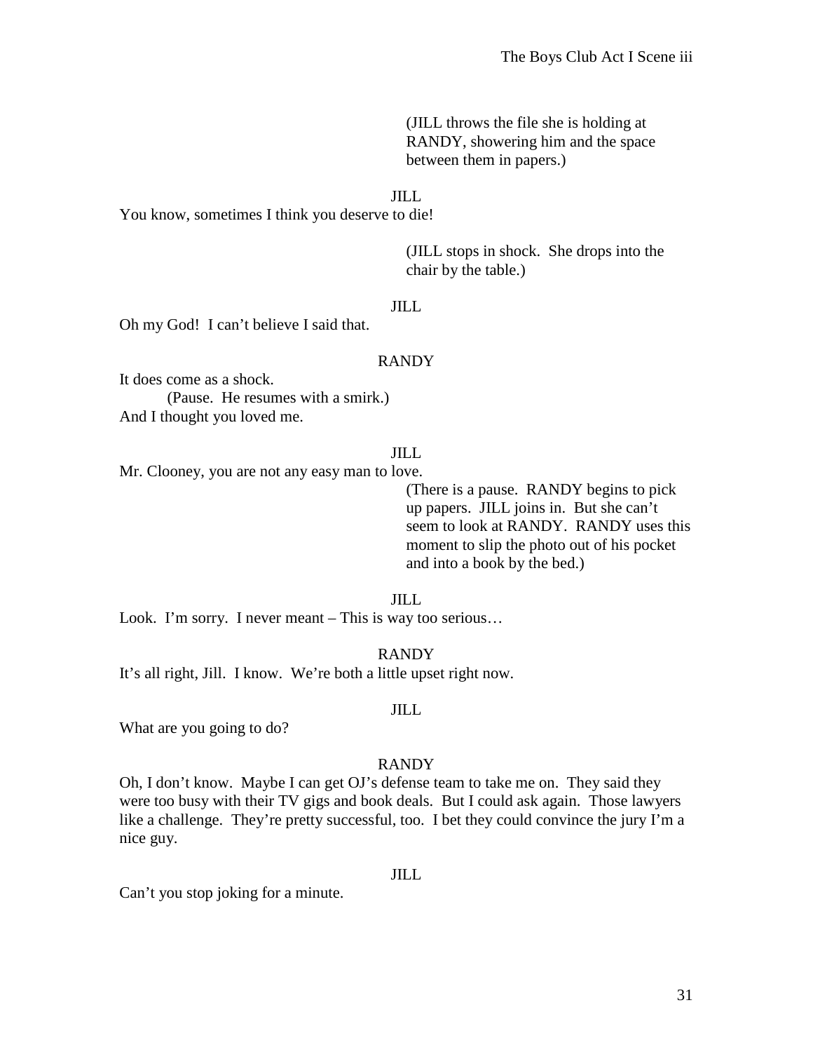(JILL throws the file she is holding at RANDY, showering him and the space between them in papers.)

JILL

You know, sometimes I think you deserve to die!

(JILL stops in shock. She drops into the chair by the table.)

JILL

Oh my God! I can't believe I said that.

RANDY

It does come as a shock.

(Pause. He resumes with a smirk.)

And I thought you loved me.

JILL

Mr. Clooney, you are not any easy man to love.

(There is a pause. RANDY begins to pick up papers. JILL joins in. But she can't seem to look at RANDY. RANDY uses this moment to slip the photo out of his pocket and into a book by the bed.)

JILL

Look. I'm sorry. I never meant – This is way too serious…

RANDY

It's all right, Jill. I know. We're both a little upset right now.

JILL

What are you going to do?

RANDY

Oh, I don't know. Maybe I can get OJ's defense team to take me on. They said they were too busy with their TV gigs and book deals. But I could ask again. Those lawyers like a challenge. They're pretty successful, too. I bet they could convince the jury I'm a nice guy.

JILL

Can't you stop joking for a minute.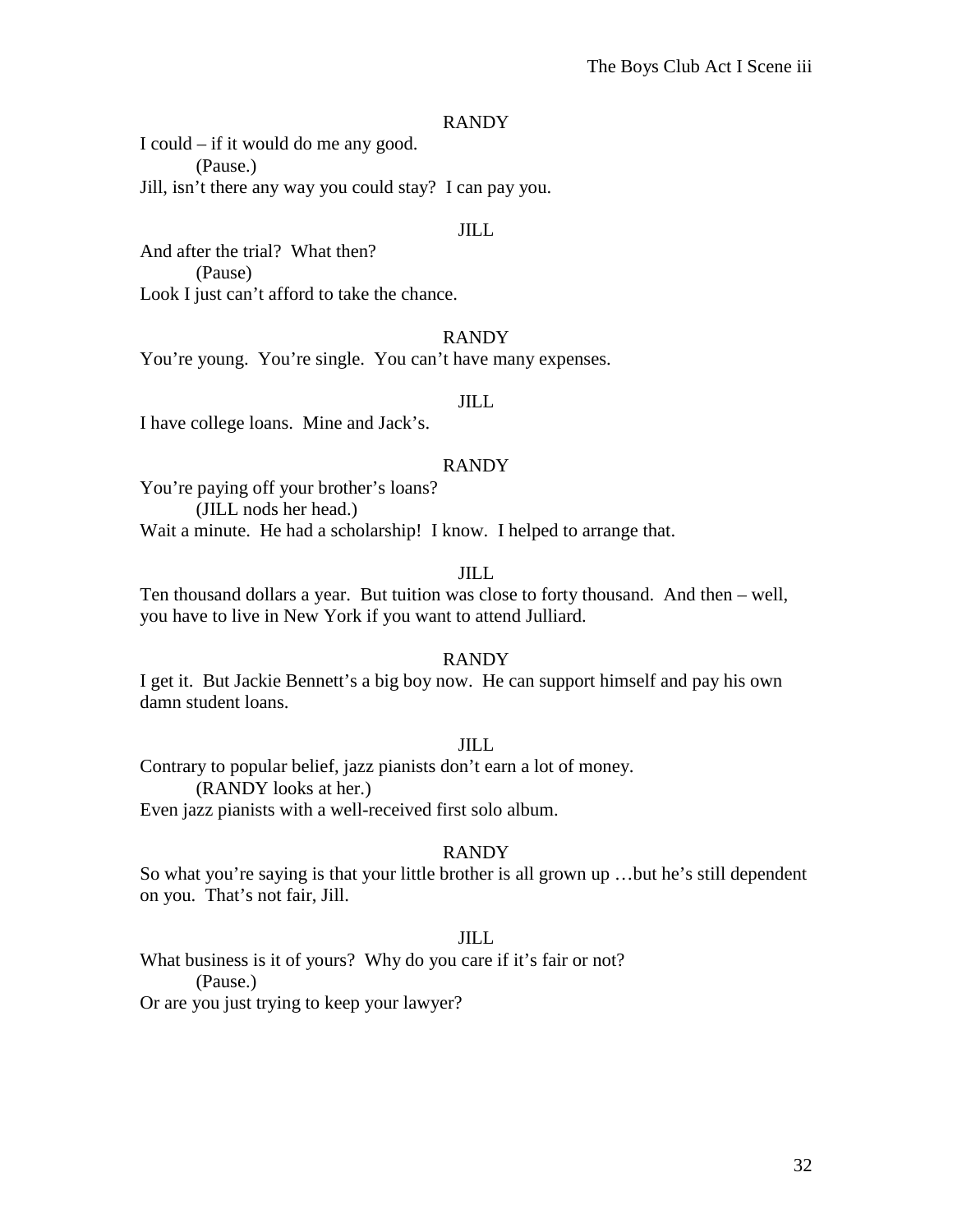RANDY

I could – if it would do me any good.

(Pause.)

Jill, isn't there any way you could stay? I can pay you.

JILL

And after the trial? What then?

(Pause)

Look I just can't afford to take the chance.

RANDY

You're young. You're single. You can't have many expenses.

JILL

I have college loans. Mine and Jack's.

RANDY

You're paying off your brother's loans?

(JILL nods her head.)

Wait a minute. He had a scholarship! I know. I helped to arrange that.

JILL

Ten thousand dollars a year. But tuition was close to forty thousand. And then – well, you have to live in New York if you want to attend Julliard.

RANDY

I get it. But Jackie Bennett's a big boy now. He can support himself and pay his own damn student loans.

JILL

Contrary to popular belief, jazz pianists don't earn a lot of money.

(RANDY looks at her.)

Even jazz pianists with a well-received first solo album.

RANDY

So what you're saying is that your little brother is all grown up …but he's still dependent on you. That's not fair, Jill.

JILL

What business is it of yours? Why do you care if it's fair or not?

(Pause.)

Or are you just trying to keep your lawyer?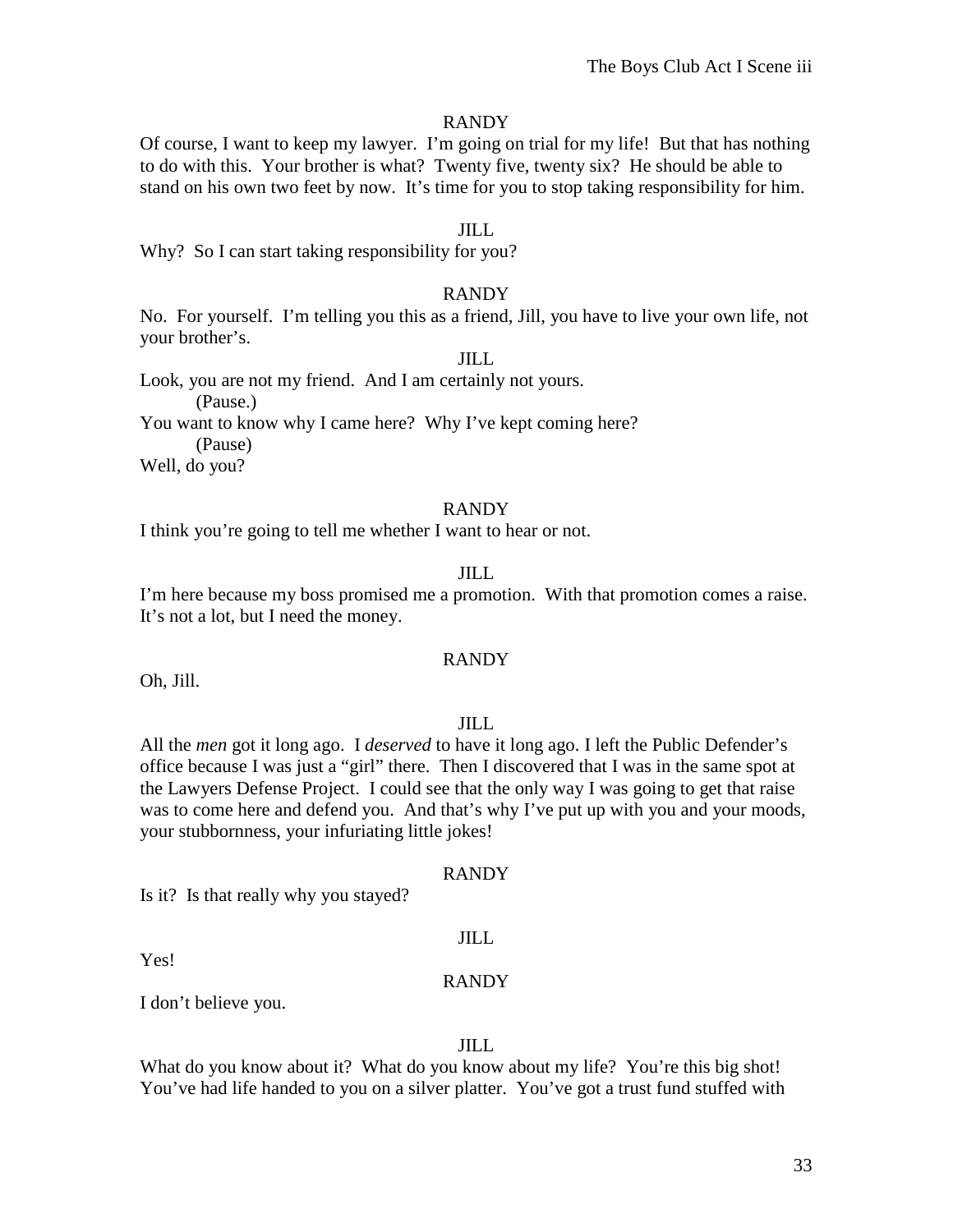RANDY

Of course, I want to keep my lawyer. I'm going on trial for my life! But that has nothing to do with this. Your brother is what? Twenty five, twenty six? He should be able to stand on his own two feet by now. It's time for you to stop taking responsibility for him.

JILL

Why? So I can start taking responsibility for you?

RANDY

No. For yourself. I'm telling you this as a friend, Jill, you have to live your own life, not your brother's.

JILL

Look, you are not my friend. And I am certainly not yours.

(Pause.)

You want to know why I came here? Why I've kept coming here?

(Pause)

Well, do you?

RANDY

I think you're going to tell me whether I want to hear or not.

JILL

I'm here because my boss promised me a promotion. With that promotion comes a raise. It's not a lot, but I need the money.

RANDY

Oh, Jill.

JILL

All the *men* got it long ago. I *deserved* to have it long ago. I left the Public Defender's office because I was just a "girl" there. Then I discovered that I was in the same spot at the Lawyers Defense Project. I could see that the only way I was going to get that raise was to come here and defend you. And that's why I've put up with you and your moods, your stubbornness, your infuriating little jokes!

RANDY

Is it? Is that really why you stayed?

JILL

Yes!

RANDY

I don't believe you.

JILL

What do you know about it? What do you know about my life? You're this big shot! You've had life handed to you on a silver platter. You've got a trust fund stuffed with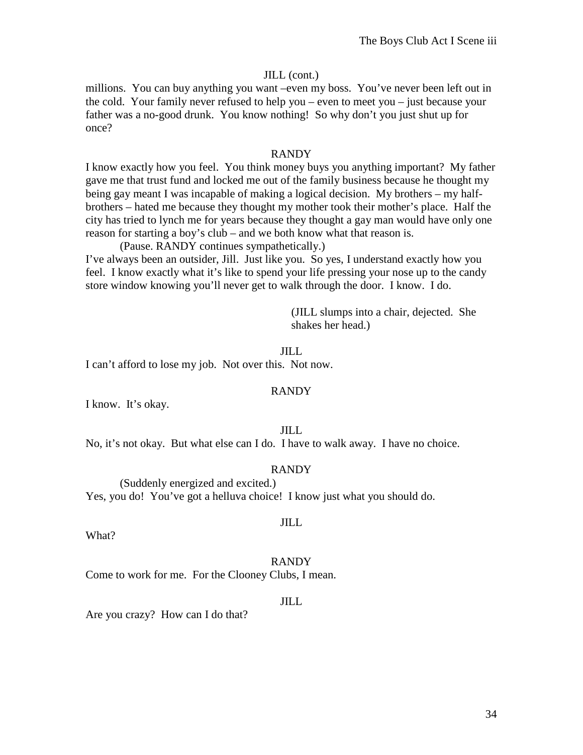JILL (cont.)

millions. You can buy anything you want –even my boss. You've never been left out in the cold. Your family never refused to help you – even to meet you – just because your father was a no-good drunk. You know nothing! So why don't you just shut up for once?

RANDY

I know exactly how you feel. You think money buys you anything important? My father gave me that trust fund and locked me out of the family business because he thought my being gay meant I was incapable of making a logical decision. My brothers – my half-brothers – hated me because they thought my mother took their mother's place. Half the city has tried to lynch me for years because they thought a gay man would have only one reason for starting a boy's club – and we both know what that reason is.

(Pause. RANDY continues sympathetically.)

I've always been an outsider, Jill. Just like you. So yes, I understand exactly how you feel. I know exactly what it's like to spend your life pressing your nose up to the candy store window knowing you'll never get to walk through the door. I know. I do.

(JILL slumps into a chair, dejected. She shakes her head.)

JILL

I can't afford to lose my job. Not over this. Not now.

RANDY

I know. It's okay.

JILL

No, it's not okay. But what else can I do. I have to walk away. I have no choice.

RANDY

(Suddenly energized and excited.)

Yes, you do! You've got a helluva choice! I know just what you should do.

JILL

What?

RANDY

Come to work for me. For the Clooney Clubs, I mean.

JILL

Are you crazy? How can I do that?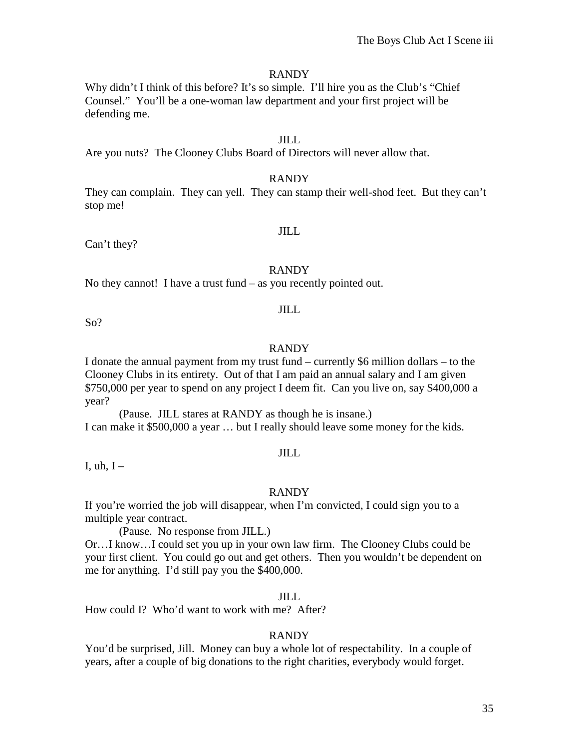RANDY

Why didn't I think of this before? It's so simple. I'll hire you as the Club's "Chief Counsel." You'll be a one-woman law department and your first project will be defending me.

JILL

Are you nuts? The Clooney Clubs Board of Directors will never allow that.

RANDY

They can complain. They can yell. They can stamp their well-shod feet. But they can't stop me!

JILL

Can't they?

RANDY

No they cannot! I have a trust fund – as you recently pointed out.

JILL

So?

RANDY

I donate the annual payment from my trust fund – currently $6 million dollars – to the Clooney Clubs in its entirety. Out of that I am paid an annual salary and I am given $750,000 per year to spend on any project I deem fit. Can you live on, say $400,000 a year?

(Pause. JILL stares at RANDY as though he is insane.)

I can make it $500,000 a year … but I really should leave some money for the kids.

JILL

I, uh, I –

RANDY

If you're worried the job will disappear, when I'm convicted, I could sign you to a multiple year contract.

(Pause. No response from JILL.)

Or…I know…I could set you up in your own law firm. The Clooney Clubs could be your first client. You could go out and get others. Then you wouldn't be dependent on me for anything. I'd still pay you the $400,000.

JILL

How could I? Who'd want to work with me? After?

RANDY

You'd be surprised, Jill. Money can buy a whole lot of respectability. In a couple of years, after a couple of big donations to the right charities, everybody would forget.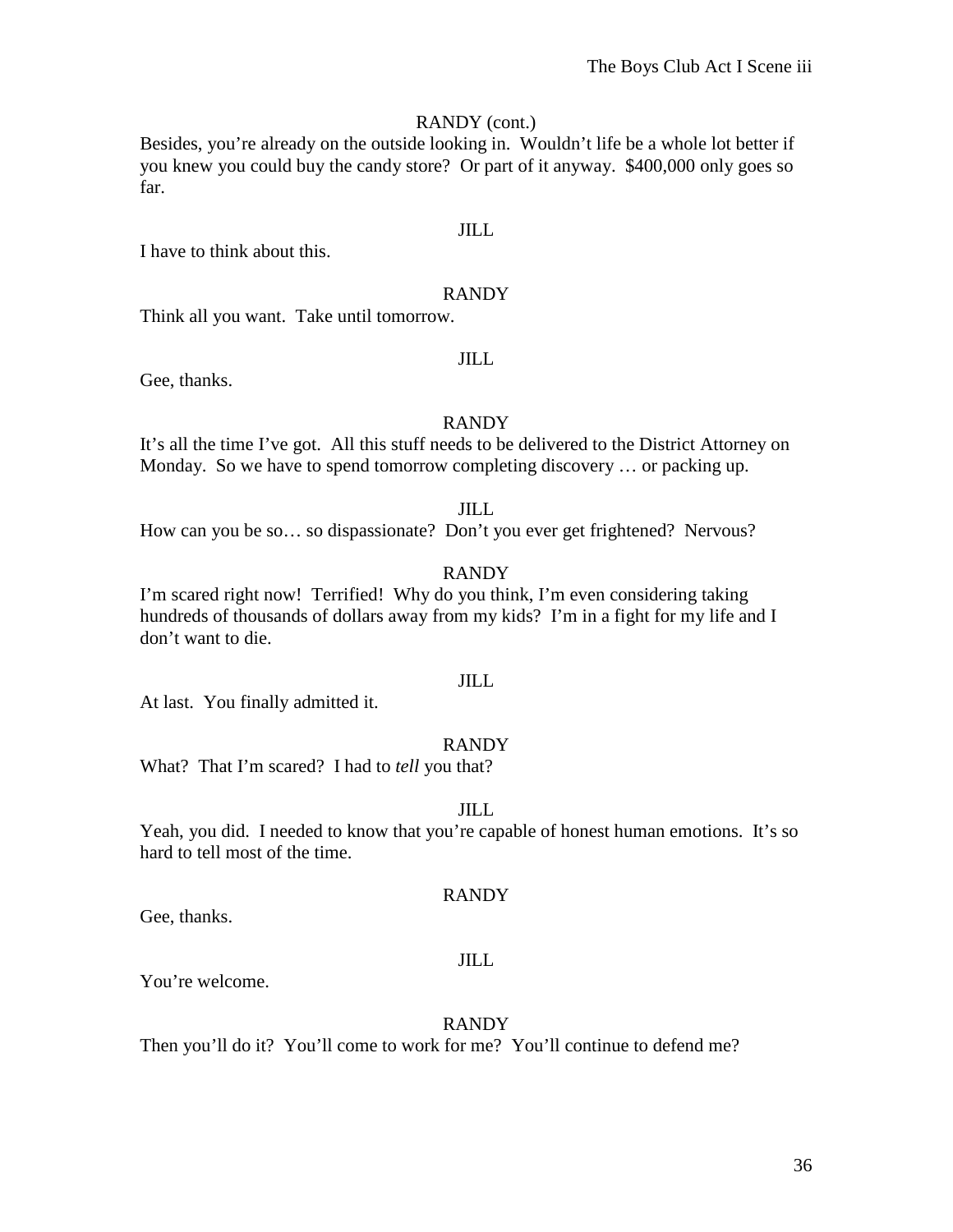RANDY (cont.)

Besides, you're already on the outside looking in. Wouldn't life be a whole lot better if you knew you could buy the candy store? Or part of it anyway. $400,000 only goes so far.

JILL

I have to think about this.

RANDY

Think all you want. Take until tomorrow.

JILL

Gee, thanks.

RANDY

It's all the time I've got. All this stuff needs to be delivered to the District Attorney on Monday. So we have to spend tomorrow completing discovery … or packing up.

JILL

How can you be so… so dispassionate? Don't you ever get frightened? Nervous?

RANDY

I'm scared right now! Terrified! Why do you think, I'm even considering taking hundreds of thousands of dollars away from my kids? I'm in a fight for my life and I don't want to die.

JILL

At last. You finally admitted it.

RANDY

What? That I'm scared? I had to *tell* you that?

JILL

Yeah, you did. I needed to know that you're capable of honest human emotions. It's so hard to tell most of the time.

RANDY

Gee, thanks.

JILL

You're welcome.

RANDY

Then you'll do it? You'll come to work for me? You'll continue to defend me?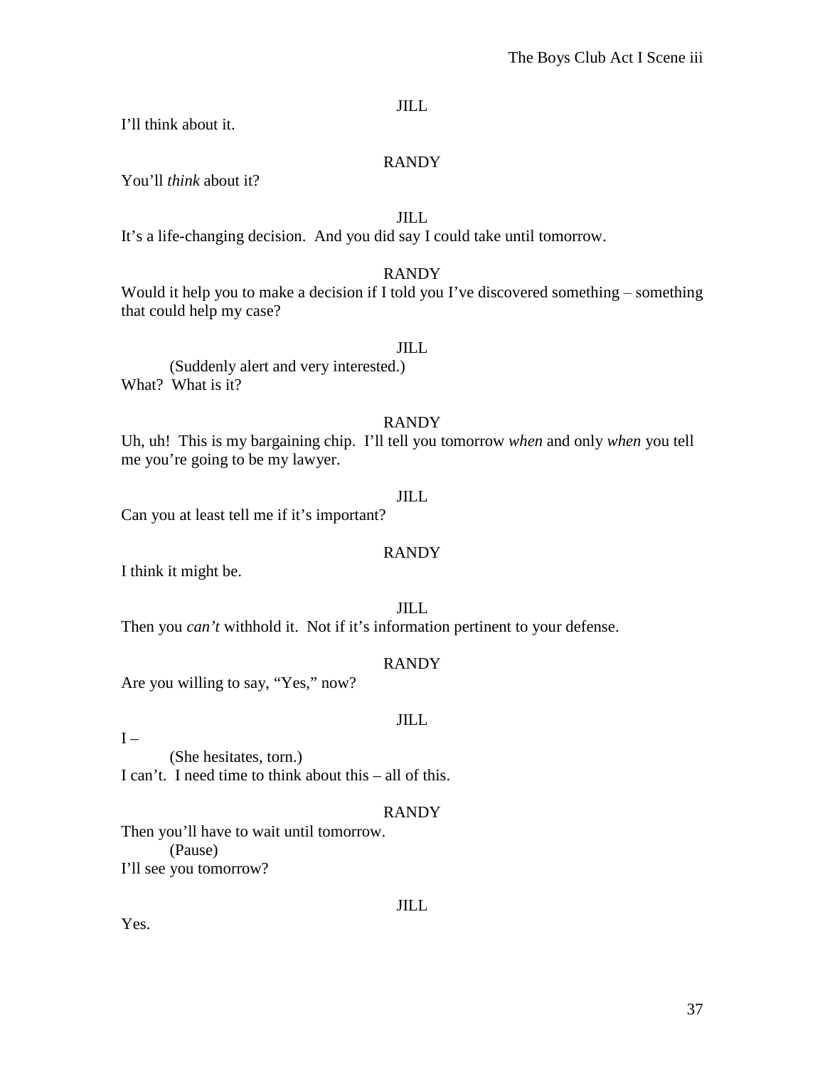JILL

I'll think about it.

RANDY

You'll *think* about it?

JILL

It's a life-changing decision. And you did say I could take until tomorrow.

RANDY

Would it help you to make a decision if I told you I've discovered something – something that could help my case?

JILL

(Suddenly alert and very interested.)

What? What is it?

RANDY

Uh, uh! This is my bargaining chip. I'll tell you tomorrow *when* and only *when* you tell me you're going to be my lawyer.

JILL

Can you at least tell me if it's important?

RANDY

I think it might be.

JILL

Then you *can't* withhold it. Not if it's information pertinent to your defense.

RANDY

Are you willing to say, "Yes," now?

JILL

I –

(She hesitates, torn.)

I can't. I need time to think about this – all of this.

RANDY

Then you'll have to wait until tomorrow.

(Pause)

I'll see you tomorrow?

JILL

Yes.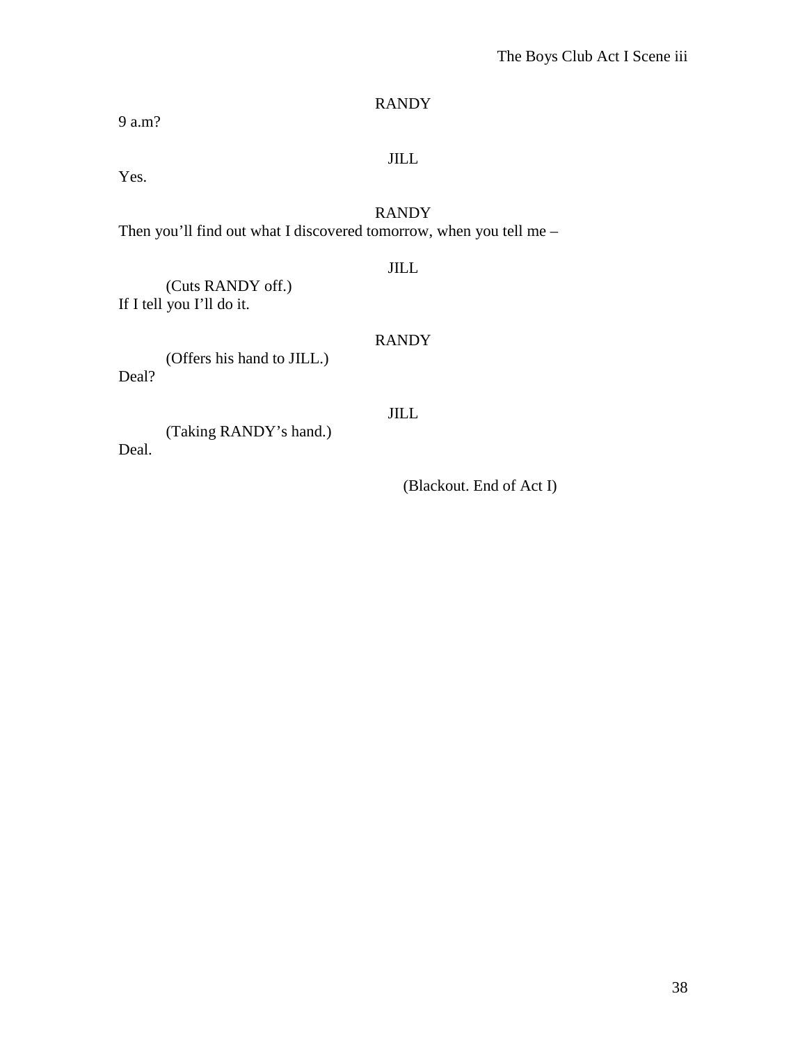RANDY

9 a.m?

JILL

Yes.

RANDY

Then you'll find out what I discovered tomorrow, when you tell me –

JILL

(Cuts RANDY off.)

If I tell you I'll do it.

RANDY

(Offers his hand to JILL.)

Deal?

JILL

(Taking RANDY's hand.)

Deal.

(Blackout. End of Act I)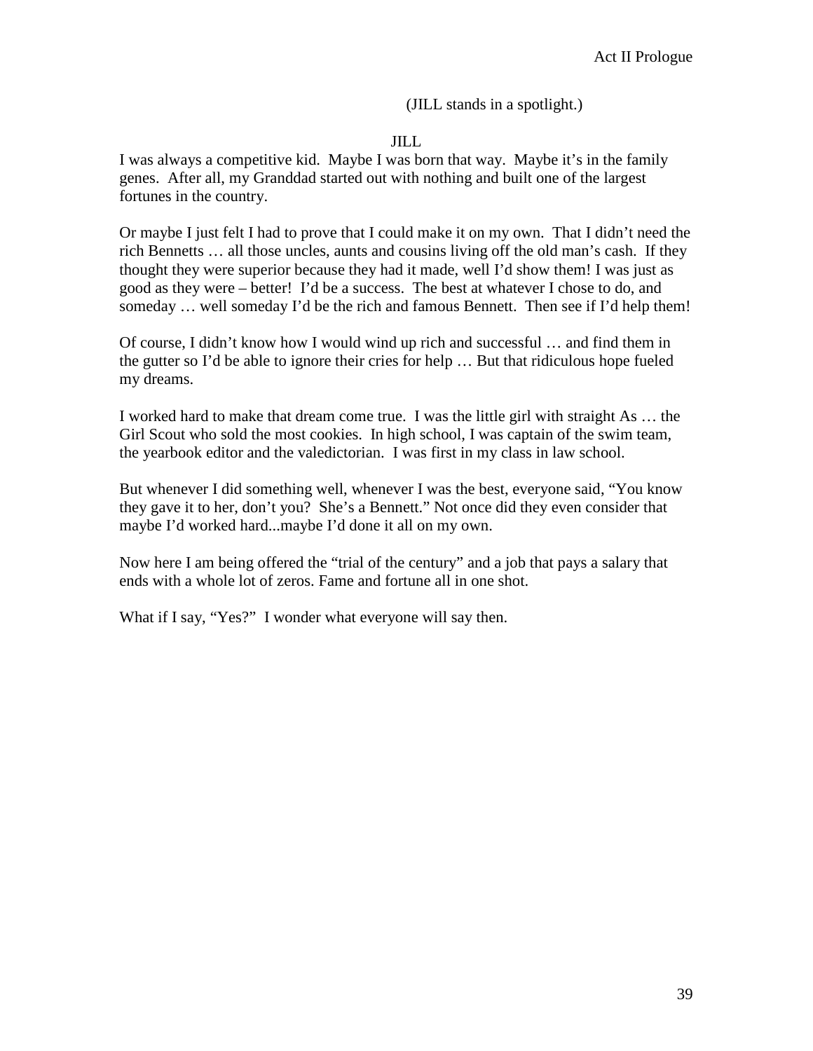(JILL stands in a spotlight.)

JILL

I was always a competitive kid. Maybe I was born that way. Maybe it's in the family genes. After all, my Granddad started out with nothing and built one of the largest fortunes in the country.

Or maybe I just felt I had to prove that I could make it on my own. That I didn't need the rich Bennetts … all those uncles, aunts and cousins living off the old man's cash. If they thought they were superior because they had it made, well I'd show them! I was just as good as they were – better! I'd be a success. The best at whatever I chose to do, and someday … well someday I'd be the rich and famous Bennett. Then see if I'd help them!

Of course, I didn't know how I would wind up rich and successful … and find them in the gutter so I'd be able to ignore their cries for help … But that ridiculous hope fueled my dreams.

I worked hard to make that dream come true. I was the little girl with straight As … the Girl Scout who sold the most cookies. In high school, I was captain of the swim team, the yearbook editor and the valedictorian. I was first in my class in law school.

But whenever I did something well, whenever I was the best, everyone said, "You know they gave it to her, don't you? She's a Bennett." Not once did they even consider that maybe I'd worked hard...maybe I'd done it all on my own.

Now here I am being offered the "trial of the century" and a job that pays a salary that ends with a whole lot of zeros. Fame and fortune all in one shot.

What if I say, "Yes?" I wonder what everyone will say then.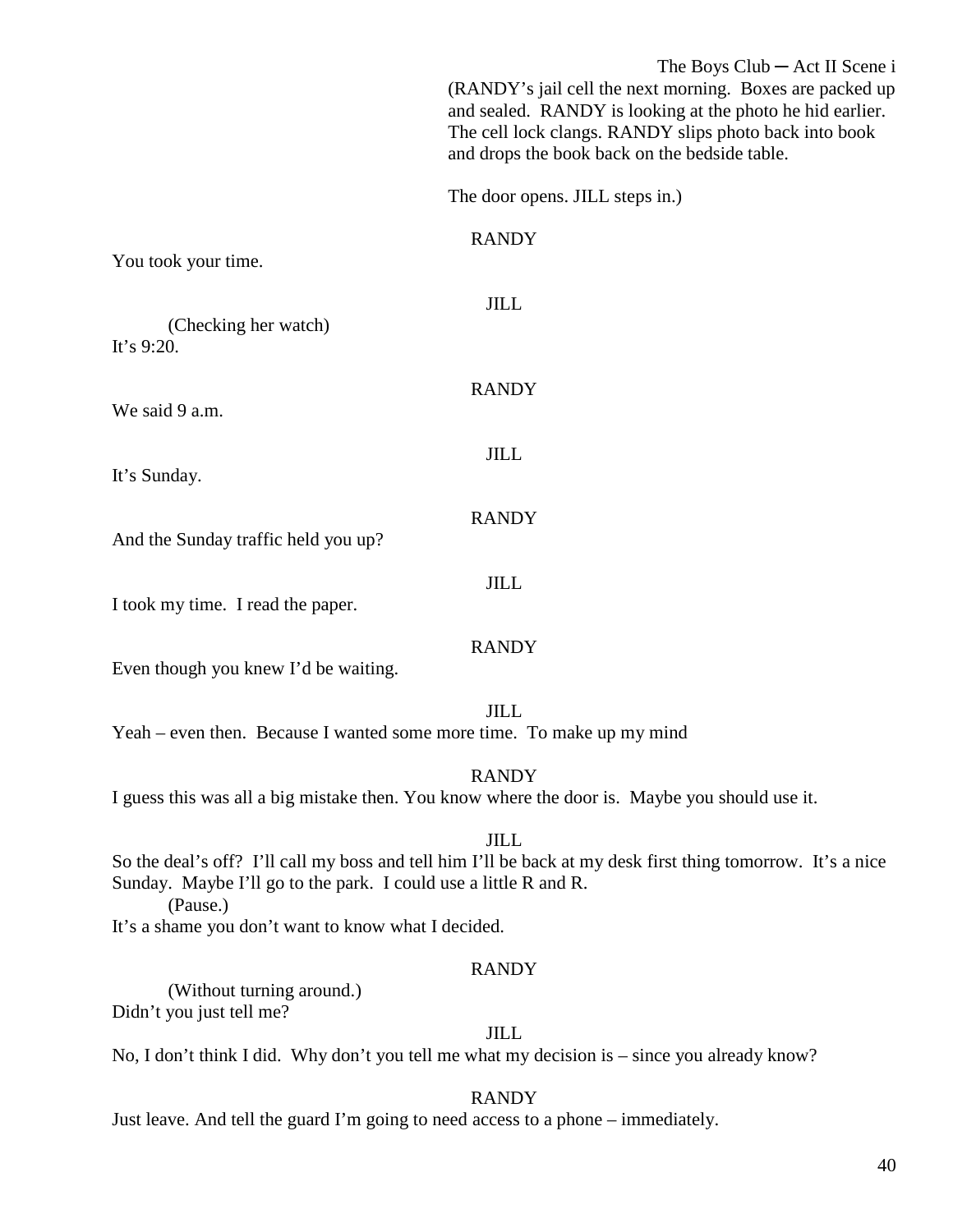(RANDY's jail cell the next morning. Boxes are packed up and sealed. RANDY is looking at the photo he hid earlier. The cell lock clangs. RANDY slips photo back into book and drops the book back on the bedside table.

The door opens. JILL steps in.)

RANDY

You took your time.

JILL

(Checking her watch)

It's 9:20.

RANDY

We said 9 a.m.

JILL

It's Sunday.

RANDY

And the Sunday traffic held you up?

JILL

I took my time. I read the paper.

RANDY

Even though you knew I'd be waiting.

JILL

Yeah – even then. Because I wanted some more time. To make up my mind

RANDY

I guess this was all a big mistake then. You know where the door is. Maybe you should use it.

JILL

So the deal's off? I'll call my boss and tell him I'll be back at my desk first thing tomorrow. It's a nice Sunday. Maybe I'll go to the park. I could use a little R and R.

(Pause.)

It's a shame you don't want to know what I decided.

RANDY

(Without turning around.)

Didn't you just tell me?

JILL

No, I don't think I did. Why don't you tell me what my decision is – since you already know?

RANDY

Just leave. And tell the guard I'm going to need access to a phone – immediately.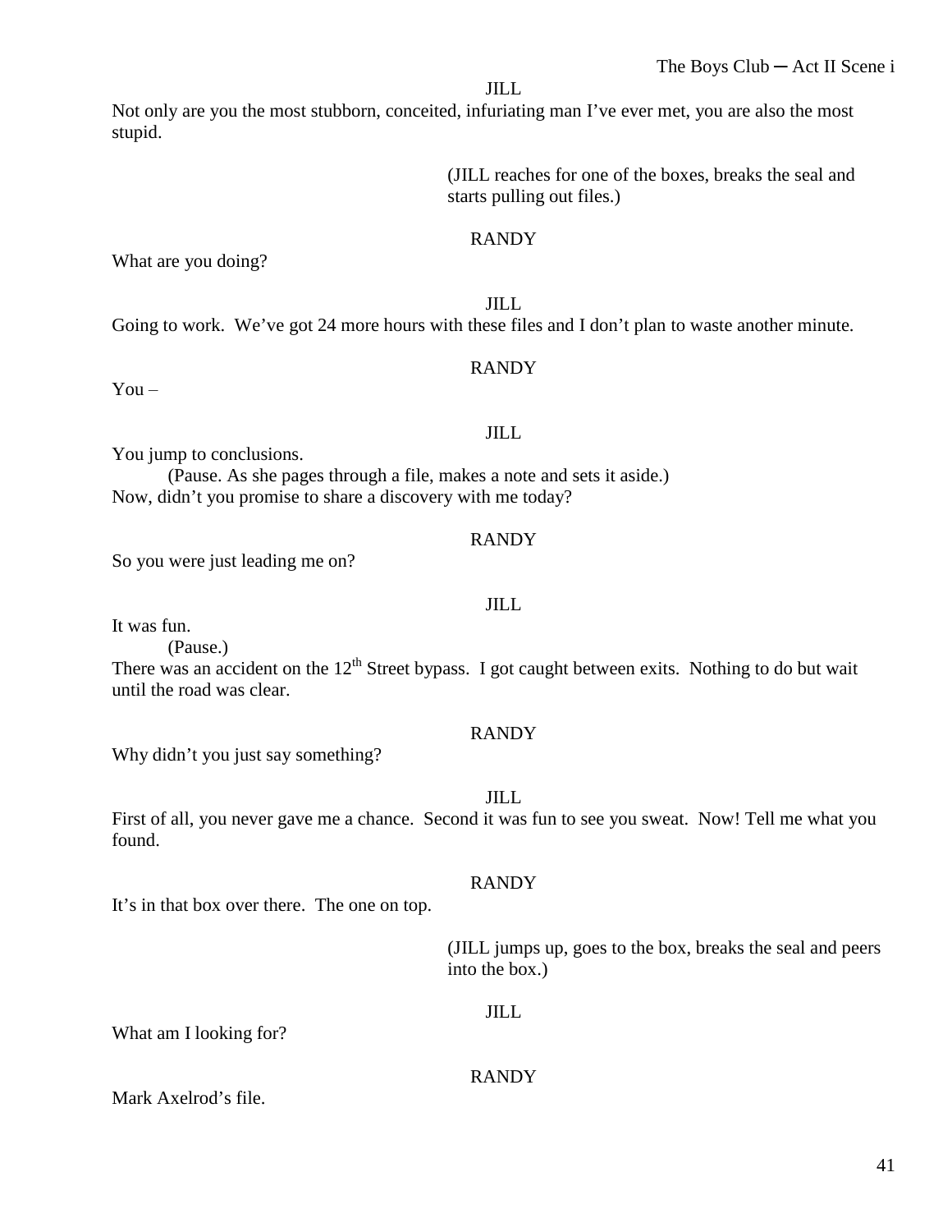JILL

Not only are you the most stubborn, conceited, infuriating man I've ever met, you are also the most stupid.

(JILL reaches for one of the boxes, breaks the seal and starts pulling out files.)

RANDY

What are you doing?

JILL

Going to work. We've got 24 more hours with these files and I don't plan to waste another minute.

RANDY

You –

JILL

You jump to conclusions.

(Pause. As she pages through a file, makes a note and sets it aside.)

Now, didn't you promise to share a discovery with me today?

RANDY

So you were just leading me on?

JILL

It was fun.

(Pause.)

There was an accident on the 12th Street bypass. I got caught between exits. Nothing to do but wait until the road was clear.

RANDY

Why didn't you just say something?

JILL

First of all, you never gave me a chance. Second it was fun to see you sweat. Now! Tell me what you found.

RANDY

It's in that box over there. The one on top.

(JILL jumps up, goes to the box, breaks the seal and peers into the box.)

JILL

What am I looking for?

RANDY

Mark Axelrod's file.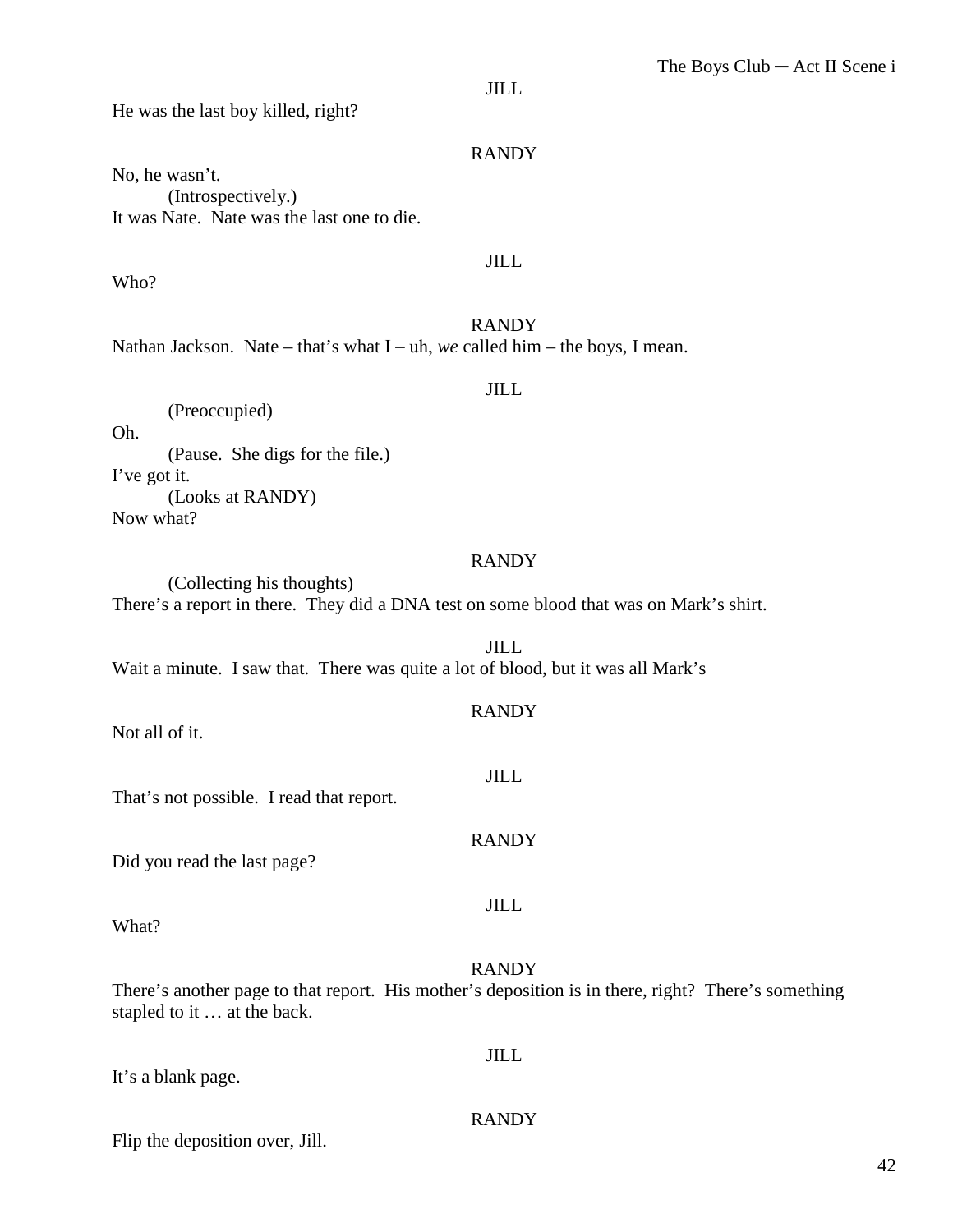JILL

He was the last boy killed, right?

RANDY

No, he wasn't.

(Introspectively.)

It was Nate. Nate was the last one to die.

JILL

Who?

RANDY

Nathan Jackson. Nate – that's what I – uh, *we* called him – the boys, I mean.

JILL

(Preoccupied)

Oh.

(Pause. She digs for the file.)

I've got it.

(Looks at RANDY)

Now what?

RANDY

(Collecting his thoughts)

There's a report in there. They did a DNA test on some blood that was on Mark's shirt.

JILL

Wait a minute. I saw that. There was quite a lot of blood, but it was all Mark's

RANDY

Not all of it.

JILL

That's not possible. I read that report.

RANDY

Did you read the last page?

JILL

What?

RANDY

There's another page to that report. His mother's deposition is in there, right? There's something stapled to it … at the back.

JILL

It's a blank page.

RANDY

Flip the deposition over, Jill.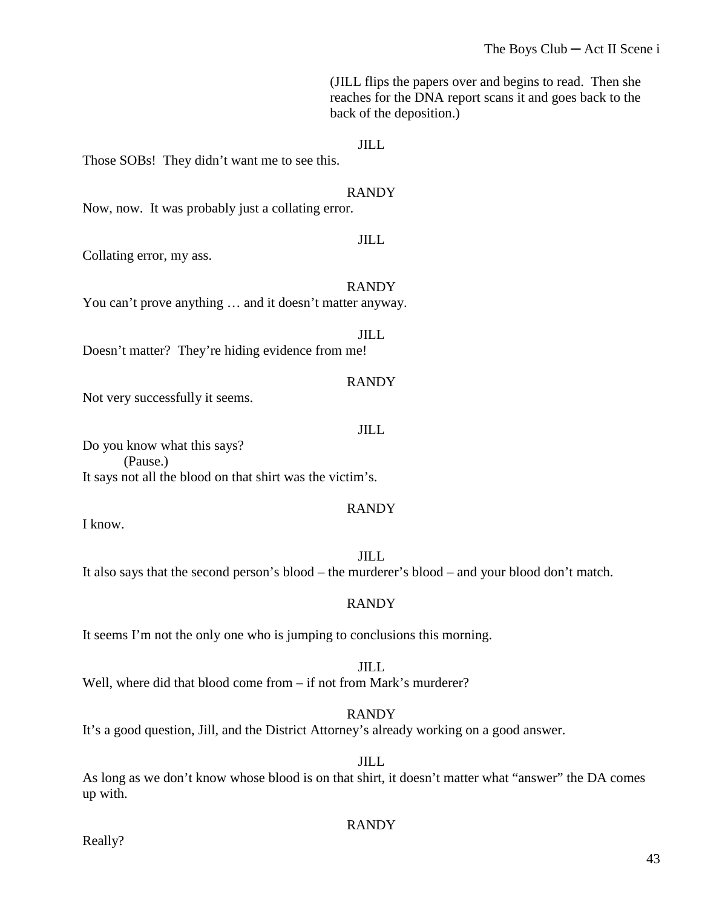(JILL flips the papers over and begins to read. Then she reaches for the DNA report scans it and goes back to the back of the deposition.)

JILL

Those SOBs! They didn't want me to see this.

RANDY

Now, now. It was probably just a collating error.

JILL

Collating error, my ass.

RANDY

You can't prove anything … and it doesn't matter anyway.

JILL

Doesn't matter? They're hiding evidence from me!

RANDY

Not very successfully it seems.

JILL

Do you know what this says?

(Pause.)

It says not all the blood on that shirt was the victim's.

RANDY

I know.

JILL

It also says that the second person's blood – the murderer's blood – and your blood don't match.

RANDY

It seems I'm not the only one who is jumping to conclusions this morning.

JILL

Well, where did that blood come from – if not from Mark's murderer?

RANDY

It's a good question, Jill, and the District Attorney's already working on a good answer.

JILL

As long as we don't know whose blood is on that shirt, it doesn't matter what "answer" the DA comes up with.

RANDY

Really?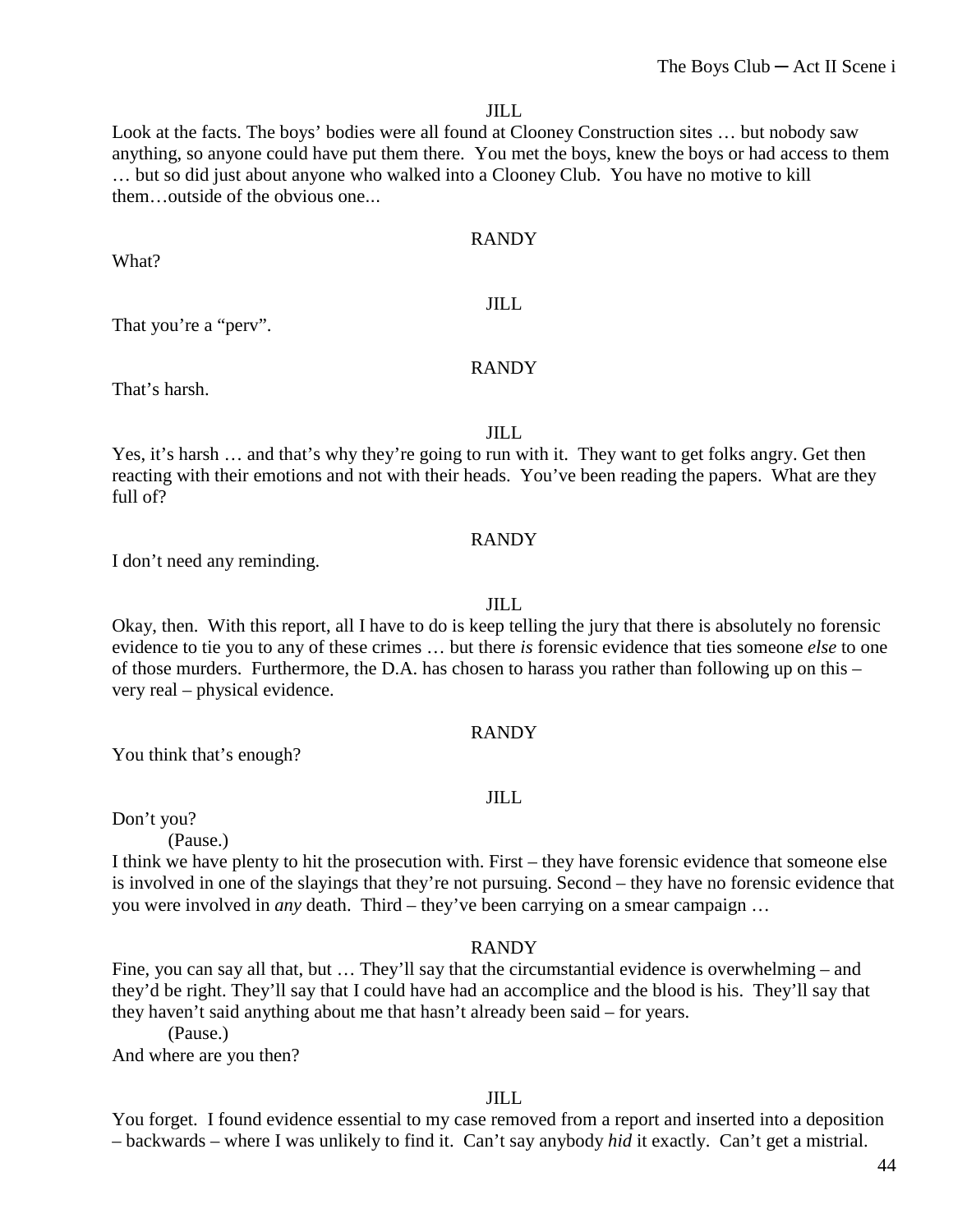JILL

Look at the facts. The boys' bodies were all found at Clooney Construction sites … but nobody saw anything, so anyone could have put them there. You met the boys, knew the boys or had access to them … but so did just about anyone who walked into a Clooney Club. You have no motive to kill them…outside of the obvious one...

RANDY

What?

JILL

That you're a "perv".

RANDY

That's harsh.

JILL

Yes, it's harsh … and that's why they're going to run with it. They want to get folks angry. Get then reacting with their emotions and not with their heads. You've been reading the papers. What are they full of?

RANDY

I don't need any reminding.

JILL

Okay, then. With this report, all I have to do is keep telling the jury that there is absolutely no forensic evidence to tie you to any of these crimes … but there *is* forensic evidence that ties someone *else* to one of those murders. Furthermore, the D.A. has chosen to harass you rather than following up on this – very real – physical evidence.

RANDY

You think that's enough?

JILL

Don't you?

(Pause.)

I think we have plenty to hit the prosecution with. First – they have forensic evidence that someone else is involved in one of the slayings that they're not pursuing. Second – they have no forensic evidence that you were involved in *any* death. Third – they've been carrying on a smear campaign …

RANDY

Fine, you can say all that, but … They'll say that the circumstantial evidence is overwhelming – and they'd be right. They'll say that I could have had an accomplice and the blood is his. They'll say that they haven't said anything about me that hasn't already been said – for years.

(Pause.)

And where are you then?

JILL

You forget. I found evidence essential to my case removed from a report and inserted into a deposition – backwards – where I was unlikely to find it. Can't say anybody *hid* it exactly. Can't get a mistrial.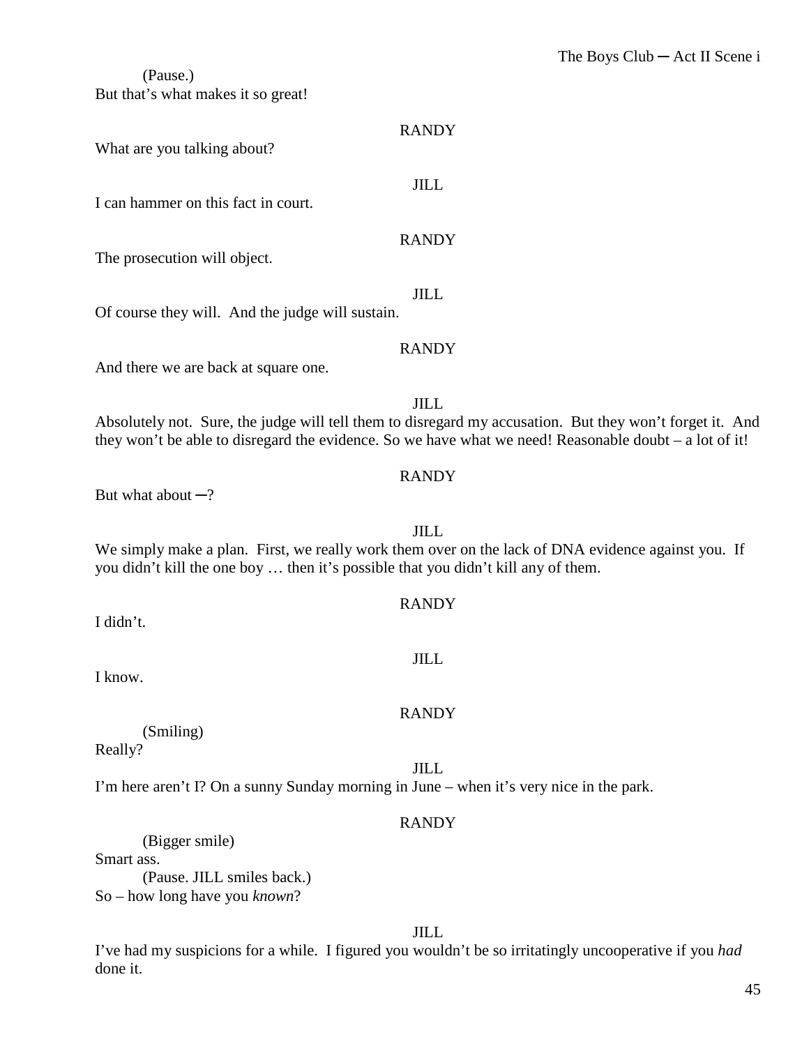(Pause.)

But that's what makes it so great!

RANDY

What are you talking about?

JILL

I can hammer on this fact in court.

RANDY

The prosecution will object.

JILL

Of course they will. And the judge will sustain.

RANDY

And there we are back at square one.

JILL

Absolutely not. Sure, the judge will tell them to disregard my accusation. But they won't forget it. And they won't be able to disregard the evidence. So we have what we need! Reasonable doubt – a lot of it!

RANDY

But what about ─?

JILL

We simply make a plan. First, we really work them over on the lack of DNA evidence against you. If you didn't kill the one boy … then it's possible that you didn't kill any of them.

RANDY

I didn't.

JILL

I know.

RANDY

(Smiling)

Really?

JILL

I'm here aren't I? On a sunny Sunday morning in June – when it's very nice in the park.

RANDY

(Bigger smile)

Smart ass.

(Pause. JILL smiles back.)

So – how long have you *known*?

JILL

I've had my suspicions for a while. I figured you wouldn't be so irritatingly uncooperative if you *had* done it.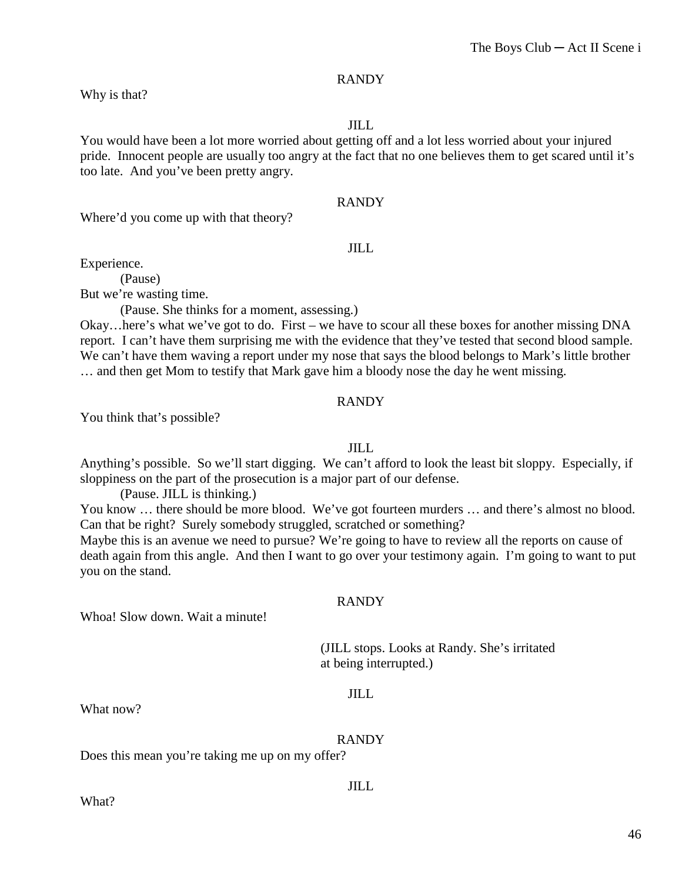RANDY

Why is that?

JILL

You would have been a lot more worried about getting off and a lot less worried about your injured pride. Innocent people are usually too angry at the fact that no one believes them to get scared until it's too late. And you've been pretty angry.

RANDY

Where'd you come up with that theory?

JILL

Experience.

(Pause)

But we're wasting time.

(Pause. She thinks for a moment, assessing.)

Okay…here's what we've got to do. First – we have to scour all these boxes for another missing DNA report. I can't have them surprising me with the evidence that they've tested that second blood sample. We can't have them waving a report under my nose that says the blood belongs to Mark's little brother … and then get Mom to testify that Mark gave him a bloody nose the day he went missing.

RANDY

You think that's possible?

JILL

Anything's possible. So we'll start digging. We can't afford to look the least bit sloppy. Especially, if sloppiness on the part of the prosecution is a major part of our defense.

(Pause. JILL is thinking.)

You know … there should be more blood. We've got fourteen murders … and there's almost no blood. Can that be right? Surely somebody struggled, scratched or something?

Maybe this is an avenue we need to pursue? We're going to have to review all the reports on cause of death again from this angle. And then I want to go over your testimony again. I'm going to want to put you on the stand.

RANDY

Whoa! Slow down. Wait a minute!

(JILL stops. Looks at Randy. She's irritated at being interrupted.)

JILL

What now?

RANDY

Does this mean you're taking me up on my offer?

JILL

What?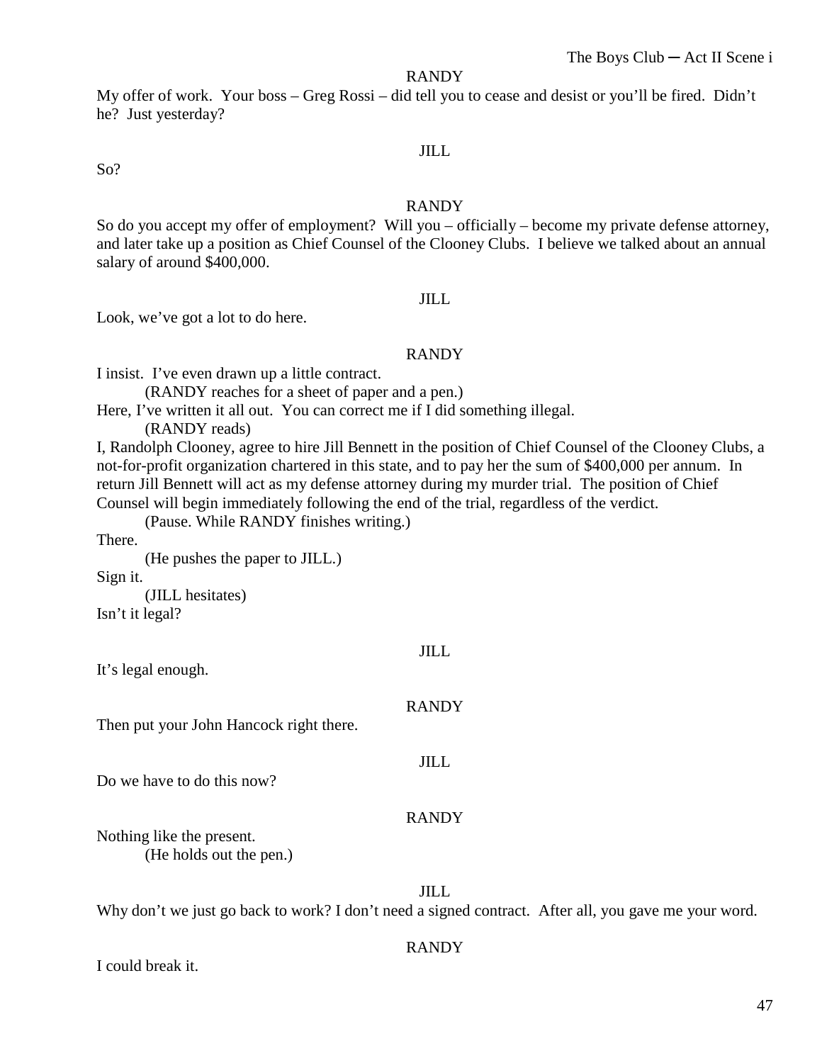RANDY

My offer of work. Your boss – Greg Rossi – did tell you to cease and desist or you'll be fired. Didn't he? Just yesterday?

JILL

So?

RANDY

So do you accept my offer of employment? Will you – officially – become my private defense attorney, and later take up a position as Chief Counsel of the Clooney Clubs. I believe we talked about an annual salary of around $400,000.

JILL

Look, we've got a lot to do here.

RANDY

I insist. I've even drawn up a little contract.

(RANDY reaches for a sheet of paper and a pen.)

Here, I've written it all out. You can correct me if I did something illegal.

(RANDY reads)

I, Randolph Clooney, agree to hire Jill Bennett in the position of Chief Counsel of the Clooney Clubs, a not-for-profit organization chartered in this state, and to pay her the sum of $400,000 per annum. In return Jill Bennett will act as my defense attorney during my murder trial. The position of Chief Counsel will begin immediately following the end of the trial, regardless of the verdict.

(Pause. While RANDY finishes writing.)

There.

(He pushes the paper to JILL.)

Sign it.

(JILL hesitates)

Isn't it legal?

JILL

It's legal enough.

RANDY

Then put your John Hancock right there.

JILL

Do we have to do this now?

RANDY

Nothing like the present.

(He holds out the pen.)

JILL

Why don't we just go back to work? I don't need a signed contract. After all, you gave me your word.

RANDY

I could break it.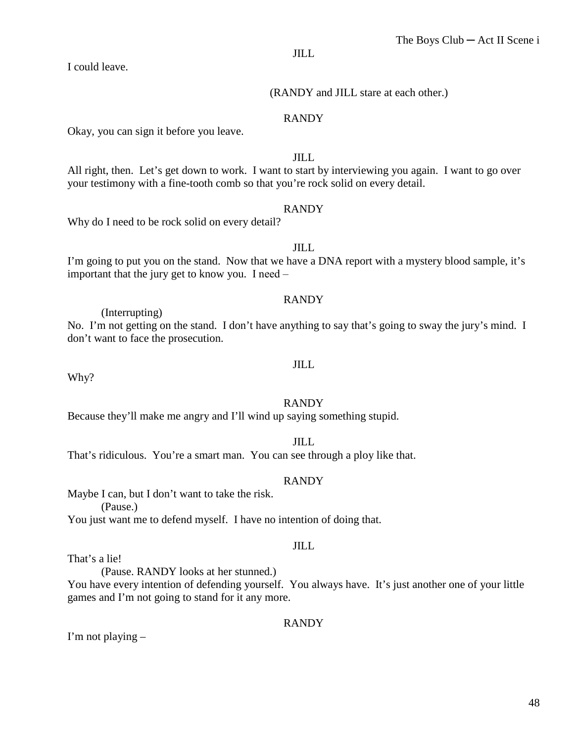JILL

I could leave.

(RANDY and JILL stare at each other.)

RANDY

Okay, you can sign it before you leave.

JILL

All right, then. Let's get down to work. I want to start by interviewing you again. I want to go over your testimony with a fine-tooth comb so that you're rock solid on every detail.

RANDY

Why do I need to be rock solid on every detail?

JILL

I'm going to put you on the stand. Now that we have a DNA report with a mystery blood sample, it's important that the jury get to know you. I need –

RANDY

(Interrupting)

No. I'm not getting on the stand. I don't have anything to say that's going to sway the jury's mind. I don't want to face the prosecution.

JILL

Why?

RANDY

Because they'll make me angry and I'll wind up saying something stupid.

JILL

That's ridiculous. You're a smart man. You can see through a ploy like that.

RANDY

Maybe I can, but I don't want to take the risk.

(Pause.)

You just want me to defend myself. I have no intention of doing that.

JILL

That's a lie!

(Pause. RANDY looks at her stunned.)

You have every intention of defending yourself. You always have. It's just another one of your little games and I'm not going to stand for it any more.

RANDY

I'm not playing –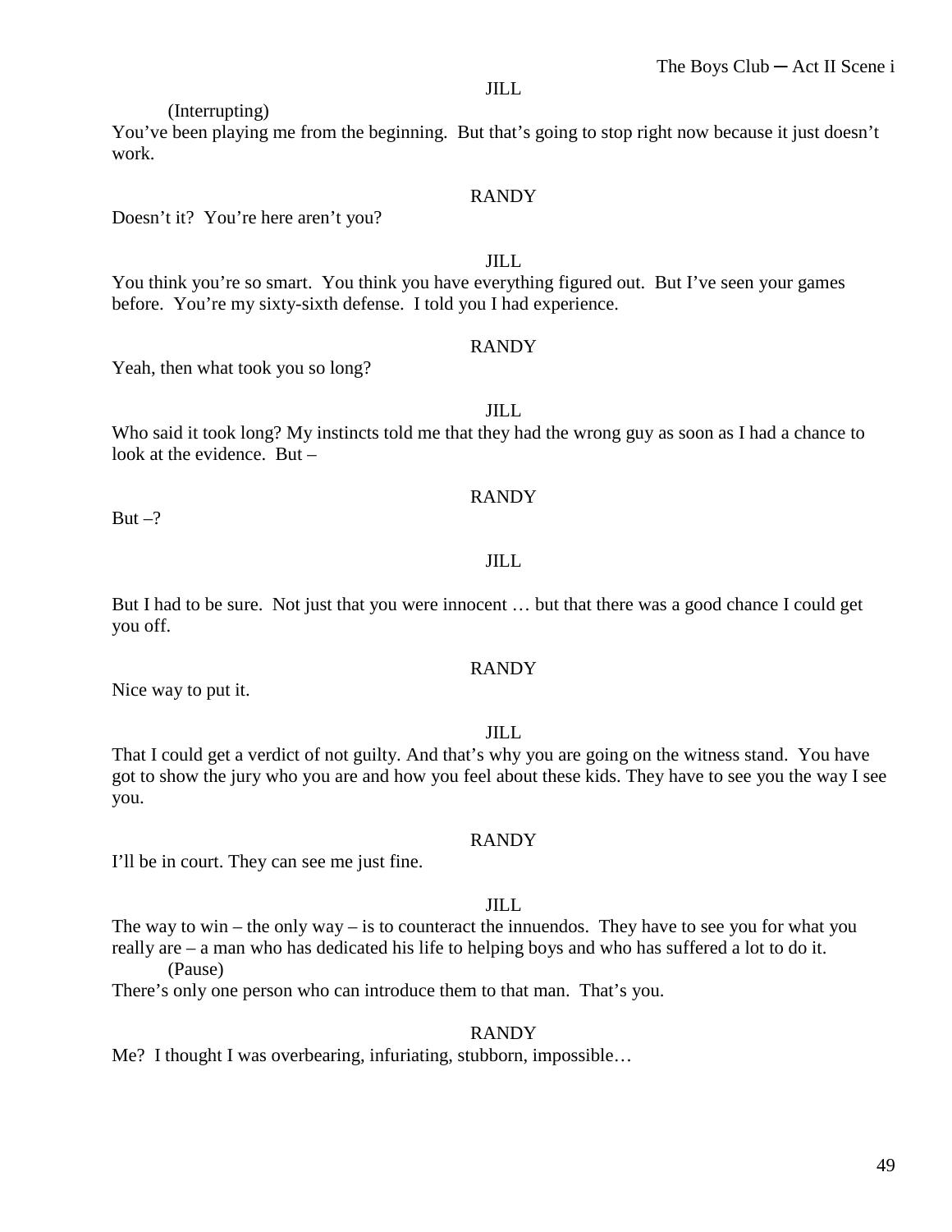JILL

(Interrupting)

You've been playing me from the beginning. But that's going to stop right now because it just doesn't work.

RANDY

Doesn't it? You're here aren't you?

JILL

You think you're so smart. You think you have everything figured out. But I've seen your games before. You're my sixty-sixth defense. I told you I had experience.

RANDY

Yeah, then what took you so long?

JILL

Who said it took long? My instincts told me that they had the wrong guy as soon as I had a chance to look at the evidence. But –

RANDY

But –?

JILL

But I had to be sure. Not just that you were innocent … but that there was a good chance I could get you off.

RANDY

Nice way to put it.

JILL

That I could get a verdict of not guilty. And that's why you are going on the witness stand. You have got to show the jury who you are and how you feel about these kids. They have to see you the way I see you.

RANDY

I'll be in court. They can see me just fine.

JILL

The way to win – the only way – is to counteract the innuendos. They have to see you for what you really are – a man who has dedicated his life to helping boys and who has suffered a lot to do it.

(Pause)

There's only one person who can introduce them to that man. That's you.

RANDY

Me? I thought I was overbearing, infuriating, stubborn, impossible…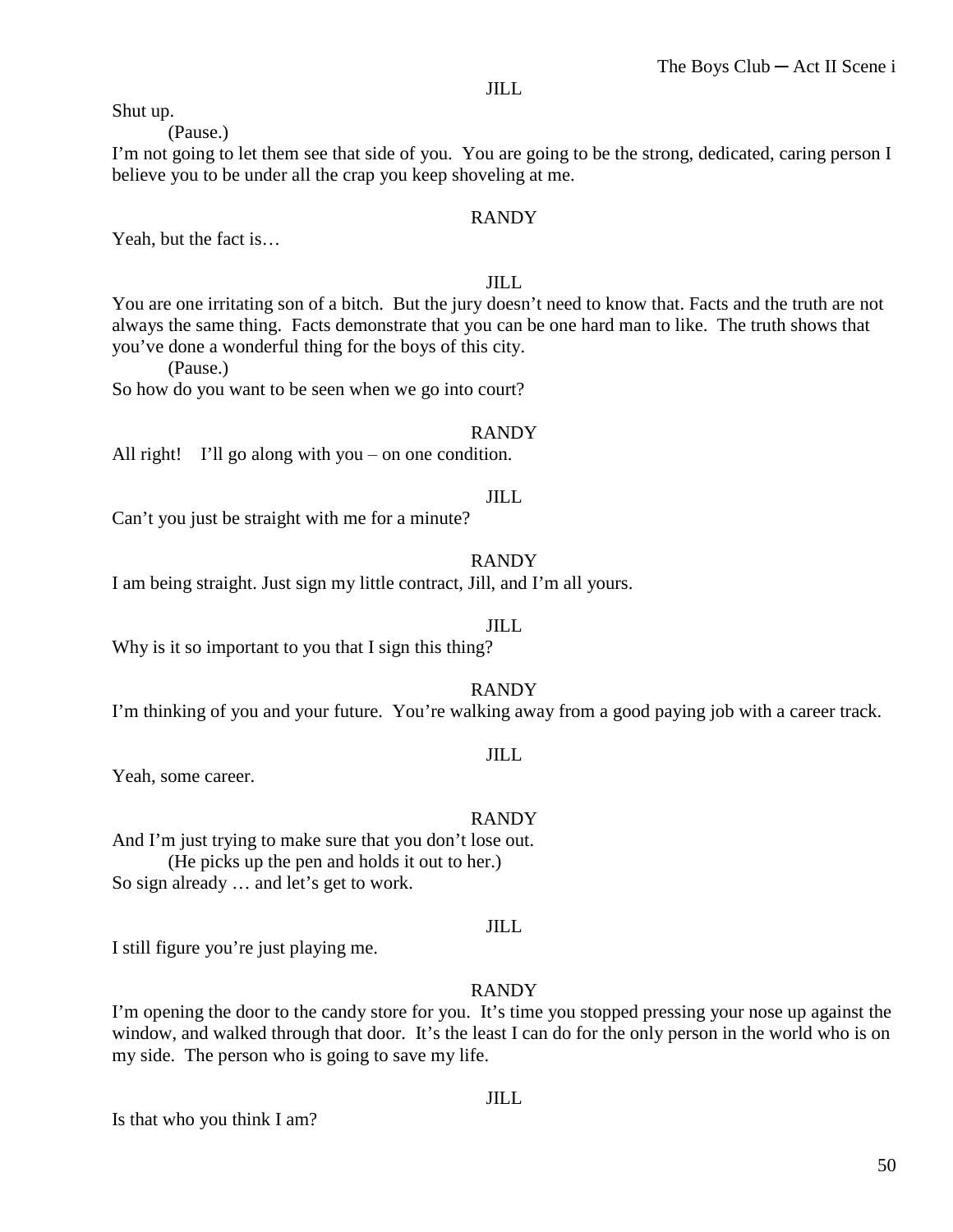JILL

Shut up.

(Pause.)

I'm not going to let them see that side of you. You are going to be the strong, dedicated, caring person I believe you to be under all the crap you keep shoveling at me.

RANDY

Yeah, but the fact is…

JILL

You are one irritating son of a bitch. But the jury doesn't need to know that. Facts and the truth are not always the same thing. Facts demonstrate that you can be one hard man to like. The truth shows that you've done a wonderful thing for the boys of this city.

(Pause.)

So how do you want to be seen when we go into court?

RANDY

All right! I'll go along with you – on one condition.

JILL

Can't you just be straight with me for a minute?

RANDY

I am being straight. Just sign my little contract, Jill, and I'm all yours.

JILL

Why is it so important to you that I sign this thing?

RANDY

I'm thinking of you and your future. You're walking away from a good paying job with a career track.

JILL

Yeah, some career.

RANDY

And I'm just trying to make sure that you don't lose out.

(He picks up the pen and holds it out to her.)

So sign already … and let's get to work.

JILL

I still figure you're just playing me.

RANDY

I'm opening the door to the candy store for you. It's time you stopped pressing your nose up against the window, and walked through that door. It's the least I can do for the only person in the world who is on my side. The person who is going to save my life.

JILL

Is that who you think I am?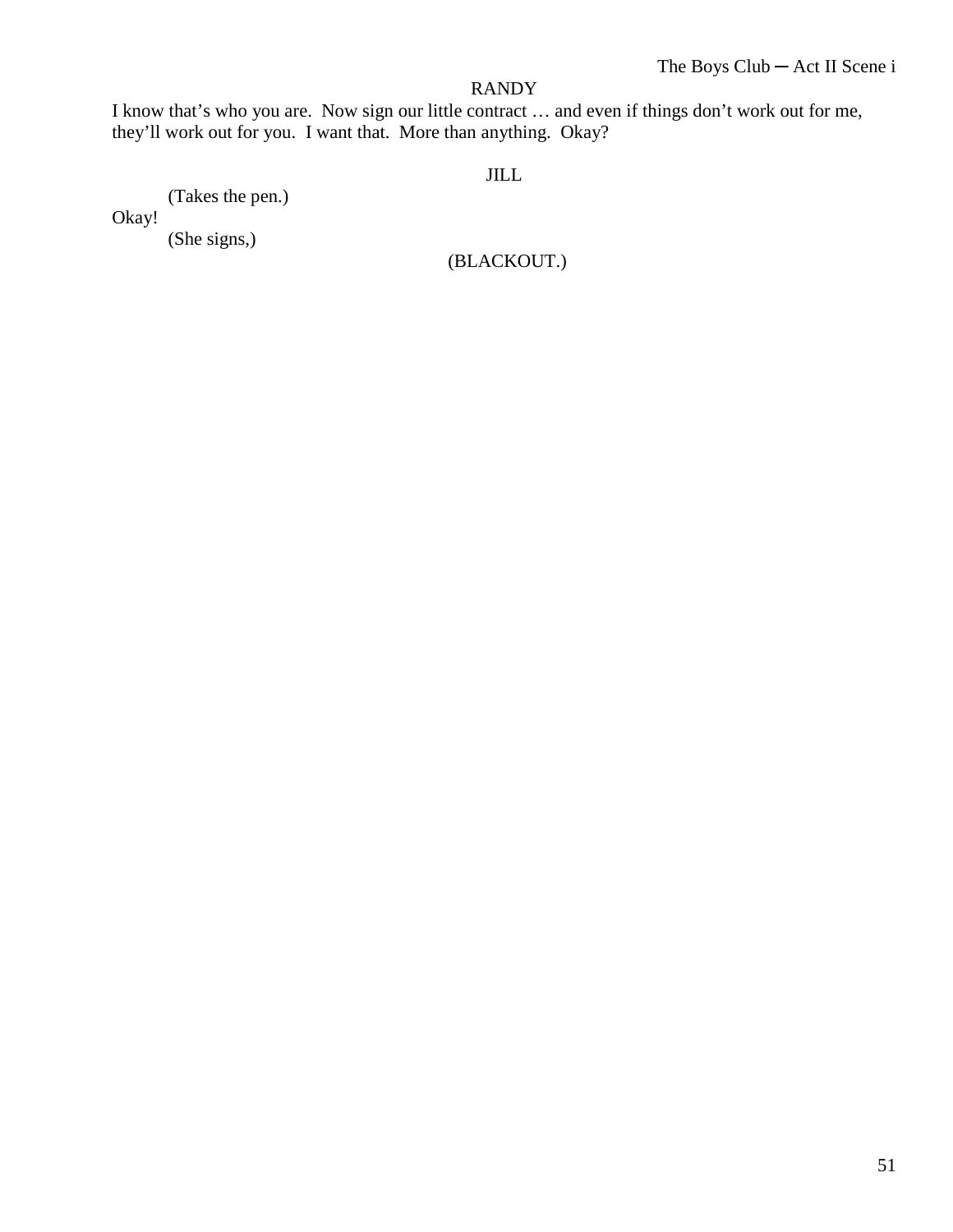RANDY

I know that's who you are. Now sign our little contract … and even if things don't work out for me, they'll work out for you. I want that. More than anything. Okay?

JILL

(Takes the pen.)

Okay!

(She signs,)

(BLACKOUT.)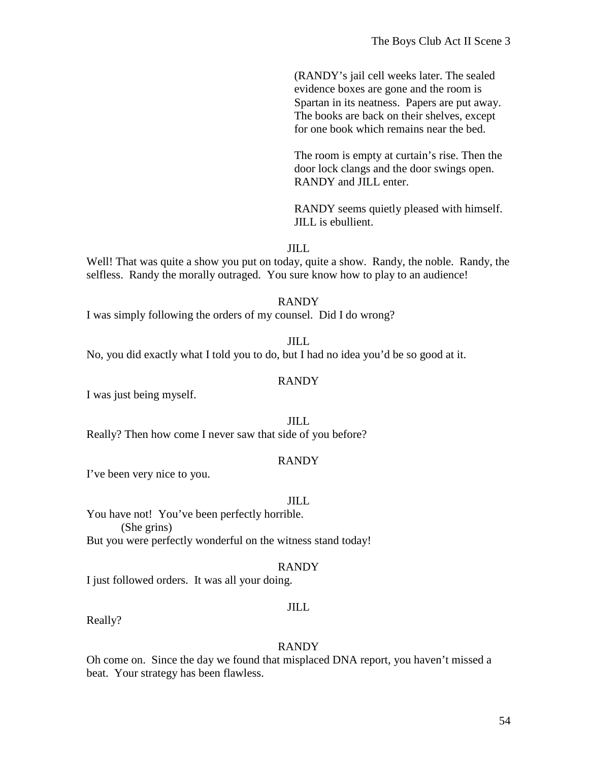(RANDY's jail cell weeks later. The sealed evidence boxes are gone and the room is Spartan in its neatness. Papers are put away. The books are back on their shelves, except for one book which remains near the bed.

The room is empty at curtain's rise. Then the door lock clangs and the door swings open. RANDY and JILL enter.

RANDY seems quietly pleased with himself. JILL is ebullient.

JILL

Well! That was quite a show you put on today, quite a show. Randy, the noble. Randy, the selfless. Randy the morally outraged. You sure know how to play to an audience!

RANDY

I was simply following the orders of my counsel. Did I do wrong?

JILL

No, you did exactly what I told you to do, but I had no idea you'd be so good at it.

RANDY

I was just being myself.

JILL

Really? Then how come I never saw that side of you before?

RANDY

I've been very nice to you.

JILL

You have not! You've been perfectly horrible.

(She grins)

But you were perfectly wonderful on the witness stand today!

RANDY

I just followed orders. It was all your doing.

JILL

Really?

RANDY

Oh come on. Since the day we found that misplaced DNA report, you haven't missed a beat. Your strategy has been flawless.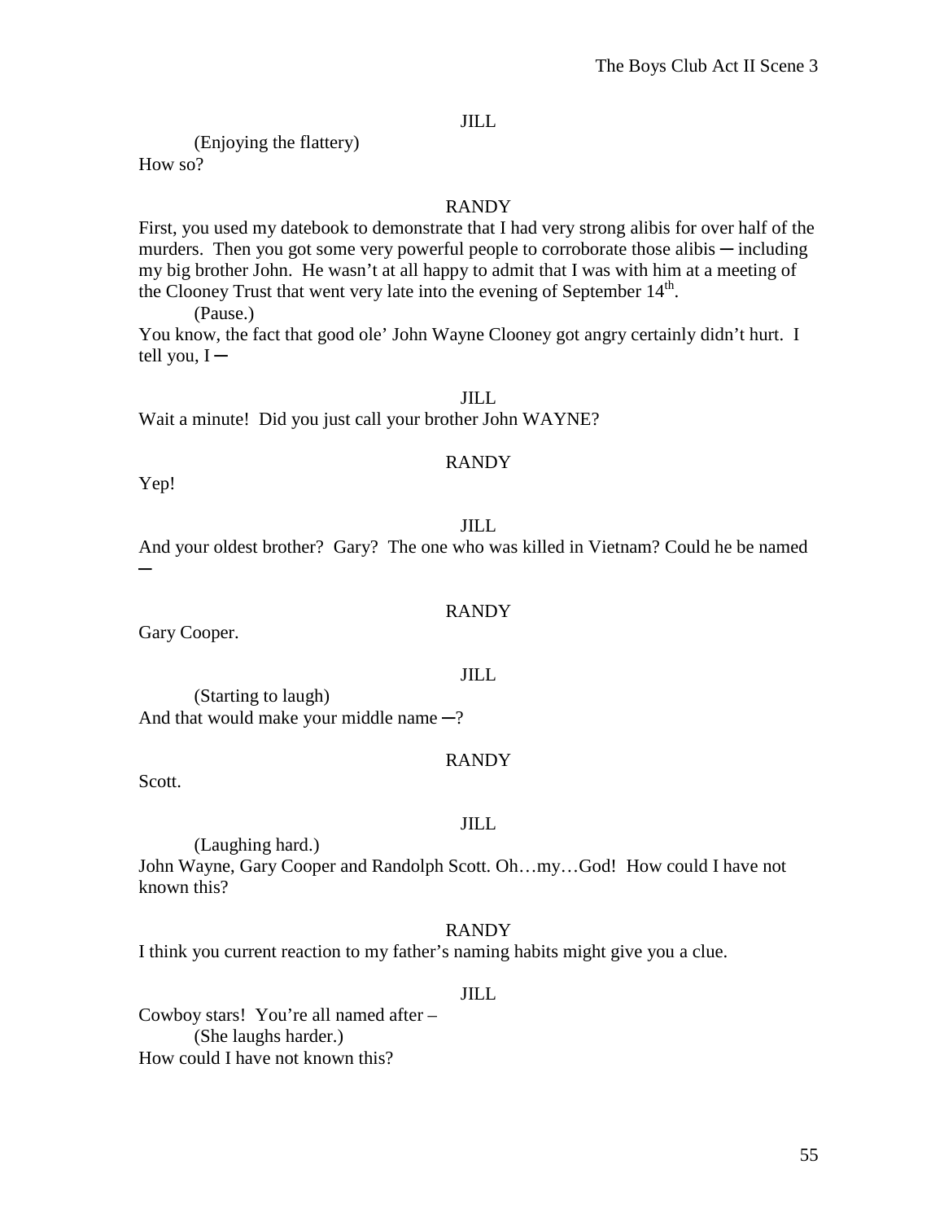JILL

(Enjoying the flattery)
How so?

RANDY

First, you used my datebook to demonstrate that I had very strong alibis for over half of the murders. Then you got some very powerful people to corroborate those alibis ─ including my big brother John. He wasn't at all happy to admit that I was with him at a meeting of the Clooney Trust that went very late into the evening of September 14th.

(Pause.)
You know, the fact that good ole' John Wayne Clooney got angry certainly didn't hurt. I tell you, I ─

JILL

Wait a minute! Did you just call your brother John WAYNE?

RANDY

Yep!

JILL

And your oldest brother? Gary? The one who was killed in Vietnam? Could he be named ─

RANDY

Gary Cooper.

JILL

(Starting to laugh)
And that would make your middle name ─?

RANDY

Scott.

JILL

(Laughing hard.)
John Wayne, Gary Cooper and Randolph Scott. Oh…my…God! How could I have not known this?

RANDY

I think you current reaction to my father's naming habits might give you a clue.

JILL

Cowboy stars! You're all named after –
(She laughs harder.)
How could I have not known this?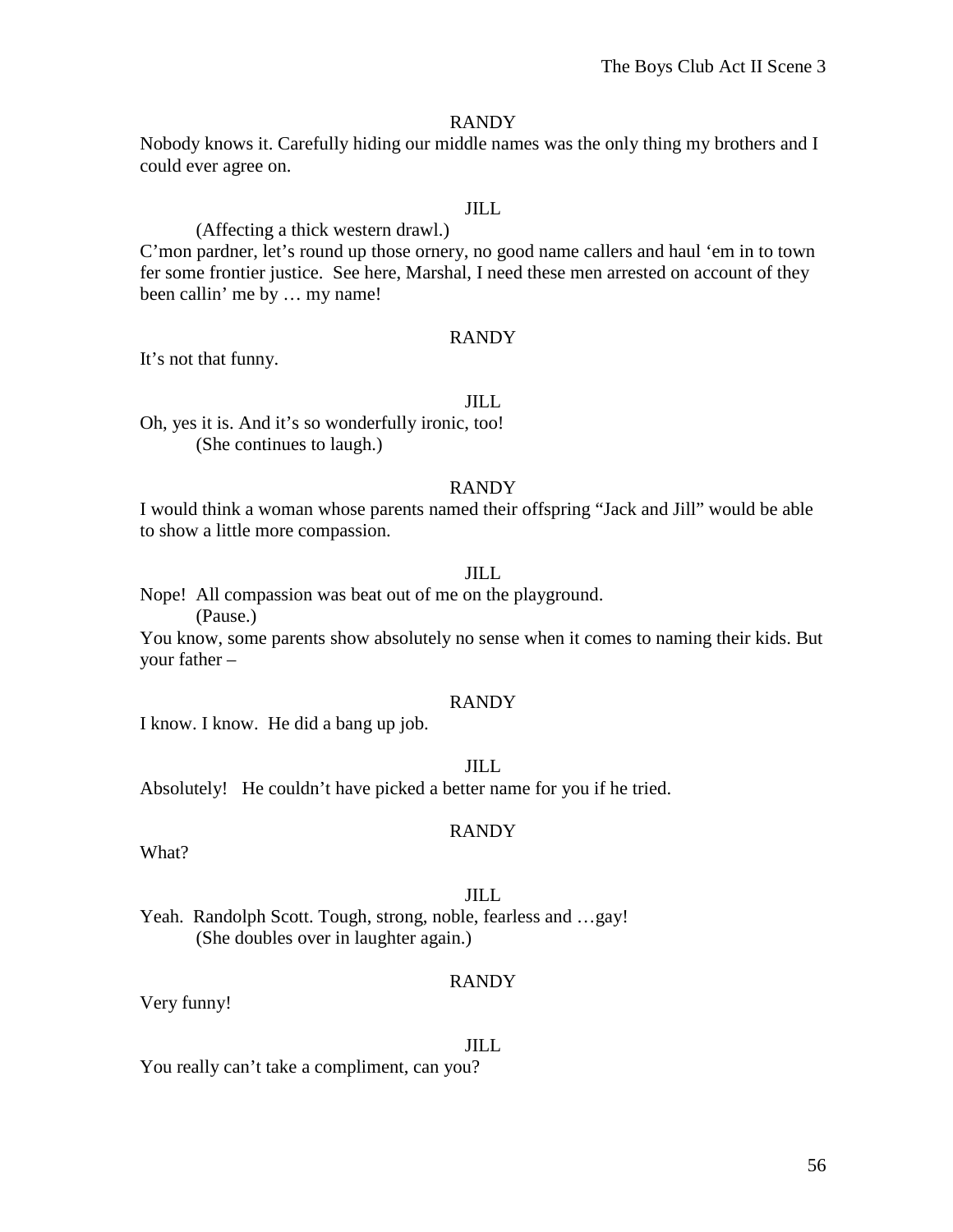RANDY

Nobody knows it. Carefully hiding our middle names was the only thing my brothers and I could ever agree on.

JILL

(Affecting a thick western drawl.)

C'mon pardner, let's round up those ornery, no good name callers and haul 'em in to town fer some frontier justice. See here, Marshal, I need these men arrested on account of they been callin' me by … my name!

RANDY

It's not that funny.

JILL

Oh, yes it is. And it's so wonderfully ironic, too!

(She continues to laugh.)

RANDY

I would think a woman whose parents named their offspring "Jack and Jill" would be able to show a little more compassion.

JILL

Nope! All compassion was beat out of me on the playground.

(Pause.)

You know, some parents show absolutely no sense when it comes to naming their kids. But your father –

RANDY

I know. I know. He did a bang up job.

JILL

Absolutely! He couldn't have picked a better name for you if he tried.

RANDY

What?

JILL

Yeah. Randolph Scott. Tough, strong, noble, fearless and …gay!

(She doubles over in laughter again.)

RANDY

Very funny!

JILL

You really can't take a compliment, can you?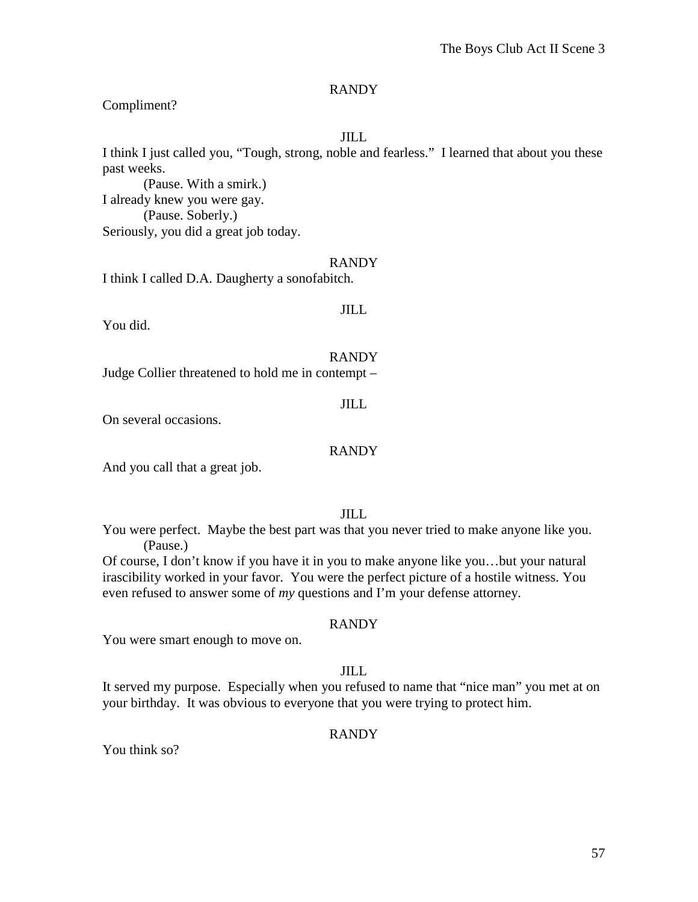RANDY

Compliment?

JILL

I think I just called you, "Tough, strong, noble and fearless." I learned that about you these past weeks.

(Pause. With a smirk.)

I already knew you were gay.

(Pause. Soberly.)

Seriously, you did a great job today.

RANDY

I think I called D.A. Daugherty a sonofabitch.

JILL

You did.

RANDY

Judge Collier threatened to hold me in contempt –

JILL

On several occasions.

RANDY

And you call that a great job.

JILL

You were perfect. Maybe the best part was that you never tried to make anyone like you.

(Pause.)

Of course, I don't know if you have it in you to make anyone like you…but your natural irascibility worked in your favor. You were the perfect picture of a hostile witness. You even refused to answer some of *my* questions and I'm your defense attorney.

RANDY

You were smart enough to move on.

JILL

It served my purpose. Especially when you refused to name that "nice man" you met at on your birthday. It was obvious to everyone that you were trying to protect him.

RANDY

You think so?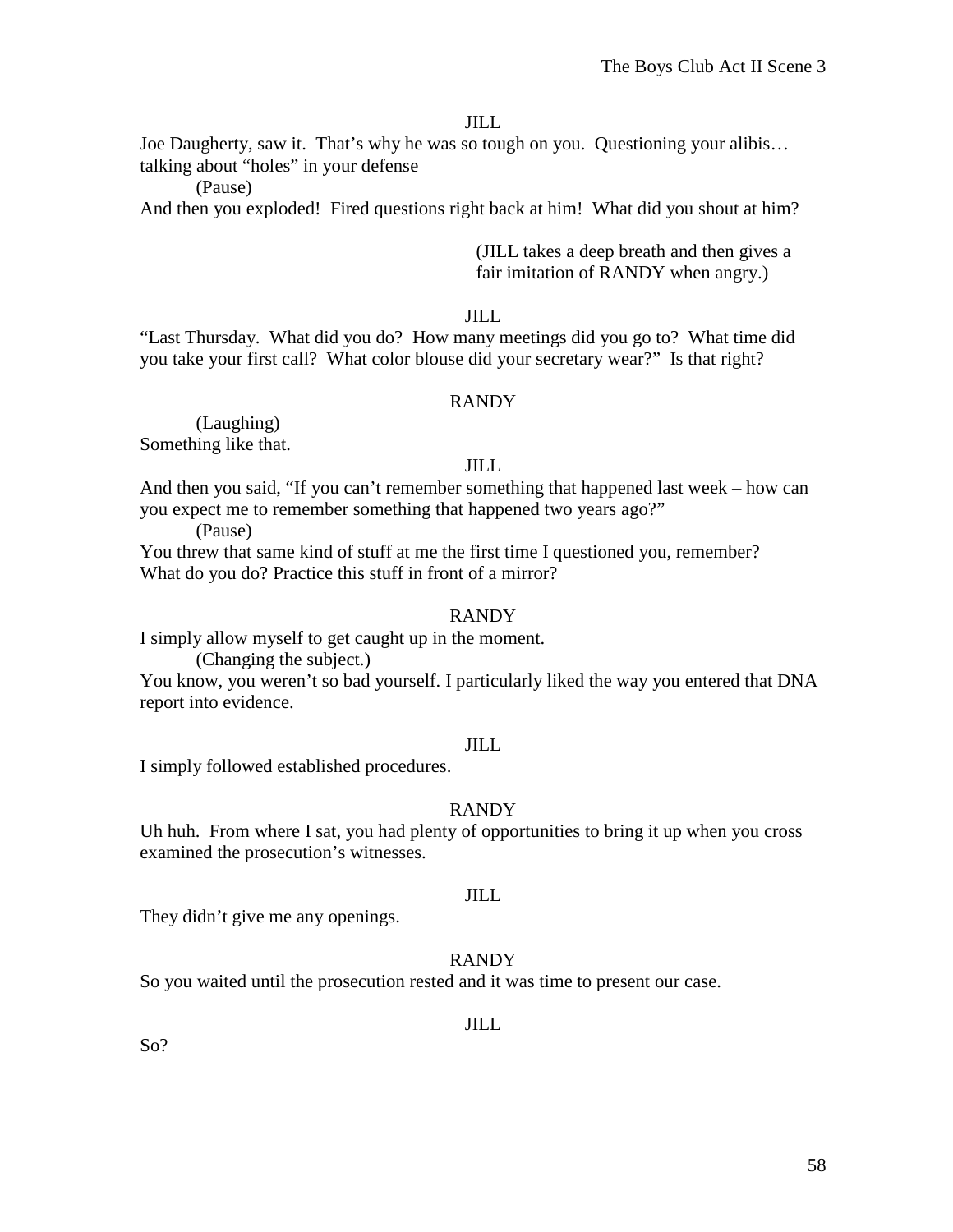JILL

Joe Daugherty, saw it. That's why he was so tough on you. Questioning your alibis… talking about "holes" in your defense

(Pause)

And then you exploded! Fired questions right back at him! What did you shout at him?

(JILL takes a deep breath and then gives a fair imitation of RANDY when angry.)

JILL

"Last Thursday. What did you do? How many meetings did you go to? What time did you take your first call? What color blouse did your secretary wear?" Is that right?

RANDY

(Laughing)

Something like that.

JILL

And then you said, "If you can't remember something that happened last week – how can you expect me to remember something that happened two years ago?"

(Pause)

You threw that same kind of stuff at me the first time I questioned you, remember? What do you do? Practice this stuff in front of a mirror?

RANDY

I simply allow myself to get caught up in the moment.

(Changing the subject.)

You know, you weren't so bad yourself. I particularly liked the way you entered that DNA report into evidence.

JILL

I simply followed established procedures.

RANDY

Uh huh. From where I sat, you had plenty of opportunities to bring it up when you cross examined the prosecution's witnesses.

JILL

They didn't give me any openings.

RANDY

So you waited until the prosecution rested and it was time to present our case.

JILL

So?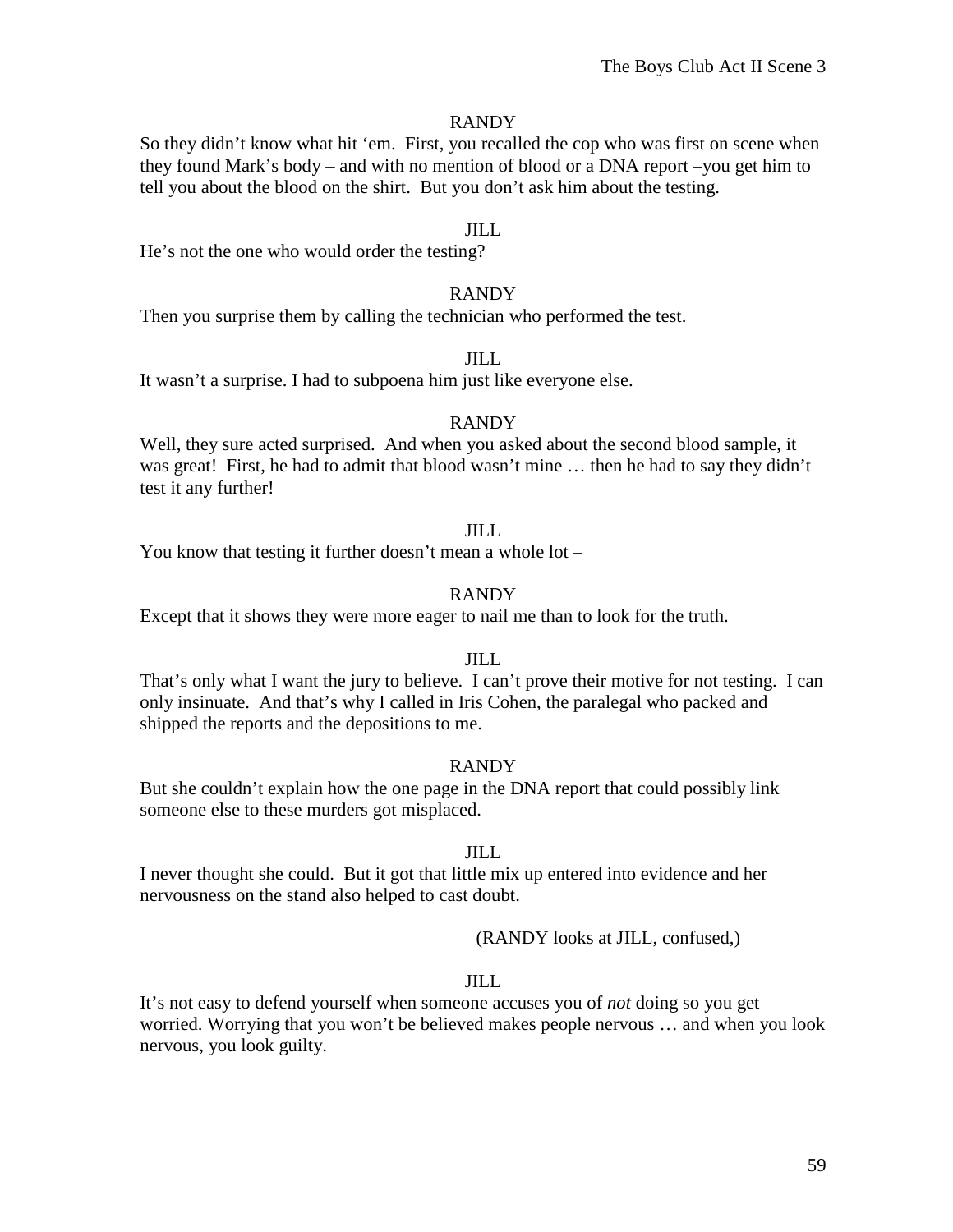RANDY

So they didn't know what hit 'em. First, you recalled the cop who was first on scene when they found Mark's body – and with no mention of blood or a DNA report –you get him to tell you about the blood on the shirt. But you don't ask him about the testing.

JILL

He's not the one who would order the testing?

RANDY

Then you surprise them by calling the technician who performed the test.

JILL

It wasn't a surprise. I had to subpoena him just like everyone else.

RANDY

Well, they sure acted surprised. And when you asked about the second blood sample, it was great! First, he had to admit that blood wasn't mine … then he had to say they didn't test it any further!

JILL

You know that testing it further doesn't mean a whole lot –

RANDY

Except that it shows they were more eager to nail me than to look for the truth.

JILL

That's only what I want the jury to believe. I can't prove their motive for not testing. I can only insinuate. And that's why I called in Iris Cohen, the paralegal who packed and shipped the reports and the depositions to me.

RANDY

But she couldn't explain how the one page in the DNA report that could possibly link someone else to these murders got misplaced.

JILL

I never thought she could. But it got that little mix up entered into evidence and her nervousness on the stand also helped to cast doubt.

(RANDY looks at JILL, confused,)

JILL

It's not easy to defend yourself when someone accuses you of *not* doing so you get worried. Worrying that you won't be believed makes people nervous … and when you look nervous, you look guilty.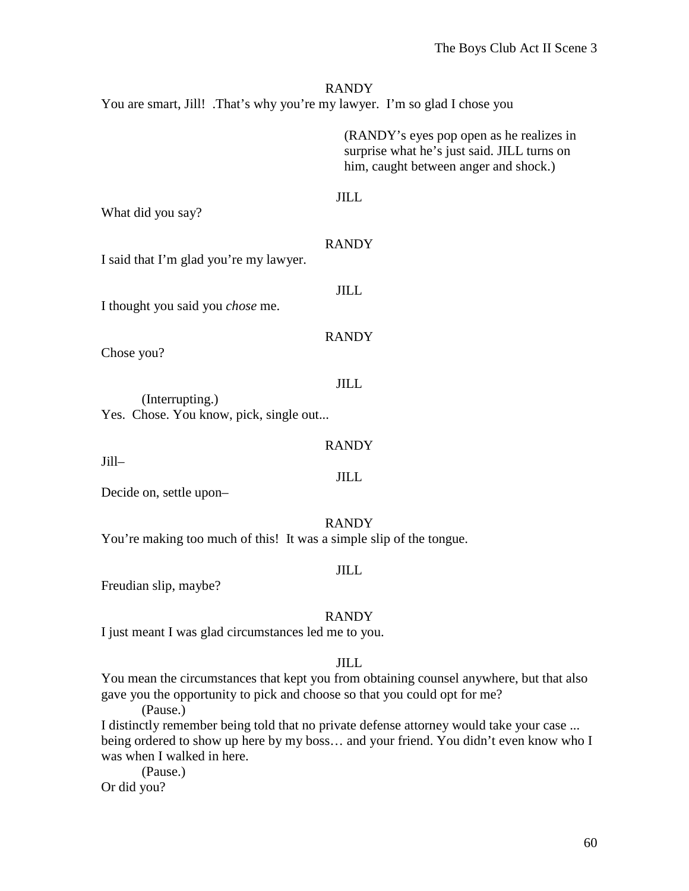RANDY

You are smart, Jill!  .That's why you're my lawyer.  I'm so glad I chose you

(RANDY's eyes pop open as he realizes in surprise what he's just said. JILL turns on him, caught between anger and shock.)

JILL

What did you say?

RANDY

I said that I'm glad you're my lawyer.

JILL

I thought you said you *chose* me.

RANDY

Chose you?

JILL

(Interrupting.)

Yes.  Chose. You know, pick, single out...

RANDY

Jill–

JILL

Decide on, settle upon–

RANDY

You're making too much of this!  It was a simple slip of the tongue.

JILL

Freudian slip, maybe?

RANDY

I just meant I was glad circumstances led me to you.

JILL

You mean the circumstances that kept you from obtaining counsel anywhere, but that also gave you the opportunity to pick and choose so that you could opt for me?

(Pause.)

I distinctly remember being told that no private defense attorney would take your case ... being ordered to show up here by my boss… and your friend. You didn't even know who I was when I walked in here.

(Pause.)

Or did you?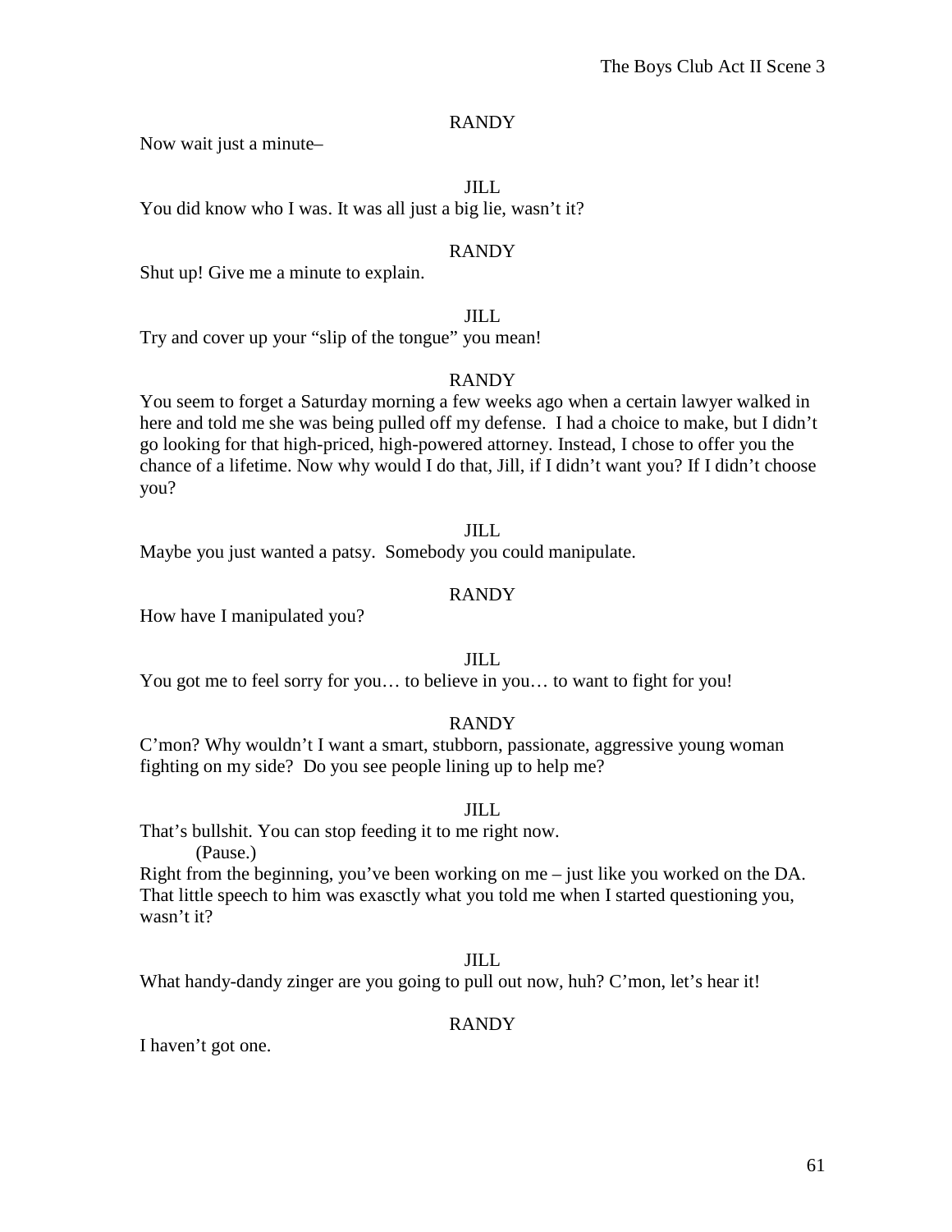RANDY

Now wait just a minute–

JILL

You did know who I was. It was all just a big lie, wasn't it?

RANDY

Shut up! Give me a minute to explain.

JILL

Try and cover up your "slip of the tongue" you mean!

RANDY

You seem to forget a Saturday morning a few weeks ago when a certain lawyer walked in here and told me she was being pulled off my defense. I had a choice to make, but I didn't go looking for that high-priced, high-powered attorney. Instead, I chose to offer you the chance of a lifetime. Now why would I do that, Jill, if I didn't want you? If I didn't choose you?

JILL

Maybe you just wanted a patsy. Somebody you could manipulate.

RANDY

How have I manipulated you?

JILL

You got me to feel sorry for you… to believe in you… to want to fight for you!

RANDY

C'mon? Why wouldn't I want a smart, stubborn, passionate, aggressive young woman fighting on my side? Do you see people lining up to help me?

JILL

That's bullshit. You can stop feeding it to me right now.

(Pause.)

Right from the beginning, you've been working on me – just like you worked on the DA. That little speech to him was exasctly what you told me when I started questioning you, wasn't it?

JILL

What handy-dandy zinger are you going to pull out now, huh? C'mon, let's hear it!

RANDY

I haven't got one.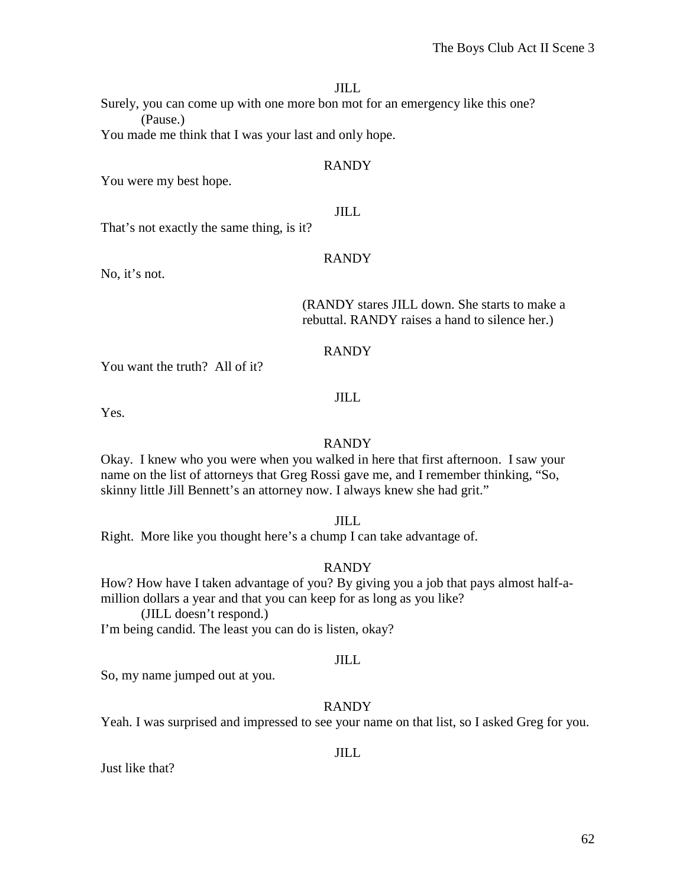JILL

Surely, you can come up with one more bon mot for an emergency like this one?

(Pause.)

You made me think that I was your last and only hope.

RANDY

You were my best hope.

JILL

That's not exactly the same thing, is it?

RANDY

No, it's not.

(RANDY stares JILL down. She starts to make a rebuttal. RANDY raises a hand to silence her.)

RANDY

You want the truth? All of it?

JILL

Yes.

RANDY

Okay. I knew who you were when you walked in here that first afternoon. I saw your name on the list of attorneys that Greg Rossi gave me, and I remember thinking, "So, skinny little Jill Bennett's an attorney now. I always knew she had grit."

JILL

Right. More like you thought here's a chump I can take advantage of.

RANDY

How? How have I taken advantage of you? By giving you a job that pays almost half-a-million dollars a year and that you can keep for as long as you like?

(JILL doesn't respond.)

I'm being candid. The least you can do is listen, okay?

JILL

So, my name jumped out at you.

RANDY

Yeah. I was surprised and impressed to see your name on that list, so I asked Greg for you.

JILL

Just like that?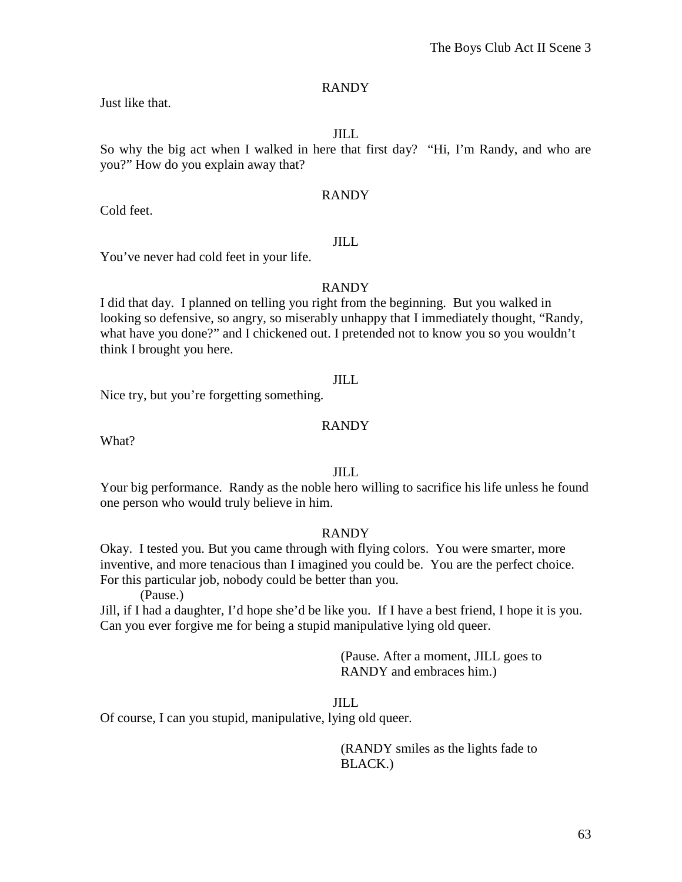RANDY

Just like that.

JILL

So why the big act when I walked in here that first day? "Hi, I'm Randy, and who are you?" How do you explain away that?

RANDY

Cold feet.

JILL

You've never had cold feet in your life.

RANDY

I did that day. I planned on telling you right from the beginning. But you walked in looking so defensive, so angry, so miserably unhappy that I immediately thought, "Randy, what have you done?" and I chickened out. I pretended not to know you so you wouldn't think I brought you here.

JILL

Nice try, but you're forgetting something.

RANDY

What?

JILL

Your big performance. Randy as the noble hero willing to sacrifice his life unless he found one person who would truly believe in him.

RANDY

Okay. I tested you. But you came through with flying colors. You were smarter, more inventive, and more tenacious than I imagined you could be. You are the perfect choice. For this particular job, nobody could be better than you.

(Pause.)

Jill, if I had a daughter, I'd hope she'd be like you. If I have a best friend, I hope it is you. Can you ever forgive me for being a stupid manipulative lying old queer.

(Pause. After a moment, JILL goes to RANDY and embraces him.)

JILL

Of course, I can you stupid, manipulative, lying old queer.

(RANDY smiles as the lights fade to BLACK.)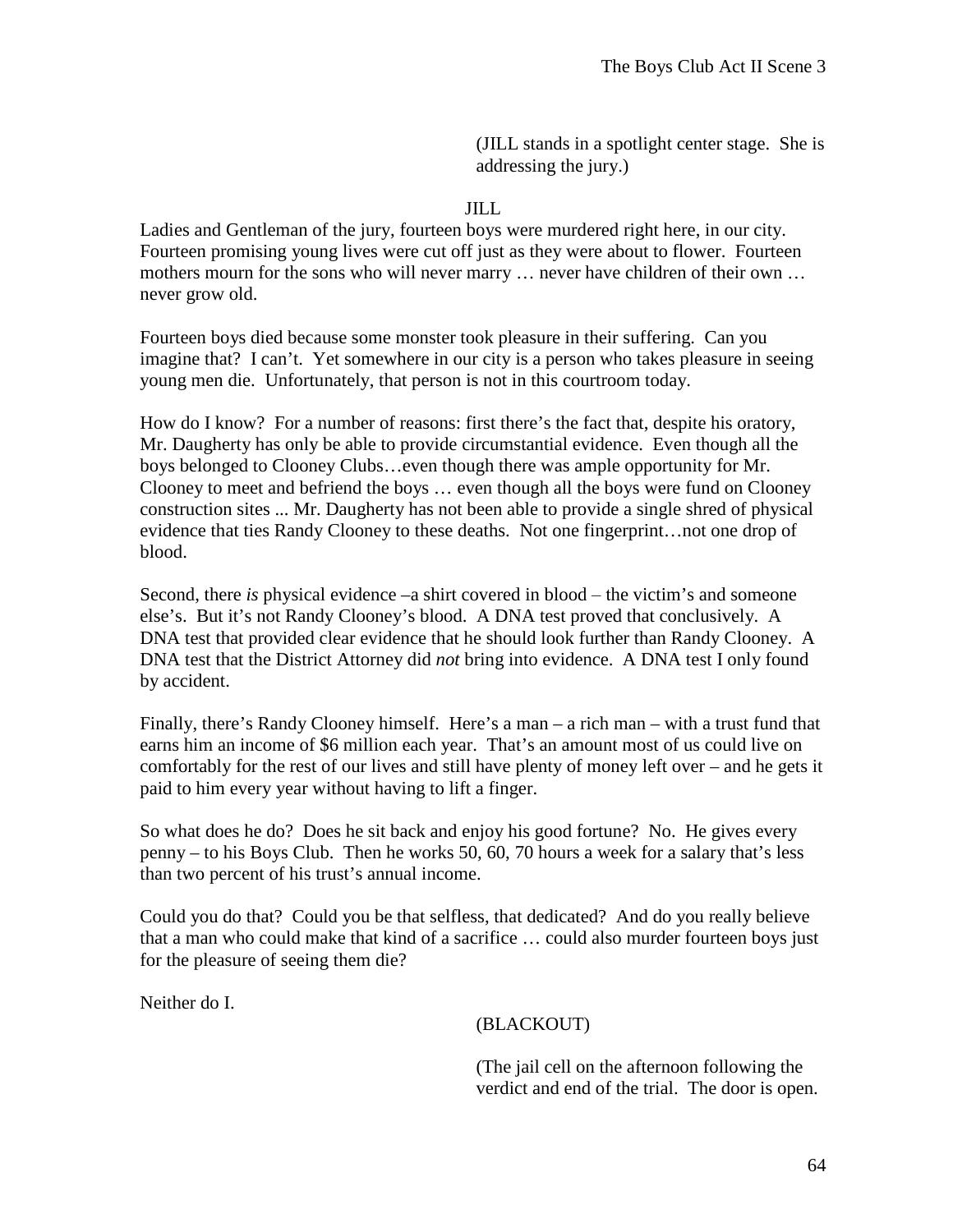(JILL stands in a spotlight center stage. She is addressing the jury.)

JILL

Ladies and Gentleman of the jury, fourteen boys were murdered right here, in our city. Fourteen promising young lives were cut off just as they were about to flower. Fourteen mothers mourn for the sons who will never marry … never have children of their own … never grow old.

Fourteen boys died because some monster took pleasure in their suffering. Can you imagine that? I can't. Yet somewhere in our city is a person who takes pleasure in seeing young men die. Unfortunately, that person is not in this courtroom today.

How do I know? For a number of reasons: first there's the fact that, despite his oratory, Mr. Daugherty has only be able to provide circumstantial evidence. Even though all the boys belonged to Clooney Clubs…even though there was ample opportunity for Mr. Clooney to meet and befriend the boys … even though all the boys were fund on Clooney construction sites ... Mr. Daugherty has not been able to provide a single shred of physical evidence that ties Randy Clooney to these deaths. Not one fingerprint…not one drop of blood.

Second, there *is* physical evidence –a shirt covered in blood – the victim's and someone else's. But it's not Randy Clooney's blood. A DNA test proved that conclusively. A DNA test that provided clear evidence that he should look further than Randy Clooney. A DNA test that the District Attorney did *not* bring into evidence. A DNA test I only found by accident.

Finally, there's Randy Clooney himself. Here's a man – a rich man – with a trust fund that earns him an income of $6 million each year. That's an amount most of us could live on comfortably for the rest of our lives and still have plenty of money left over – and he gets it paid to him every year without having to lift a finger.

So what does he do? Does he sit back and enjoy his good fortune? No. He gives every penny – to his Boys Club. Then he works 50, 60, 70 hours a week for a salary that's less than two percent of his trust's annual income.

Could you do that? Could you be that selfless, that dedicated? And do you really believe that a man who could make that kind of a sacrifice … could also murder fourteen boys just for the pleasure of seeing them die?

Neither do I.

(BLACKOUT)

(The jail cell on the afternoon following the verdict and end of the trial. The door is open.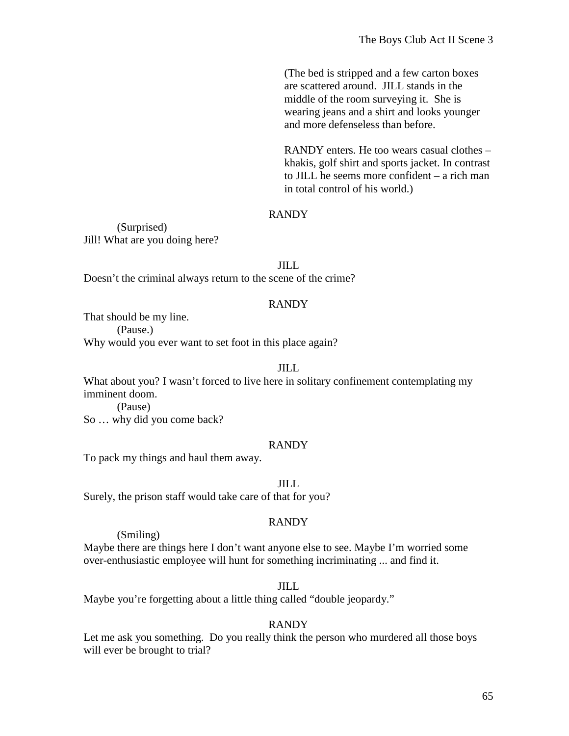(The bed is stripped and a few carton boxes are scattered around. JILL stands in the middle of the room surveying it. She is wearing jeans and a shirt and looks younger and more defenseless than before.

RANDY enters. He too wears casual clothes – khakis, golf shirt and sports jacket. In contrast to JILL he seems more confident – a rich man in total control of his world.)

RANDY

(Surprised)
Jill! What are you doing here?

JILL

Doesn't the criminal always return to the scene of the crime?

RANDY

That should be my line.
(Pause.)
Why would you ever want to set foot in this place again?

JILL

What about you? I wasn't forced to live here in solitary confinement contemplating my imminent doom.
(Pause)
So … why did you come back?

RANDY

To pack my things and haul them away.

JILL

Surely, the prison staff would take care of that for you?

RANDY

(Smiling)
Maybe there are things here I don't want anyone else to see. Maybe I'm worried some over-enthusiastic employee will hunt for something incriminating ... and find it.

JILL

Maybe you're forgetting about a little thing called "double jeopardy."

RANDY

Let me ask you something. Do you really think the person who murdered all those boys will ever be brought to trial?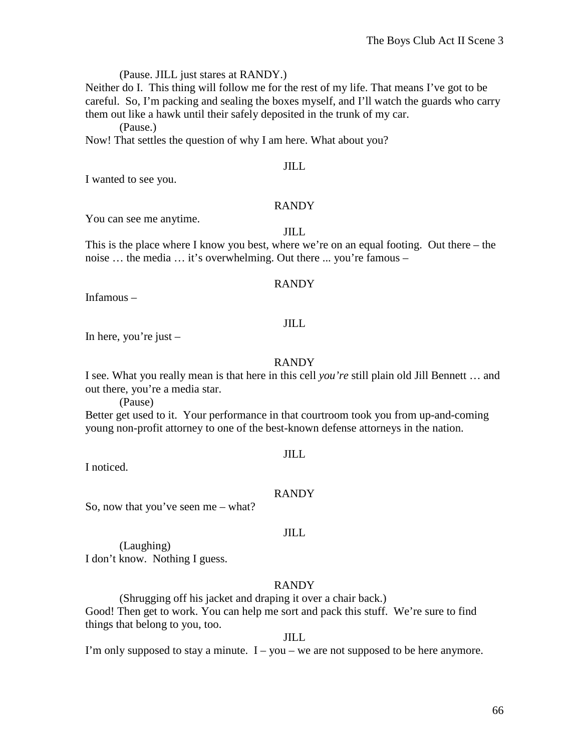(Pause. JILL just stares at RANDY.)

Neither do I. This thing will follow me for the rest of my life. That means I've got to be careful. So, I'm packing and sealing the boxes myself, and I'll watch the guards who carry them out like a hawk until their safely deposited in the trunk of my car.

(Pause.)

Now! That settles the question of why I am here. What about you?

JILL

I wanted to see you.

RANDY

You can see me anytime.

JILL

This is the place where I know you best, where we're on an equal footing. Out there – the noise … the media … it's overwhelming. Out there ... you're famous –

RANDY

Infamous –

JILL

In here, you're just –

RANDY

I see. What you really mean is that here in this cell *you're* still plain old Jill Bennett … and out there, you're a media star.

(Pause)

Better get used to it. Your performance in that courtroom took you from up-and-coming young non-profit attorney to one of the best-known defense attorneys in the nation.

JILL

I noticed.

RANDY

So, now that you've seen me – what?

JILL

(Laughing)

I don't know. Nothing I guess.

RANDY

(Shrugging off his jacket and draping it over a chair back.)

Good! Then get to work. You can help me sort and pack this stuff. We're sure to find things that belong to you, too.

JILL

I'm only supposed to stay a minute. I – you – we are not supposed to be here anymore.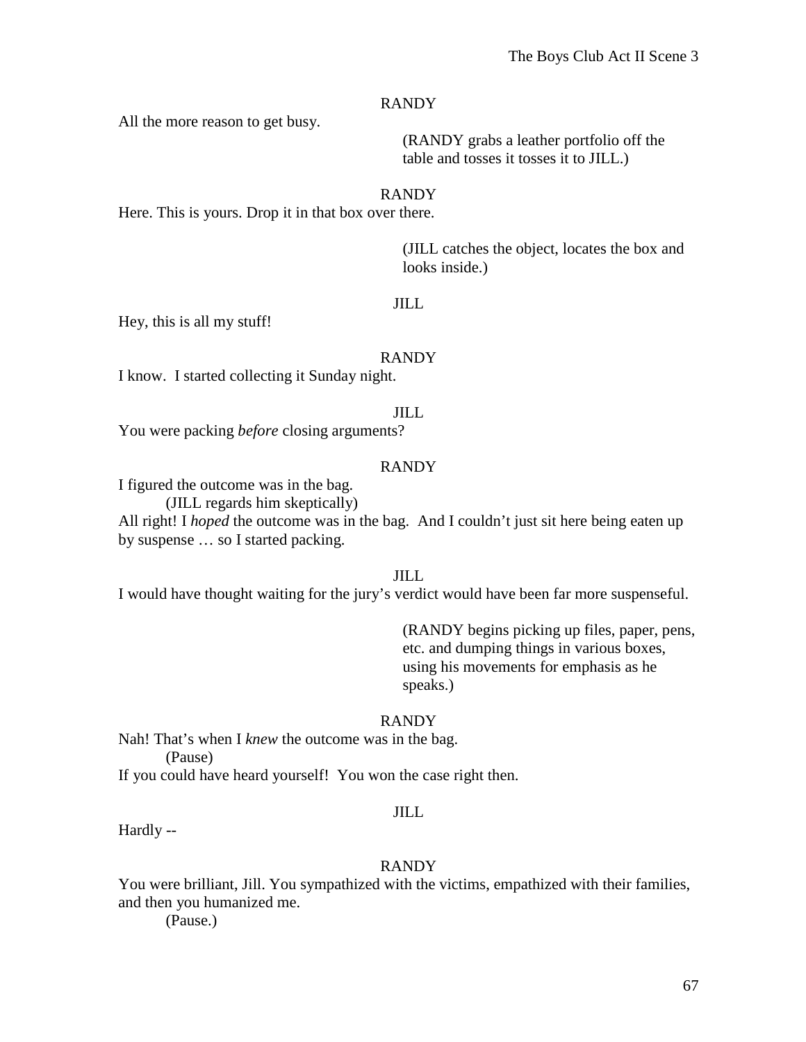RANDY

All the more reason to get busy.

(RANDY grabs a leather portfolio off the table and tosses it tosses it to JILL.)

RANDY

Here. This is yours. Drop it in that box over there.

(JILL catches the object, locates the box and looks inside.)

JILL

Hey, this is all my stuff!

RANDY

I know. I started collecting it Sunday night.

JILL

You were packing *before* closing arguments?

RANDY

I figured the outcome was in the bag.

(JILL regards him skeptically)

All right! I *hoped* the outcome was in the bag. And I couldn't just sit here being eaten up by suspense … so I started packing.

JILL

I would have thought waiting for the jury's verdict would have been far more suspenseful.

(RANDY begins picking up files, paper, pens, etc. and dumping things in various boxes, using his movements for emphasis as he speaks.)

RANDY

Nah! That's when I *knew* the outcome was in the bag.

(Pause)

If you could have heard yourself! You won the case right then.

JILL

Hardly --

RANDY

You were brilliant, Jill. You sympathized with the victims, empathized with their families, and then you humanized me.

(Pause.)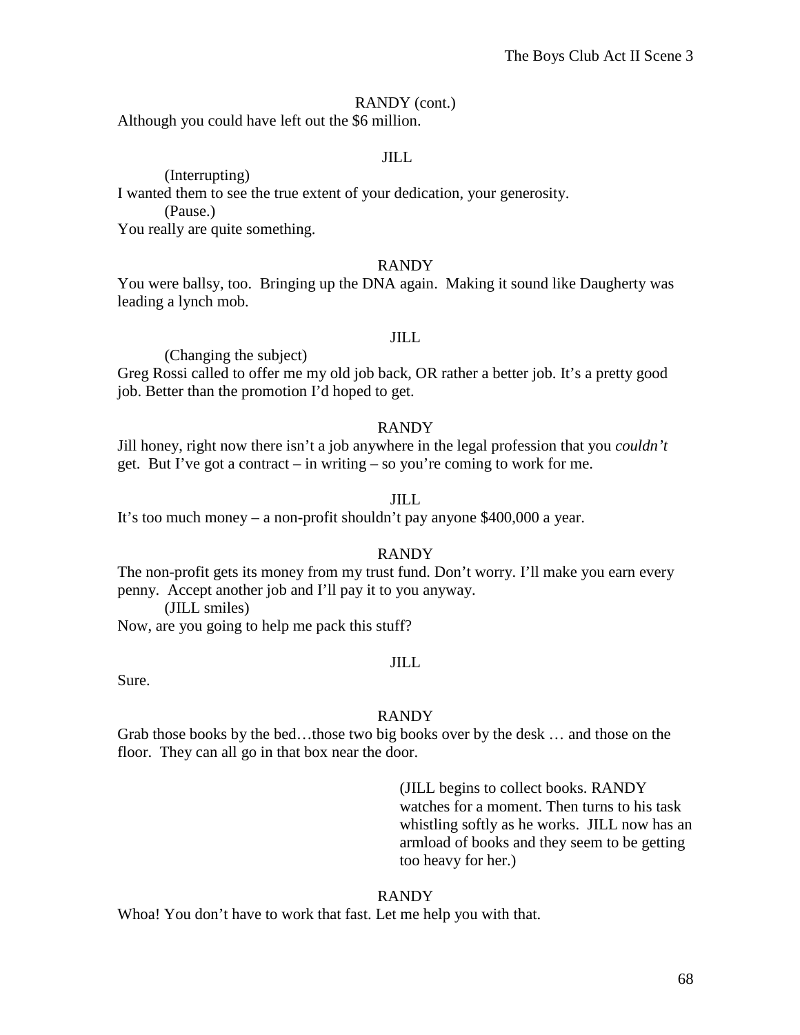RANDY (cont.)

Although you could have left out the $6 million.

JILL

(Interrupting)

I wanted them to see the true extent of your dedication, your generosity.

(Pause.)

You really are quite something.

RANDY

You were ballsy, too. Bringing up the DNA again. Making it sound like Daugherty was leading a lynch mob.

JILL

(Changing the subject)

Greg Rossi called to offer me my old job back, OR rather a better job. It's a pretty good job. Better than the promotion I'd hoped to get.

RANDY

Jill honey, right now there isn't a job anywhere in the legal profession that you *couldn't* get. But I've got a contract – in writing – so you're coming to work for me.

JILL

It's too much money – a non-profit shouldn't pay anyone $400,000 a year.

RANDY

The non-profit gets its money from my trust fund. Don't worry. I'll make you earn every penny. Accept another job and I'll pay it to you anyway.

(JILL smiles)

Now, are you going to help me pack this stuff?

JILL

Sure.

RANDY

Grab those books by the bed…those two big books over by the desk … and those on the floor. They can all go in that box near the door.

(JILL begins to collect books. RANDY watches for a moment. Then turns to his task whistling softly as he works. JILL now has an armload of books and they seem to be getting too heavy for her.)

RANDY

Whoa! You don't have to work that fast. Let me help you with that.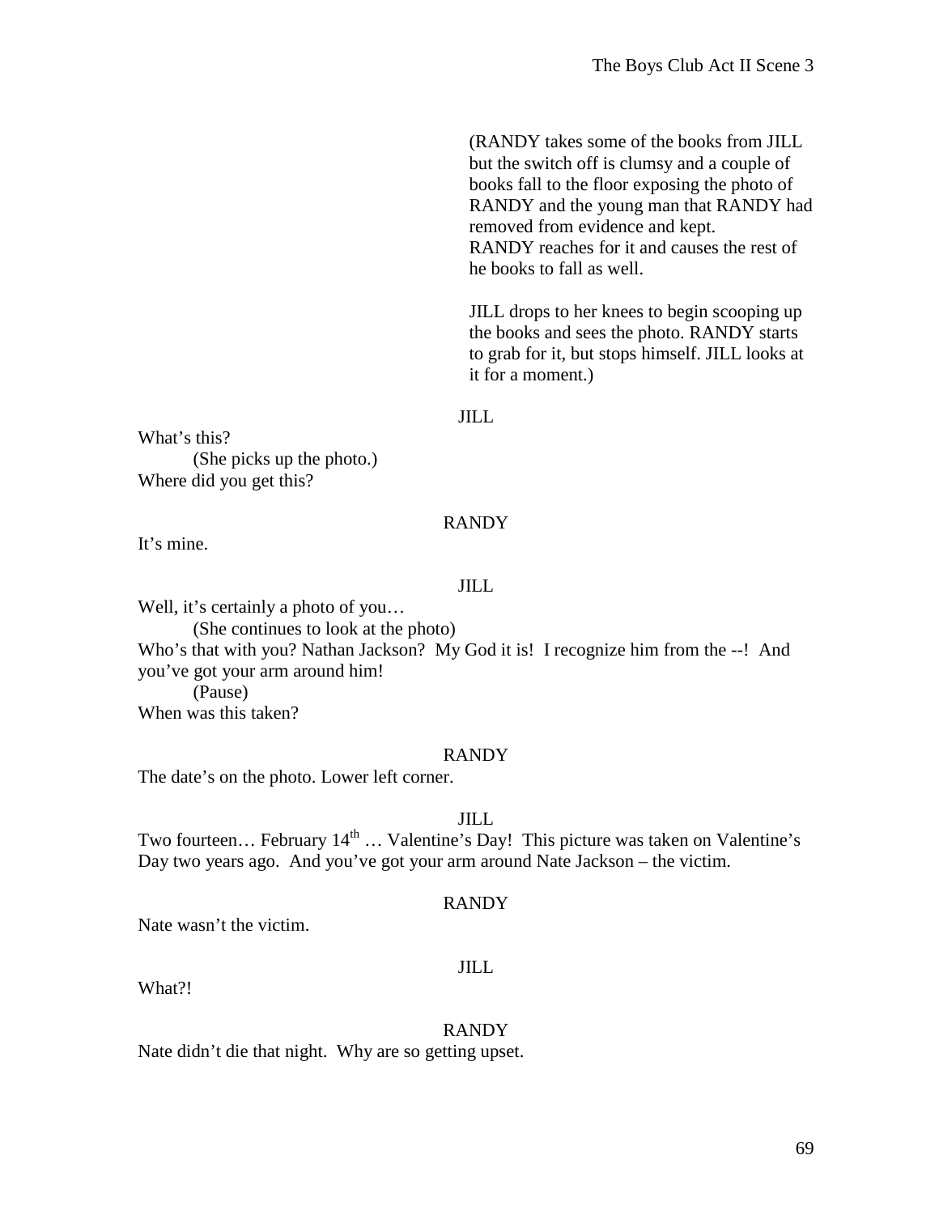(RANDY takes some of the books from JILL but the switch off is clumsy and a couple of books fall to the floor exposing the photo of RANDY and the young man that RANDY had removed from evidence and kept. RANDY reaches for it and causes the rest of he books to fall as well.

JILL drops to her knees to begin scooping up the books and sees the photo. RANDY starts to grab for it, but stops himself. JILL looks at it for a moment.)

JILL

What's this?
(She picks up the photo.)
Where did you get this?

RANDY

It's mine.

JILL

Well, it's certainly a photo of you…
(She continues to look at the photo)
Who's that with you? Nathan Jackson? My God it is! I recognize him from the --! And you've got your arm around him!
(Pause)
When was this taken?

RANDY

The date's on the photo. Lower left corner.

JILL

Two fourteen… February 14th … Valentine's Day! This picture was taken on Valentine's Day two years ago. And you've got your arm around Nate Jackson – the victim.

RANDY

Nate wasn't the victim.

JILL

What?!

RANDY

Nate didn't die that night. Why are so getting upset.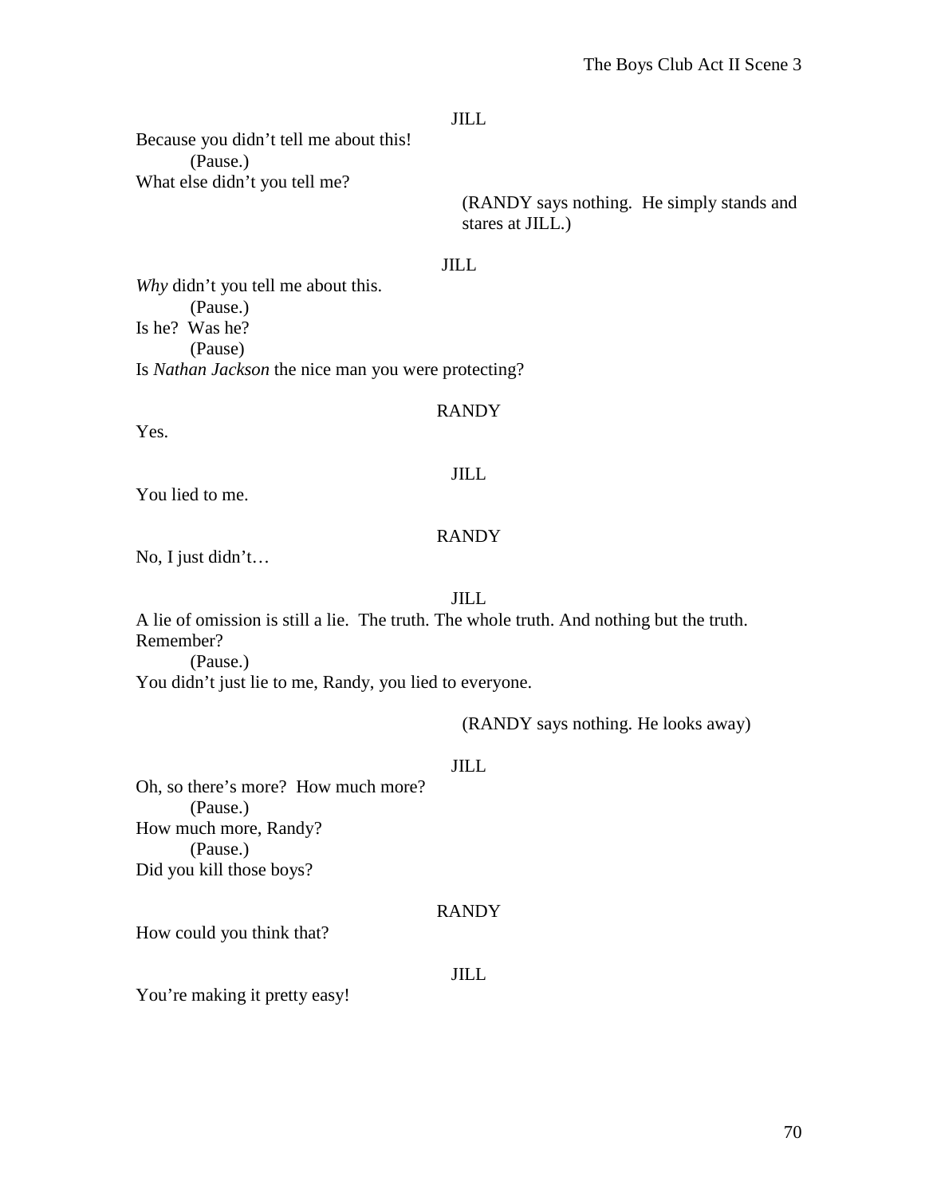JILL

Because you didn't tell me about this!

(Pause.)

What else didn't you tell me?

(RANDY says nothing. He simply stands and stares at JILL.)

JILL

*Why* didn't you tell me about this.

(Pause.)

Is he? Was he?

(Pause)

Is *Nathan Jackson* the nice man you were protecting?

RANDY

Yes.

JILL

You lied to me.

RANDY

No, I just didn't…

JILL

A lie of omission is still a lie. The truth. The whole truth. And nothing but the truth. Remember?

(Pause.)

You didn't just lie to me, Randy, you lied to everyone.

(RANDY says nothing. He looks away)

JILL

Oh, so there's more? How much more?

(Pause.)

How much more, Randy?

(Pause.)

Did you kill those boys?

RANDY

How could you think that?

JILL

You're making it pretty easy!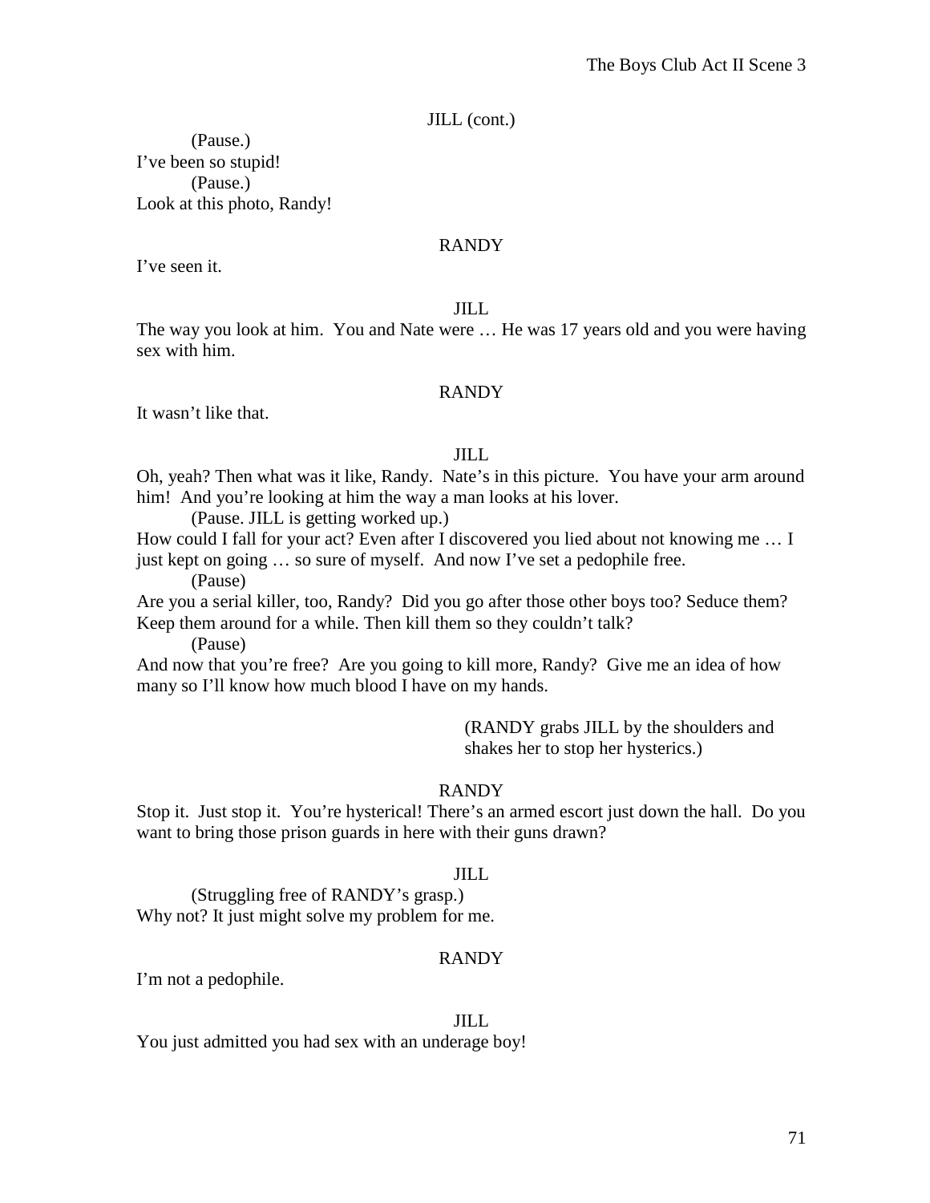JILL (cont.)

(Pause.)
I've been so stupid!
(Pause.)
Look at this photo, Randy!

RANDY

I've seen it.

JILL

The way you look at him. You and Nate were … He was 17 years old and you were having sex with him.

RANDY

It wasn't like that.

JILL

Oh, yeah? Then what was it like, Randy. Nate's in this picture. You have your arm around him! And you're looking at him the way a man looks at his lover.
(Pause. JILL is getting worked up.)
How could I fall for your act? Even after I discovered you lied about not knowing me … I just kept on going … so sure of myself. And now I've set a pedophile free.
(Pause)
Are you a serial killer, too, Randy? Did you go after those other boys too? Seduce them? Keep them around for a while. Then kill them so they couldn't talk?
(Pause)
And now that you're free? Are you going to kill more, Randy? Give me an idea of how many so I'll know how much blood I have on my hands.

(RANDY grabs JILL by the shoulders and shakes her to stop her hysterics.)

RANDY

Stop it. Just stop it. You're hysterical! There's an armed escort just down the hall. Do you want to bring those prison guards in here with their guns drawn?

JILL

(Struggling free of RANDY's grasp.)
Why not? It just might solve my problem for me.

RANDY

I'm not a pedophile.

JILL

You just admitted you had sex with an underage boy!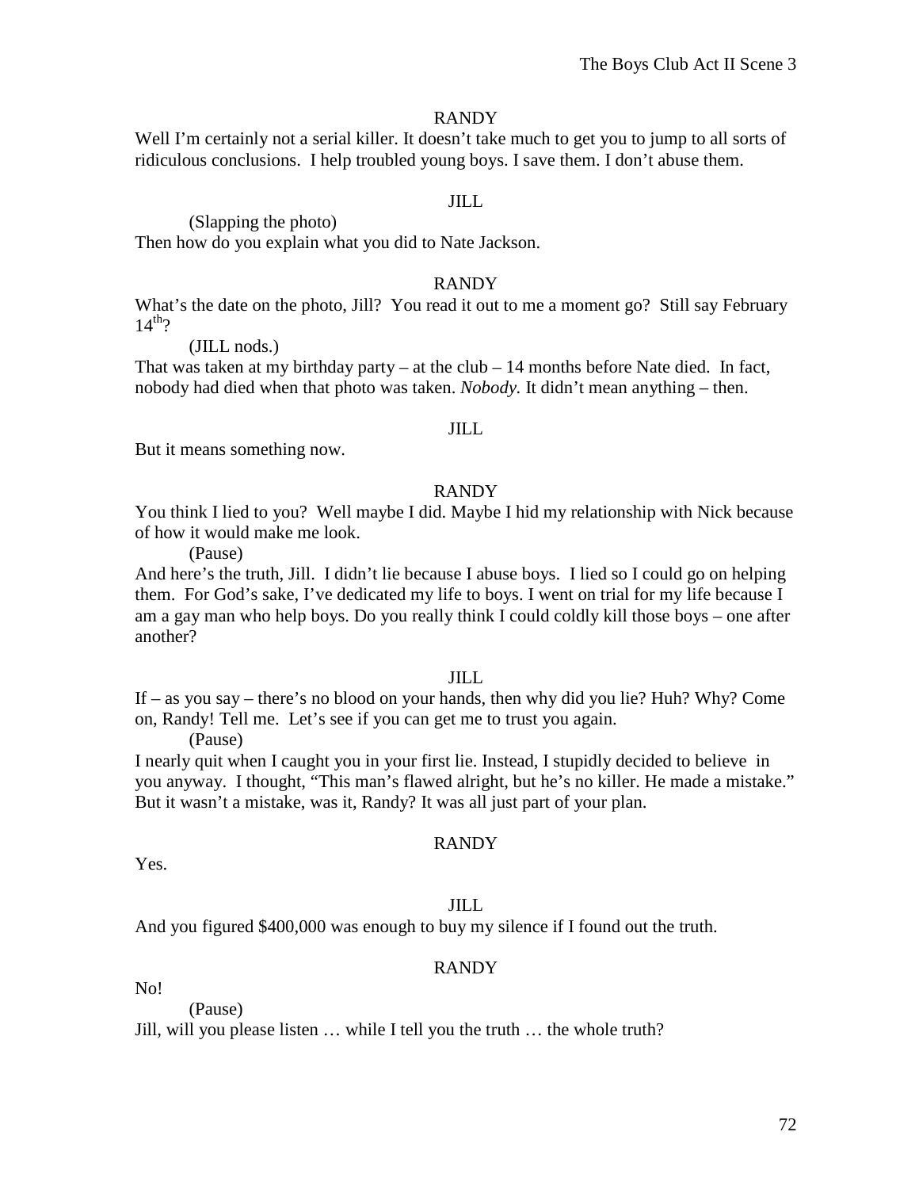RANDY

Well I'm certainly not a serial killer. It doesn't take much to get you to jump to all sorts of ridiculous conclusions. I help troubled young boys. I save them. I don't abuse them.

JILL

(Slapping the photo)

Then how do you explain what you did to Nate Jackson.

RANDY

What's the date on the photo, Jill? You read it out to me a moment go? Still say February 14th?

(JILL nods.)

That was taken at my birthday party – at the club – 14 months before Nate died. In fact, nobody had died when that photo was taken. *Nobody.* It didn't mean anything – then.

JILL

But it means something now.

RANDY

You think I lied to you? Well maybe I did. Maybe I hid my relationship with Nick because of how it would make me look.

(Pause)

And here's the truth, Jill. I didn't lie because I abuse boys. I lied so I could go on helping them. For God's sake, I've dedicated my life to boys. I went on trial for my life because I am a gay man who help boys. Do you really think I could coldly kill those boys – one after another?

JILL

If – as you say – there's no blood on your hands, then why did you lie? Huh? Why? Come on, Randy! Tell me. Let's see if you can get me to trust you again.

(Pause)

I nearly quit when I caught you in your first lie. Instead, I stupidly decided to believe in you anyway. I thought, "This man's flawed alright, but he's no killer. He made a mistake." But it wasn't a mistake, was it, Randy? It was all just part of your plan.

RANDY

Yes.

JILL

And you figured $400,000 was enough to buy my silence if I found out the truth.

RANDY

No!

(Pause)

Jill, will you please listen … while I tell you the truth … the whole truth?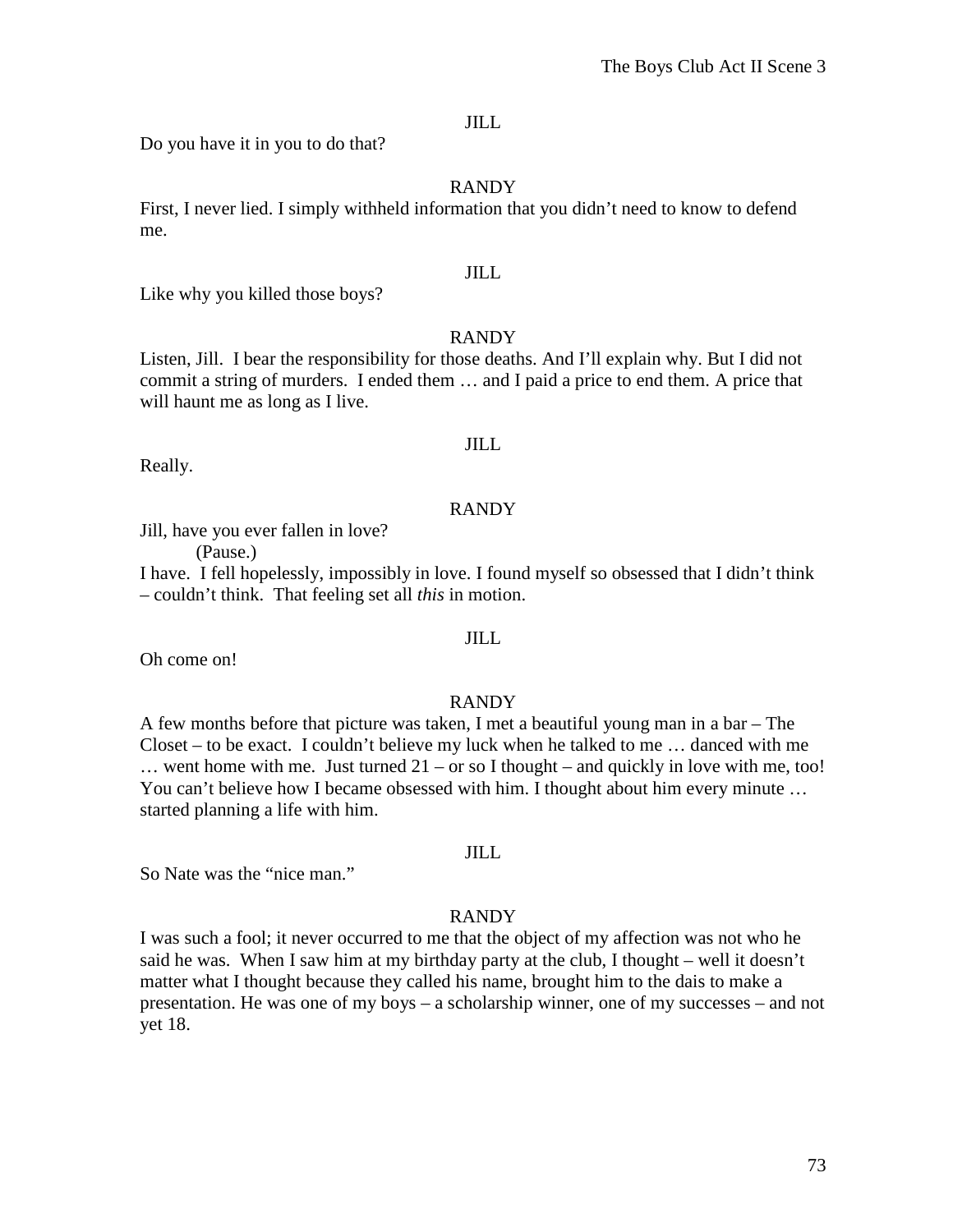JILL

Do you have it in you to do that?

RANDY

First, I never lied. I simply withheld information that you didn't need to know to defend me.

JILL

Like why you killed those boys?

RANDY

Listen, Jill. I bear the responsibility for those deaths. And I'll explain why. But I did not commit a string of murders. I ended them … and I paid a price to end them. A price that will haunt me as long as I live.

JILL

Really.

RANDY

Jill, have you ever fallen in love?

(Pause.)

I have. I fell hopelessly, impossibly in love. I found myself so obsessed that I didn't think – couldn't think. That feeling set all *this* in motion.

JILL

Oh come on!

RANDY

A few months before that picture was taken, I met a beautiful young man in a bar – The Closet – to be exact. I couldn't believe my luck when he talked to me … danced with me … went home with me. Just turned 21 – or so I thought – and quickly in love with me, too! You can't believe how I became obsessed with him. I thought about him every minute … started planning a life with him.

JILL

So Nate was the "nice man."

RANDY

I was such a fool; it never occurred to me that the object of my affection was not who he said he was. When I saw him at my birthday party at the club, I thought – well it doesn't matter what I thought because they called his name, brought him to the dais to make a presentation. He was one of my boys – a scholarship winner, one of my successes – and not yet 18.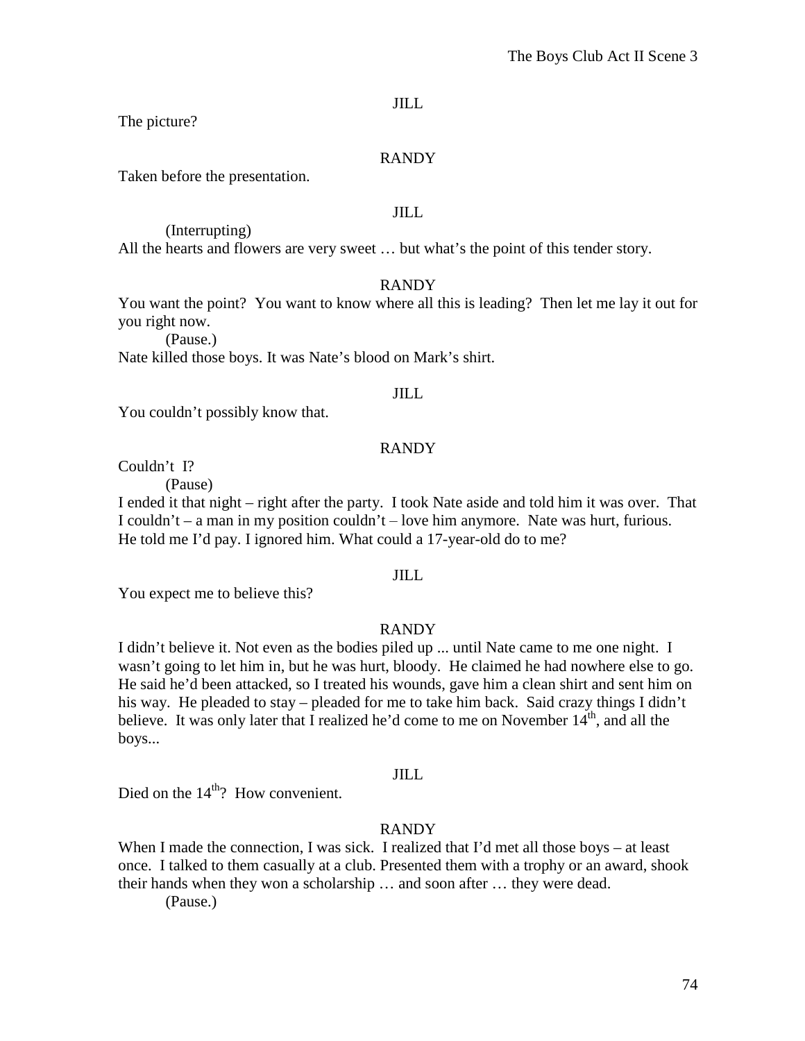JILL

The picture?

RANDY

Taken before the presentation.

JILL

(Interrupting)

All the hearts and flowers are very sweet … but what's the point of this tender story.

RANDY

You want the point? You want to know where all this is leading? Then let me lay it out for you right now.

(Pause.)

Nate killed those boys. It was Nate's blood on Mark's shirt.

JILL

You couldn't possibly know that.

RANDY

Couldn't I?

(Pause)

I ended it that night – right after the party. I took Nate aside and told him it was over. That I couldn't – a man in my position couldn't – love him anymore. Nate was hurt, furious. He told me I'd pay. I ignored him. What could a 17-year-old do to me?

JILL

You expect me to believe this?

RANDY

I didn't believe it. Not even as the bodies piled up ... until Nate came to me one night. I wasn't going to let him in, but he was hurt, bloody. He claimed he had nowhere else to go. He said he'd been attacked, so I treated his wounds, gave him a clean shirt and sent him on his way. He pleaded to stay – pleaded for me to take him back. Said crazy things I didn't believe. It was only later that I realized he'd come to me on November 14th, and all the boys...

JILL

Died on the 14th? How convenient.

RANDY

When I made the connection, I was sick. I realized that I'd met all those boys – at least once. I talked to them casually at a club. Presented them with a trophy or an award, shook their hands when they won a scholarship … and soon after … they were dead.

(Pause.)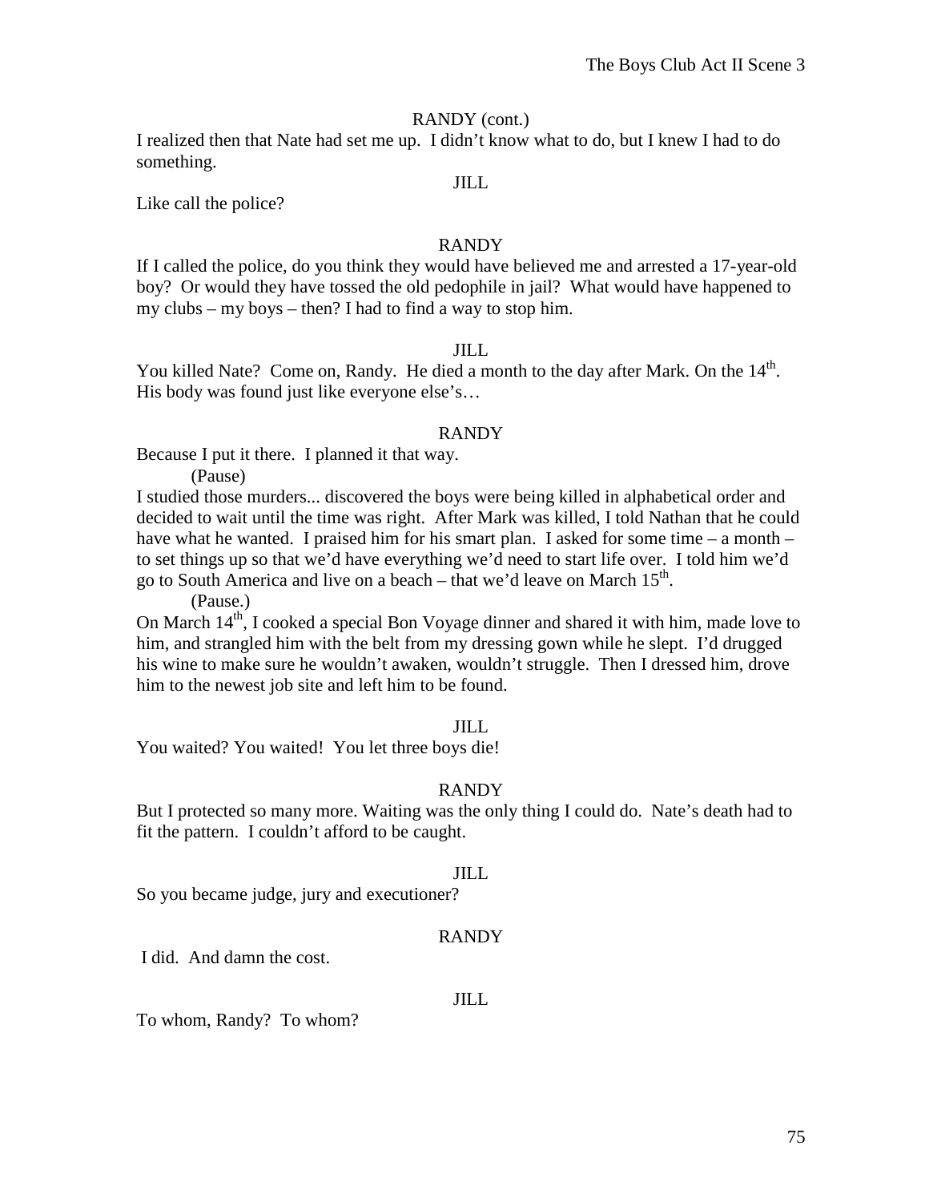RANDY (cont.)

I realized then that Nate had set me up. I didn't know what to do, but I knew I had to do something.

JILL

Like call the police?

RANDY

If I called the police, do you think they would have believed me and arrested a 17-year-old boy? Or would they have tossed the old pedophile in jail? What would have happened to my clubs – my boys – then? I had to find a way to stop him.

JILL

You killed Nate? Come on, Randy. He died a month to the day after Mark. On the 14th. His body was found just like everyone else's…

RANDY

Because I put it there. I planned it that way.

(Pause)

I studied those murders... discovered the boys were being killed in alphabetical order and decided to wait until the time was right. After Mark was killed, I told Nathan that he could have what he wanted. I praised him for his smart plan. I asked for some time – a month – to set things up so that we'd have everything we'd need to start life over. I told him we'd go to South America and live on a beach – that we'd leave on March 15th.

(Pause.)

On March 14th, I cooked a special Bon Voyage dinner and shared it with him, made love to him, and strangled him with the belt from my dressing gown while he slept. I'd drugged his wine to make sure he wouldn't awaken, wouldn't struggle. Then I dressed him, drove him to the newest job site and left him to be found.

JILL

You waited? You waited! You let three boys die!

RANDY

But I protected so many more. Waiting was the only thing I could do. Nate's death had to fit the pattern. I couldn't afford to be caught.

JILL

So you became judge, jury and executioner?

RANDY

I did. And damn the cost.

JILL

To whom, Randy? To whom?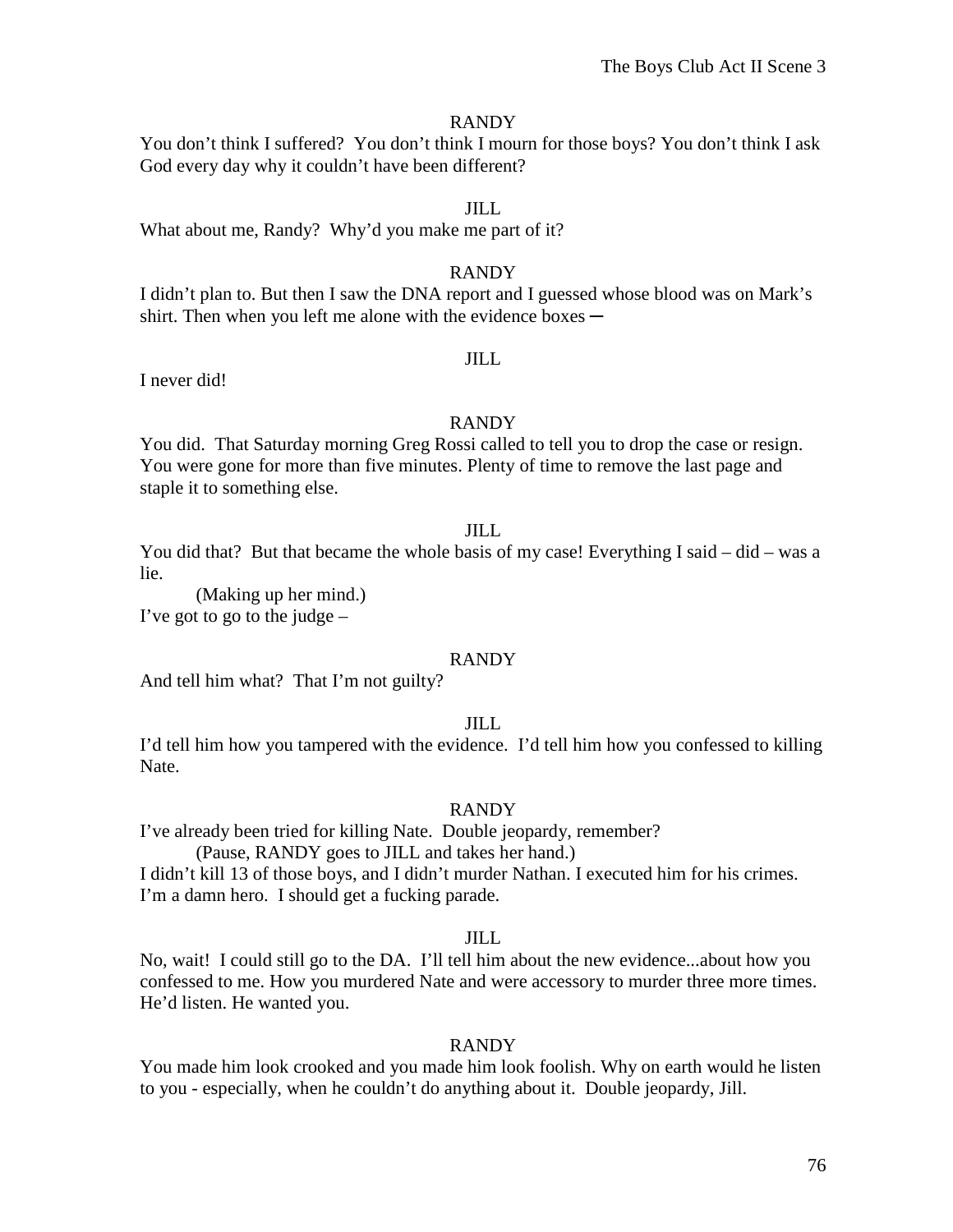RANDY

You don't think I suffered? You don't think I mourn for those boys? You don't think I ask God every day why it couldn't have been different?

JILL

What about me, Randy? Why'd you make me part of it?

RANDY

I didn't plan to. But then I saw the DNA report and I guessed whose blood was on Mark's shirt. Then when you left me alone with the evidence boxes ─

JILL

I never did!

RANDY

You did. That Saturday morning Greg Rossi called to tell you to drop the case or resign. You were gone for more than five minutes. Plenty of time to remove the last page and staple it to something else.

JILL

You did that? But that became the whole basis of my case! Everything I said – did – was a lie.

(Making up her mind.)

I've got to go to the judge –

RANDY

And tell him what? That I'm not guilty?

JILL

I'd tell him how you tampered with the evidence. I'd tell him how you confessed to killing Nate.

RANDY

I've already been tried for killing Nate. Double jeopardy, remember?

(Pause, RANDY goes to JILL and takes her hand.)

I didn't kill 13 of those boys, and I didn't murder Nathan. I executed him for his crimes. I'm a damn hero. I should get a fucking parade.

JILL

No, wait! I could still go to the DA. I'll tell him about the new evidence...about how you confessed to me. How you murdered Nate and were accessory to murder three more times. He'd listen. He wanted you.

RANDY

You made him look crooked and you made him look foolish. Why on earth would he listen to you - especially, when he couldn't do anything about it. Double jeopardy, Jill.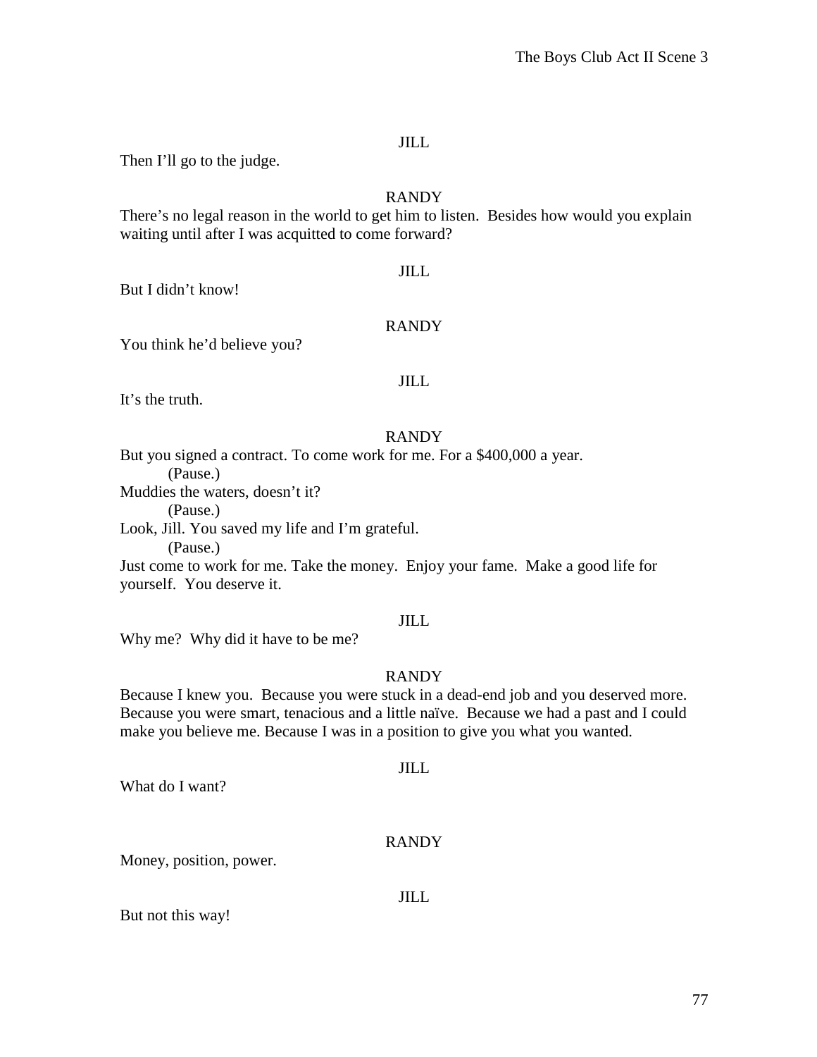JILL

Then I'll go to the judge.

RANDY

There's no legal reason in the world to get him to listen. Besides how would you explain waiting until after I was acquitted to come forward?

JILL

But I didn't know!

RANDY

You think he'd believe you?

JILL

It's the truth.

RANDY

But you signed a contract. To come work for me. For a $400,000 a year.

(Pause.)

Muddies the waters, doesn't it?

(Pause.)

Look, Jill. You saved my life and I'm grateful.

(Pause.)

Just come to work for me. Take the money. Enjoy your fame. Make a good life for yourself. You deserve it.

JILL

Why me? Why did it have to be me?

RANDY

Because I knew you. Because you were stuck in a dead-end job and you deserved more. Because you were smart, tenacious and a little naïve. Because we had a past and I could make you believe me. Because I was in a position to give you what you wanted.

JILL

What do I want?

RANDY

Money, position, power.

JILL

But not this way!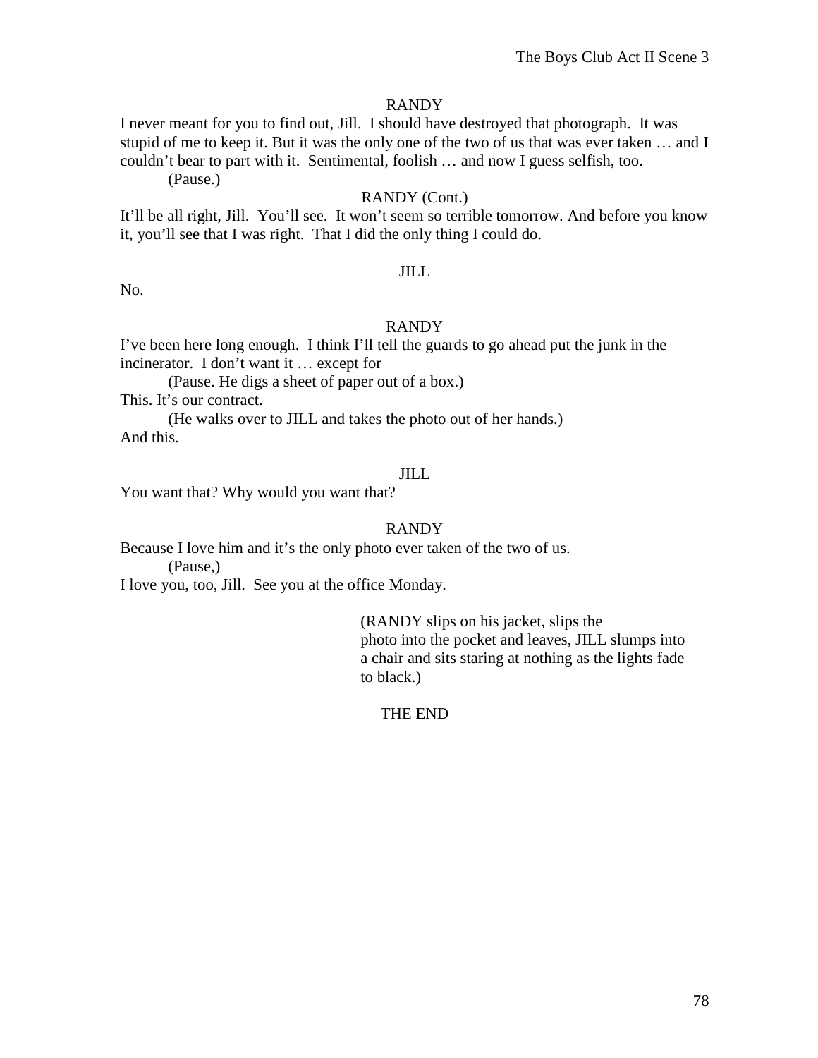RANDY

I never meant for you to find out, Jill. I should have destroyed that photograph. It was stupid of me to keep it. But it was the only one of the two of us that was ever taken … and I couldn't bear to part with it. Sentimental, foolish … and now I guess selfish, too.

(Pause.)

RANDY (Cont.)

It'll be all right, Jill. You'll see. It won't seem so terrible tomorrow. And before you know it, you'll see that I was right. That I did the only thing I could do.

JILL

No.

RANDY

I've been here long enough. I think I'll tell the guards to go ahead put the junk in the incinerator. I don't want it … except for

(Pause. He digs a sheet of paper out of a box.)

This. It's our contract.

(He walks over to JILL and takes the photo out of her hands.)

And this.

JILL

You want that? Why would you want that?

RANDY

Because I love him and it's the only photo ever taken of the two of us.

(Pause,)

I love you, too, Jill. See you at the office Monday.

(RANDY slips on his jacket, slips the photo into the pocket and leaves, JILL slumps into a chair and sits staring at nothing as the lights fade to black.)

THE END